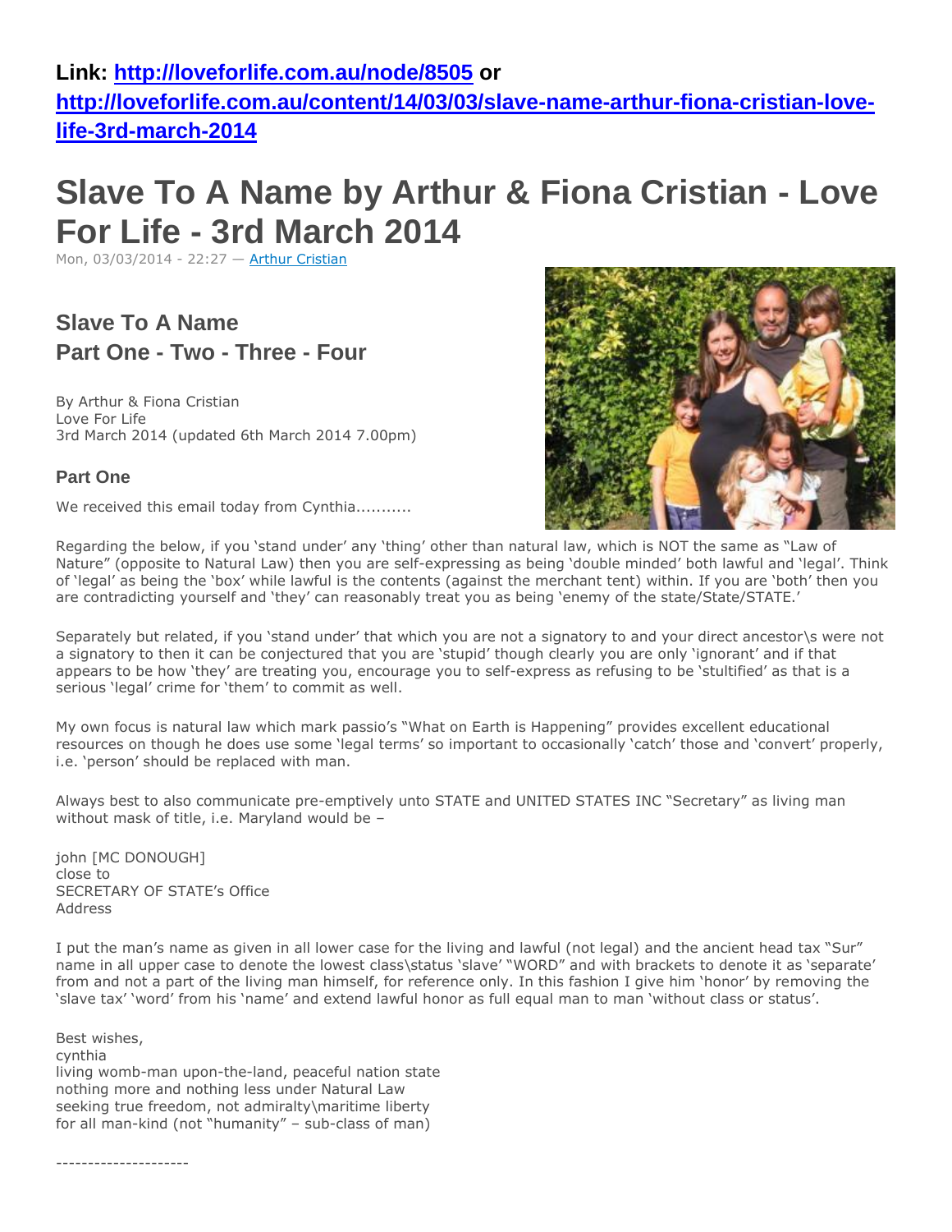**Link: [http://loveforlife.com.au/node/8505](http://loveforlife.com.au/node/8505) or [http://loveforlife.com.au/content/14/03/03/slave-name-arthur-fiona-cristian-love-life-3rd-march-2014](http://loveforlife.com.au/content/14/03/03/slave-name-arthur-fiona-cristian-love-life-3rd-march-2014)**

# Slave To A Name by Arthur & Fiona Cristian - Love For Life - 3rd March 2014

Mon, 03/03/2014 - 22:27 — Arthur Cristian

## Slave To A Name
## Part One - Two - Three - Four

By Arthur & Fiona Cristian
Love For Life
3rd March 2014 (updated 6th March 2014 7.00pm)

### Part One

We received this email today from Cynthia...........

Regarding the below, if you 'stand under' any 'thing' other than natural law, which is NOT the same as "Law of Nature" (opposite to Natural Law) then you are self-expressing as being 'double minded' both lawful and 'legal'. Think of 'legal' as being the 'box' while lawful is the contents (against the merchant tent) within. If you are 'both' then you are contradicting yourself and 'they' can reasonably treat you as being 'enemy of the state/State/STATE.'

Separately but related, if you 'stand under' that which you are not a signatory to and your direct ancestor\s were not a signatory to then it can be conjectured that you are 'stupid' though clearly you are only 'ignorant' and if that appears to be how 'they' are treating you, encourage you to self-express as refusing to be 'stultified' as that is a serious 'legal' crime for 'them' to commit as well.

My own focus is natural law which mark passio's "What on Earth is Happening" provides excellent educational resources on though he does use some 'legal terms' so important to occasionally 'catch' those and 'convert' properly, i.e. 'person' should be replaced with man.

Always best to also communicate pre-emptively unto STATE and UNITED STATES INC "Secretary" as living man without mask of title, i.e. Maryland would be –

john [MC DONOUGH]
close to
SECRETARY OF STATE's Office
Address

I put the man's name as given in all lower case for the living and lawful (not legal) and the ancient head tax "Sur" name in all upper case to denote the lowest class\status 'slave' "WORD" and with brackets to denote it as 'separate' from and not a part of the living man himself, for reference only. In this fashion I give him 'honor' by removing the 'slave tax' 'word' from his 'name' and extend lawful honor as full equal man to man 'without class or status'.

Best wishes,
cynthia
living womb-man upon-the-land, peaceful nation state
nothing more and nothing less under Natural Law
seeking true freedom, not admiralty\maritime liberty
for all man-kind (not "humanity" – sub-class of man)

---------------------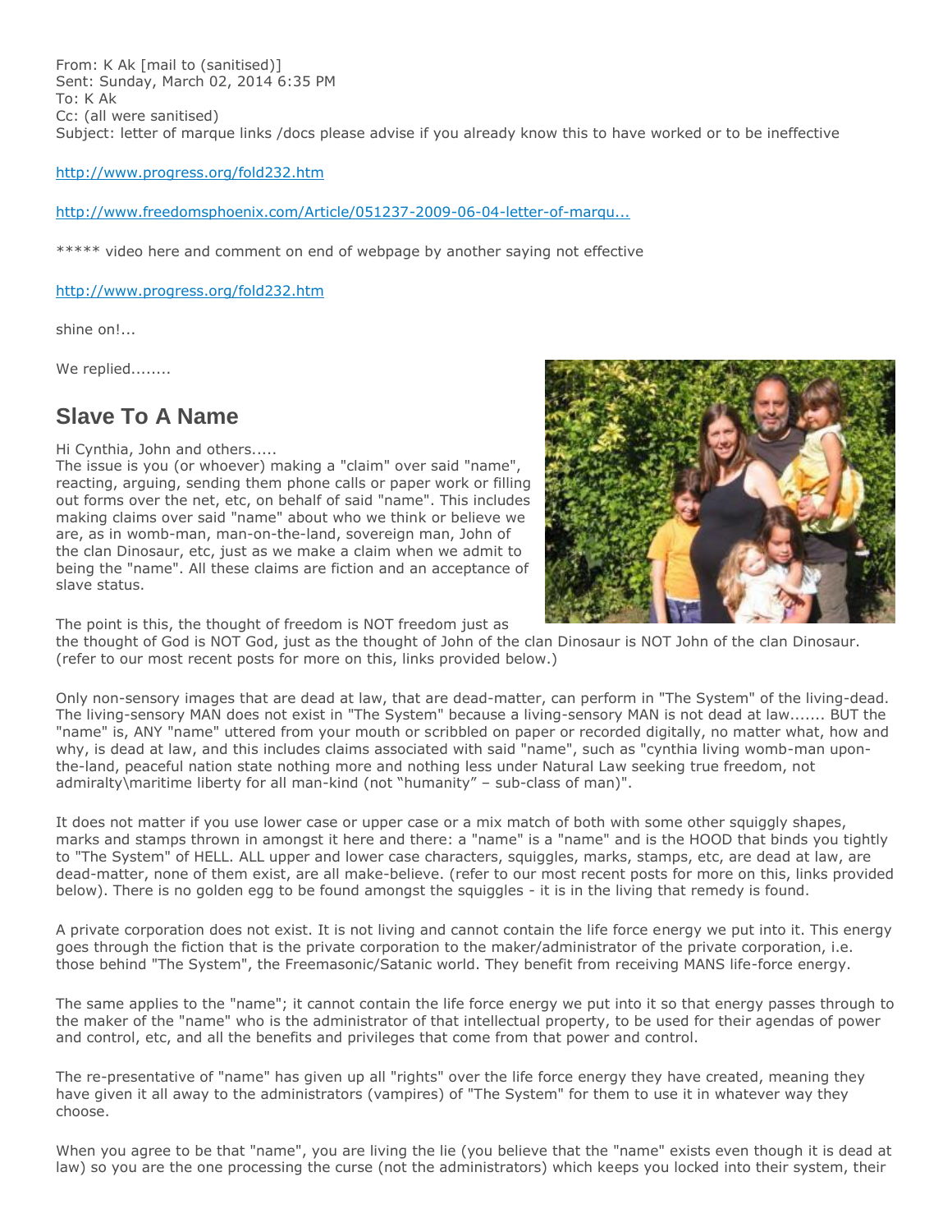From: K Ak [mail to (sanitised)]
Sent: Sunday, March 02, 2014 6:35 PM
To: K Ak
Cc: (all were sanitised)
Subject: letter of marque links /docs please advise if you already know this to have worked or to be ineffective

http://www.progress.org/fold232.htm

http://www.freedomsphoenix.com/Article/051237-2009-06-04-letter-of-marqu...

***** video here and comment on end of webpage by another saying not effective

http://www.progress.org/fold232.htm

shine on!...

We replied........

## Slave To A Name

Hi Cynthia, John and others.....
The issue is you (or whoever) making a "claim" over said "name", reacting, arguing, sending them phone calls or paper work or filling out forms over the net, etc, on behalf of said "name". This includes making claims over said "name" about who we think or believe we are, as in womb-man, man-on-the-land, sovereign man, John of the clan Dinosaur, etc, just as we make a claim when we admit to being the "name". All these claims are fiction and an acceptance of slave status.

The point is this, the thought of freedom is NOT freedom just as the thought of God is NOT God, just as the thought of John of the clan Dinosaur is NOT John of the clan Dinosaur. (refer to our most recent posts for more on this, links provided below.)

Only non-sensory images that are dead at law, that are dead-matter, can perform in "The System" of the living-dead. The living-sensory MAN does not exist in "The System" because a living-sensory MAN is not dead at law....... BUT the "name" is, ANY "name" uttered from your mouth or scribbled on paper or recorded digitally, no matter what, how and why, is dead at law, and this includes claims associated with said "name", such as "cynthia living womb-man upon-the-land, peaceful nation state nothing more and nothing less under Natural Law seeking true freedom, not admiralty\maritime liberty for all man-kind (not "humanity" – sub-class of man)".

It does not matter if you use lower case or upper case or a mix match of both with some other squiggly shapes, marks and stamps thrown in amongst it here and there: a "name" is a "name" and is the HOOD that binds you tightly to "The System" of HELL. ALL upper and lower case characters, squiggles, marks, stamps, etc, are dead at law, are dead-matter, none of them exist, are all make-believe. (refer to our most recent posts for more on this, links provided below). There is no golden egg to be found amongst the squiggles - it is in the living that remedy is found.

A private corporation does not exist. It is not living and cannot contain the life force energy we put into it. This energy goes through the fiction that is the private corporation to the maker/administrator of the private corporation, i.e. those behind "The System", the Freemasonic/Satanic world. They benefit from receiving MANS life-force energy.

The same applies to the "name"; it cannot contain the life force energy we put into it so that energy passes through to the maker of the "name" who is the administrator of that intellectual property, to be used for their agendas of power and control, etc, and all the benefits and privileges that come from that power and control.

The re-presentative of "name" has given up all "rights" over the life force energy they have created, meaning they have given it all away to the administrators (vampires) of "The System" for them to use it in whatever way they choose.

When you agree to be that "name", you are living the lie (you believe that the "name" exists even though it is dead at law) so you are the one processing the curse (not the administrators) which keeps you locked into their system, their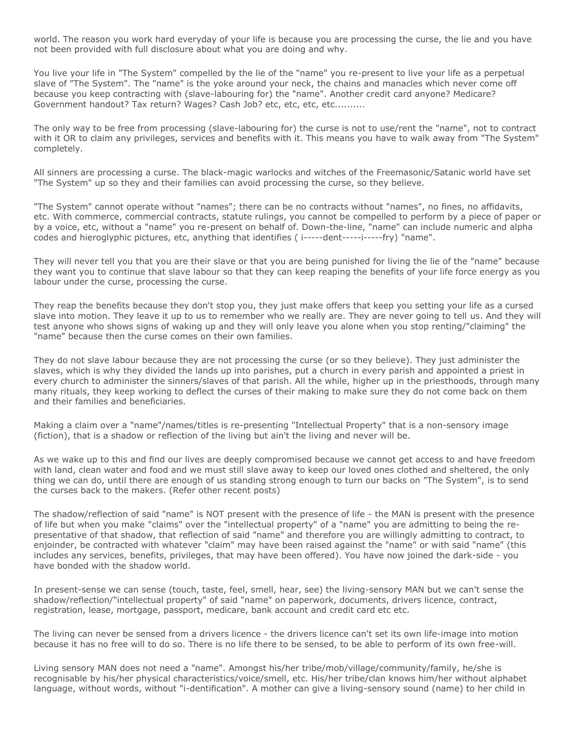world. The reason you work hard everyday of your life is because you are processing the curse, the lie and you have not been provided with full disclosure about what you are doing and why.

You live your life in "The System" compelled by the lie of the "name" you re-present to live your life as a perpetual slave of "The System". The "name" is the yoke around your neck, the chains and manacles which never come off because you keep contracting with (slave-labouring for) the "name". Another credit card anyone? Medicare? Government handout? Tax return? Wages? Cash Job? etc, etc, etc, etc..........

The only way to be free from processing (slave-labouring for) the curse is not to use/rent the "name", not to contract with it OR to claim any privileges, services and benefits with it. This means you have to walk away from "The System" completely.

All sinners are processing a curse. The black-magic warlocks and witches of the Freemasonic/Satanic world have set "The System" up so they and their families can avoid processing the curse, so they believe.

"The System" cannot operate without "names"; there can be no contracts without "names", no fines, no affidavits, etc. With commerce, commercial contracts, statute rulings, you cannot be compelled to perform by a piece of paper or by a voice, etc, without a "name" you re-present on behalf of. Down-the-line, "name" can include numeric and alpha codes and hieroglyphic pictures, etc, anything that identifies ( i-----dent-----i-----fry) "name".

They will never tell you that you are their slave or that you are being punished for living the lie of the "name" because they want you to continue that slave labour so that they can keep reaping the benefits of your life force energy as you labour under the curse, processing the curse.

They reap the benefits because they don't stop you, they just make offers that keep you setting your life as a cursed slave into motion. They leave it up to us to remember who we really are. They are never going to tell us. And they will test anyone who shows signs of waking up and they will only leave you alone when you stop renting/"claiming" the "name" because then the curse comes on their own families.

They do not slave labour because they are not processing the curse (or so they believe). They just administer the slaves, which is why they divided the lands up into parishes, put a church in every parish and appointed a priest in every church to administer the sinners/slaves of that parish. All the while, higher up in the priesthoods, through many many rituals, they keep working to deflect the curses of their making to make sure they do not come back on them and their families and beneficiaries.

Making a claim over a "name"/names/titles is re-presenting "Intellectual Property" that is a non-sensory image (fiction), that is a shadow or reflection of the living but ain't the living and never will be.

As we wake up to this and find our lives are deeply compromised because we cannot get access to and have freedom with land, clean water and food and we must still slave away to keep our loved ones clothed and sheltered, the only thing we can do, until there are enough of us standing strong enough to turn our backs on "The System", is to send the curses back to the makers. (Refer other recent posts)

The shadow/reflection of said "name" is NOT present with the presence of life - the MAN is present with the presence of life but when you make "claims" over the "intellectual property" of a "name" you are admitting to being the re-presentative of that shadow, that reflection of said "name" and therefore you are willingly admitting to contract, to enjoinder, be contracted with whatever "claim" may have been raised against the "name" or with said "name" (this includes any services, benefits, privileges, that may have been offered). You have now joined the dark-side - you have bonded with the shadow world.

In present-sense we can sense (touch, taste, feel, smell, hear, see) the living-sensory MAN but we can't sense the shadow/reflection/"intellectual property" of said "name" on paperwork, documents, drivers licence, contract, registration, lease, mortgage, passport, medicare, bank account and credit card etc etc.

The living can never be sensed from a drivers licence - the drivers licence can't set its own life-image into motion because it has no free will to do so. There is no life there to be sensed, to be able to perform of its own free-will.

Living sensory MAN does not need a "name". Amongst his/her tribe/mob/village/community/family, he/she is recognisable by his/her physical characteristics/voice/smell, etc. His/her tribe/clan knows him/her without alphabet language, without words, without "i-dentification". A mother can give a living-sensory sound (name) to her child in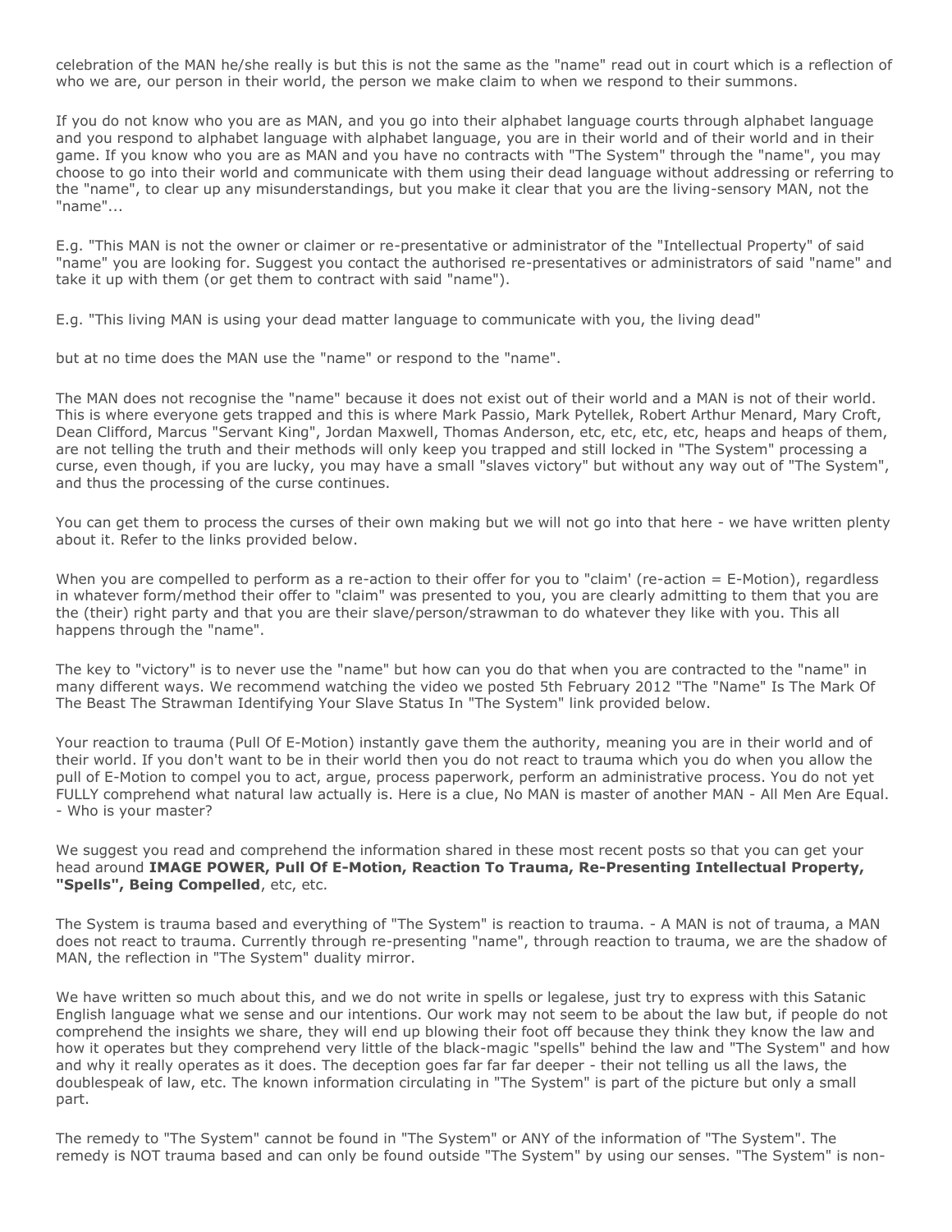celebration of the MAN he/she really is but this is not the same as the "name" read out in court which is a reflection of who we are, our person in their world, the person we make claim to when we respond to their summons.

If you do not know who you are as MAN, and you go into their alphabet language courts through alphabet language and you respond to alphabet language with alphabet language, you are in their world and of their world and in their game. If you know who you are as MAN and you have no contracts with "The System" through the "name", you may choose to go into their world and communicate with them using their dead language without addressing or referring to the "name", to clear up any misunderstandings, but you make it clear that you are the living-sensory MAN, not the "name"...

E.g. "This MAN is not the owner or claimer or re-presentative or administrator of the "Intellectual Property" of said "name" you are looking for. Suggest you contact the authorised re-presentatives or administrators of said "name" and take it up with them (or get them to contract with said "name").

E.g. "This living MAN is using your dead matter language to communicate with you, the living dead"

but at no time does the MAN use the "name" or respond to the "name".

The MAN does not recognise the "name" because it does not exist out of their world and a MAN is not of their world. This is where everyone gets trapped and this is where Mark Passio, Mark Pytellek, Robert Arthur Menard, Mary Croft, Dean Clifford, Marcus "Servant King", Jordan Maxwell, Thomas Anderson, etc, etc, etc, etc, heaps and heaps of them, are not telling the truth and their methods will only keep you trapped and still locked in "The System" processing a curse, even though, if you are lucky, you may have a small "slaves victory" but without any way out of "The System", and thus the processing of the curse continues.

You can get them to process the curses of their own making but we will not go into that here - we have written plenty about it. Refer to the links provided below.

When you are compelled to perform as a re-action to their offer for you to "claim' (re-action = E-Motion), regardless in whatever form/method their offer to "claim" was presented to you, you are clearly admitting to them that you are the (their) right party and that you are their slave/person/strawman to do whatever they like with you. This all happens through the "name".

The key to "victory" is to never use the "name" but how can you do that when you are contracted to the "name" in many different ways. We recommend watching the video we posted 5th February 2012 "The "Name" Is The Mark Of The Beast The Strawman Identifying Your Slave Status In "The System" link provided below.

Your reaction to trauma (Pull Of E-Motion) instantly gave them the authority, meaning you are in their world and of their world. If you don't want to be in their world then you do not react to trauma which you do when you allow the pull of E-Motion to compel you to act, argue, process paperwork, perform an administrative process. You do not yet FULLY comprehend what natural law actually is. Here is a clue, No MAN is master of another MAN - All Men Are Equal. - Who is your master?

We suggest you read and comprehend the information shared in these most recent posts so that you can get your head around **IMAGE POWER, Pull Of E-Motion, Reaction To Trauma, Re-Presenting Intellectual Property, "Spells", Being Compelled**, etc, etc.

The System is trauma based and everything of "The System" is reaction to trauma. - A MAN is not of trauma, a MAN does not react to trauma. Currently through re-presenting "name", through reaction to trauma, we are the shadow of MAN, the reflection in "The System" duality mirror.

We have written so much about this, and we do not write in spells or legalese, just try to express with this Satanic English language what we sense and our intentions. Our work may not seem to be about the law but, if people do not comprehend the insights we share, they will end up blowing their foot off because they think they know the law and how it operates but they comprehend very little of the black-magic "spells" behind the law and "The System" and how and why it really operates as it does. The deception goes far far far deeper - their not telling us all the laws, the doublespeak of law, etc. The known information circulating in "The System" is part of the picture but only a small part.

The remedy to "The System" cannot be found in "The System" or ANY of the information of "The System". The remedy is NOT trauma based and can only be found outside "The System" by using our senses. "The System" is non-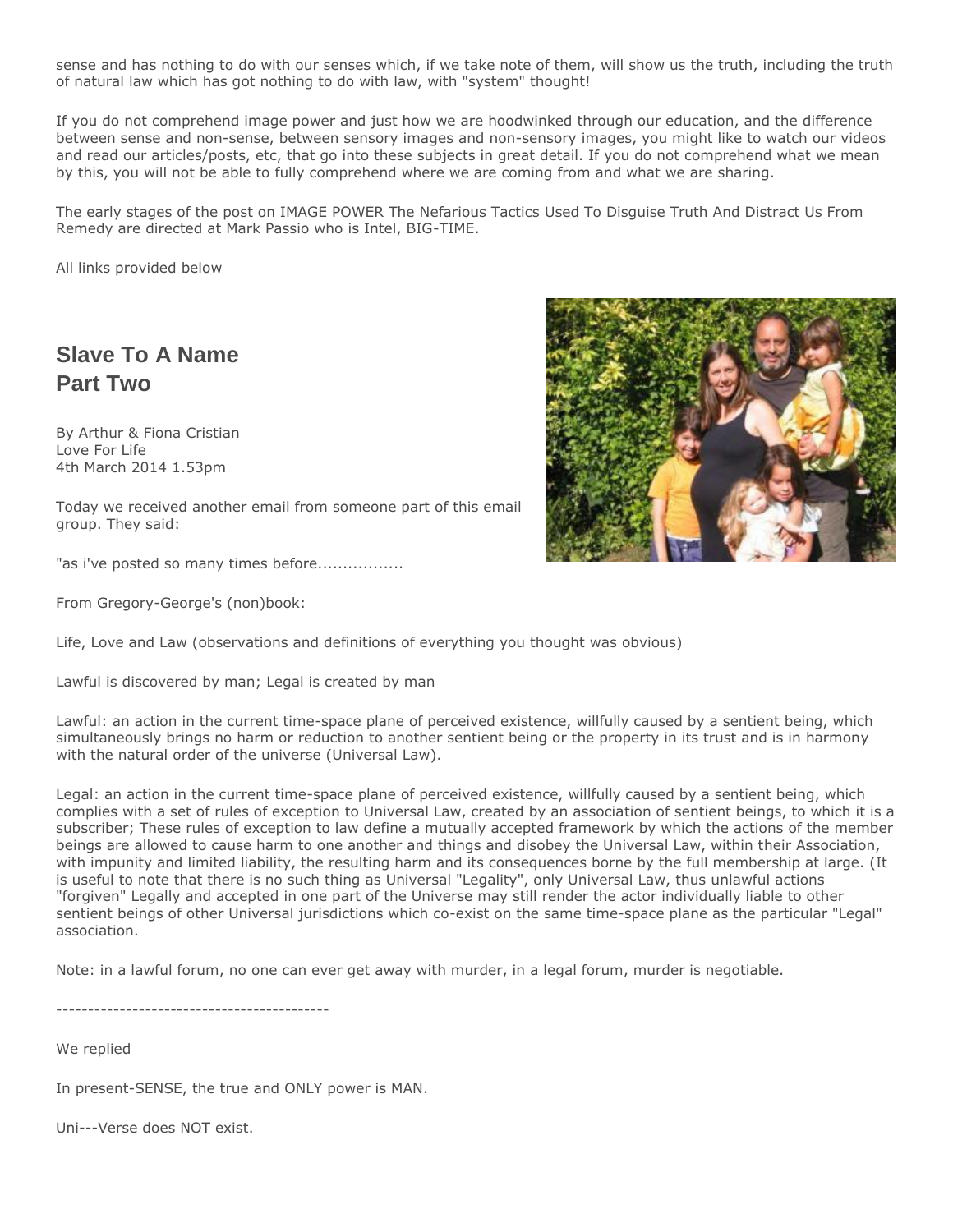sense and has nothing to do with our senses which, if we take note of them, will show us the truth, including the truth of natural law which has got nothing to do with law, with "system" thought!

If you do not comprehend image power and just how we are hoodwinked through our education, and the difference between sense and non-sense, between sensory images and non-sensory images, you might like to watch our videos and read our articles/posts, etc, that go into these subjects in great detail. If you do not comprehend what we mean by this, you will not be able to fully comprehend where we are coming from and what we are sharing.

The early stages of the post on IMAGE POWER The Nefarious Tactics Used To Disguise Truth And Distract Us From Remedy are directed at Mark Passio who is Intel, BIG-TIME.

All links provided below

## Slave To A Name
## Part Two

By Arthur & Fiona Cristian
Love For Life
4th March 2014 1.53pm

Today we received another email from someone part of this email group. They said:

"as i've posted so many times before.................

From Gregory-George's (non)book:

Life, Love and Law (observations and definitions of everything you thought was obvious)

Lawful is discovered by man; Legal is created by man

Lawful: an action in the current time-space plane of perceived existence, willfully caused by a sentient being, which simultaneously brings no harm or reduction to another sentient being or the property in its trust and is in harmony with the natural order of the universe (Universal Law).

Legal: an action in the current time-space plane of perceived existence, willfully caused by a sentient being, which complies with a set of rules of exception to Universal Law, created by an association of sentient beings, to which it is a subscriber; These rules of exception to law define a mutually accepted framework by which the actions of the member beings are allowed to cause harm to one another and things and disobey the Universal Law, within their Association, with impunity and limited liability, the resulting harm and its consequences borne by the full membership at large. (It is useful to note that there is no such thing as Universal "Legality", only Universal Law, thus unlawful actions "forgiven" Legally and accepted in one part of the Universe may still render the actor individually liable to other sentient beings of other Universal jurisdictions which co-exist on the same time-space plane as the particular "Legal" association.

Note: in a lawful forum, no one can ever get away with murder, in a legal forum, murder is negotiable.

-------------------------------------------

We replied

In present-SENSE, the true and ONLY power is MAN.

Uni---Verse does NOT exist.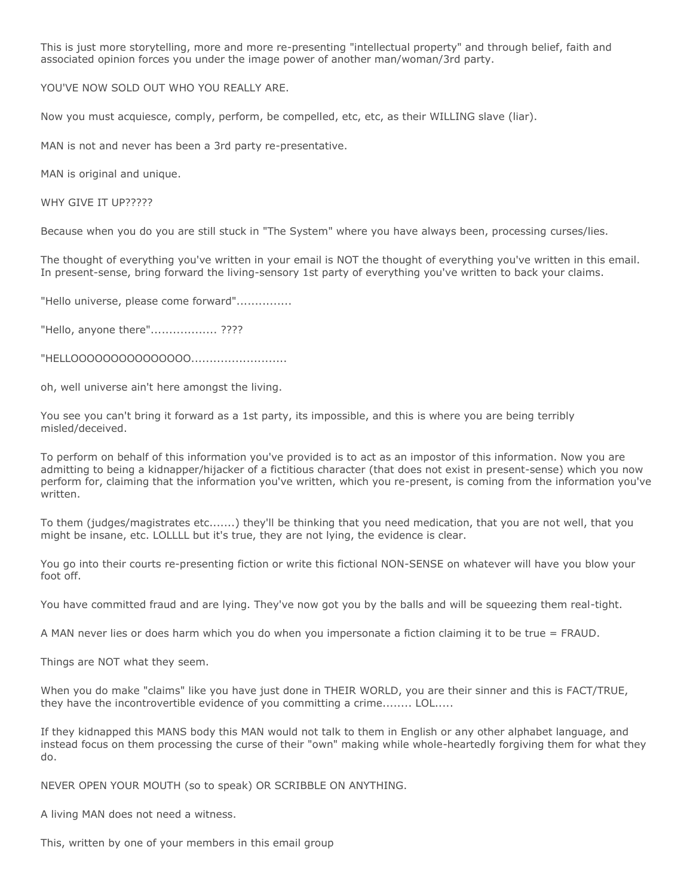This is just more storytelling, more and more re-presenting "intellectual property" and through belief, faith and associated opinion forces you under the image power of another man/woman/3rd party.

YOU'VE NOW SOLD OUT WHO YOU REALLY ARE.

Now you must acquiesce, comply, perform, be compelled, etc, etc, as their WILLING slave (liar).

MAN is not and never has been a 3rd party re-presentative.

MAN is original and unique.

WHY GIVE IT UP?????

Because when you do you are still stuck in "The System" where you have always been, processing curses/lies.

The thought of everything you've written in your email is NOT the thought of everything you've written in this email. In present-sense, bring forward the living-sensory 1st party of everything you've written to back your claims.

"Hello universe, please come forward"...............

"Hello, anyone there".................. ????

"HELLOOOOOOOOOOOOOOO..........................

oh, well universe ain't here amongst the living.

You see you can't bring it forward as a 1st party, its impossible, and this is where you are being terribly misled/deceived.

To perform on behalf of this information you've provided is to act as an impostor of this information. Now you are admitting to being a kidnapper/hijacker of a fictitious character (that does not exist in present-sense) which you now perform for, claiming that the information you've written, which you re-present, is coming from the information you've written.

To them (judges/magistrates etc.......) they'll be thinking that you need medication, that you are not well, that you might be insane, etc. LOLLLL but it's true, they are not lying, the evidence is clear.

You go into their courts re-presenting fiction or write this fictional NON-SENSE on whatever will have you blow your foot off.

You have committed fraud and are lying. They've now got you by the balls and will be squeezing them real-tight.

A MAN never lies or does harm which you do when you impersonate a fiction claiming it to be true = FRAUD.

Things are NOT what they seem.

When you do make "claims" like you have just done in THEIR WORLD, you are their sinner and this is FACT/TRUE, they have the incontrovertible evidence of you committing a crime........ LOL.....

If they kidnapped this MANS body this MAN would not talk to them in English or any other alphabet language, and instead focus on them processing the curse of their "own" making while whole-heartedly forgiving them for what they do.

NEVER OPEN YOUR MOUTH (so to speak) OR SCRIBBLE ON ANYTHING.

A living MAN does not need a witness.

This, written by one of your members in this email group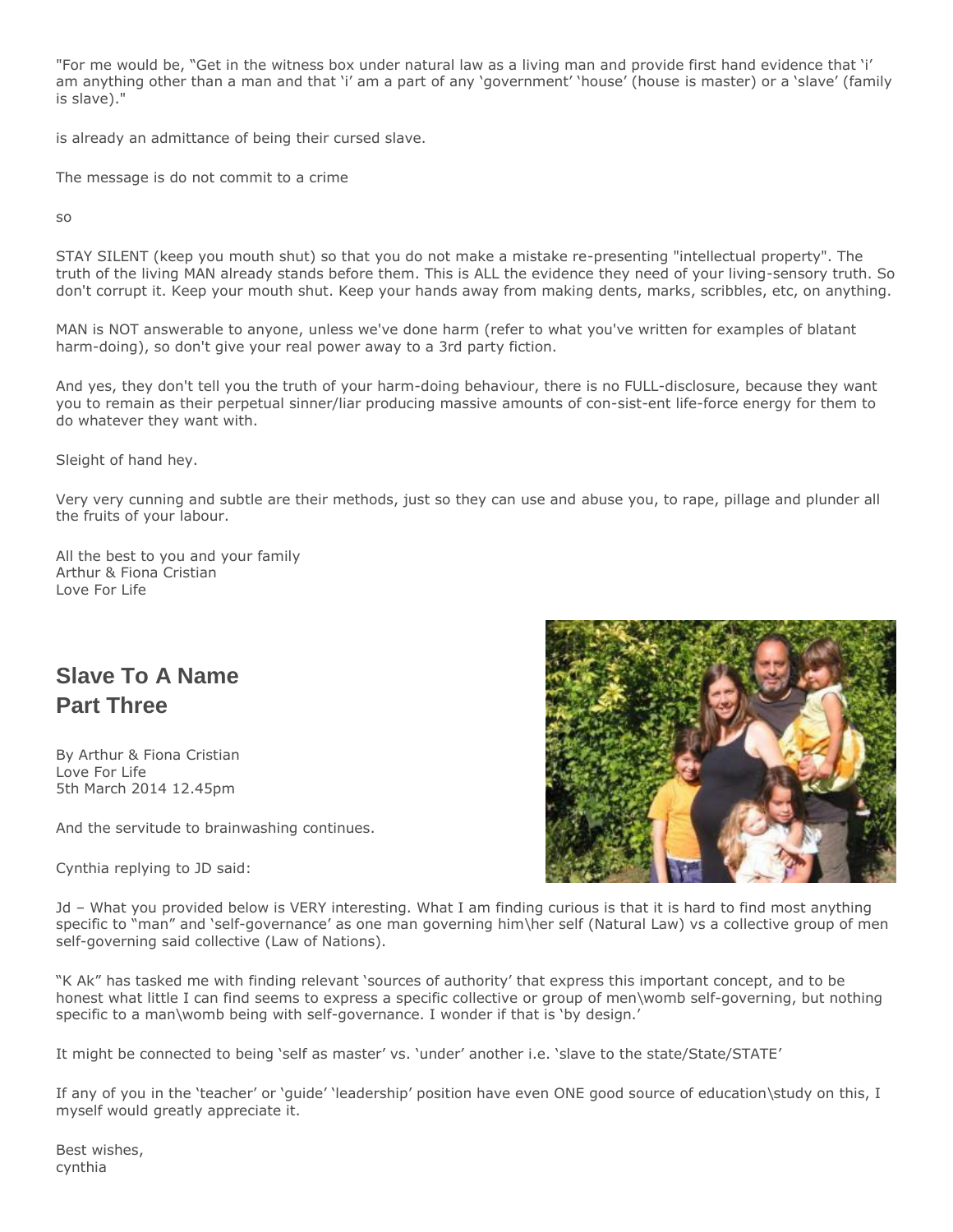"For me would be, "Get in the witness box under natural law as a living man and provide first hand evidence that 'i' am anything other than a man and that 'i' am a part of any 'government' 'house' (house is master) or a 'slave' (family is slave)."

is already an admittance of being their cursed slave.

The message is do not commit to a crime

so

STAY SILENT (keep you mouth shut) so that you do not make a mistake re-presenting "intellectual property". The truth of the living MAN already stands before them. This is ALL the evidence they need of your living-sensory truth. So don't corrupt it. Keep your mouth shut. Keep your hands away from making dents, marks, scribbles, etc, on anything.

MAN is NOT answerable to anyone, unless we've done harm (refer to what you've written for examples of blatant harm-doing), so don't give your real power away to a 3rd party fiction.

And yes, they don't tell you the truth of your harm-doing behaviour, there is no FULL-disclosure, because they want you to remain as their perpetual sinner/liar producing massive amounts of con-sist-ent life-force energy for them to do whatever they want with.

Sleight of hand hey.

Very very cunning and subtle are their methods, just so they can use and abuse you, to rape, pillage and plunder all the fruits of your labour.

All the best to you and your family
Arthur & Fiona Cristian
Love For Life

## Slave To A Name
## Part Three

By Arthur & Fiona Cristian
Love For Life
5th March 2014 12.45pm

And the servitude to brainwashing continues.

Cynthia replying to JD said:

Jd – What you provided below is VERY interesting. What I am finding curious is that it is hard to find most anything specific to "man" and 'self-governance' as one man governing him\her self (Natural Law) vs a collective group of men self-governing said collective (Law of Nations).

"K Ak" has tasked me with finding relevant 'sources of authority' that express this important concept, and to be honest what little I can find seems to express a specific collective or group of men\womb self-governing, but nothing specific to a man\womb being with self-governance. I wonder if that is 'by design.'

It might be connected to being 'self as master' vs. 'under' another i.e. 'slave to the state/State/STATE'

If any of you in the 'teacher' or 'guide' 'leadership' position have even ONE good source of education\study on this, I myself would greatly appreciate it.

Best wishes,
cynthia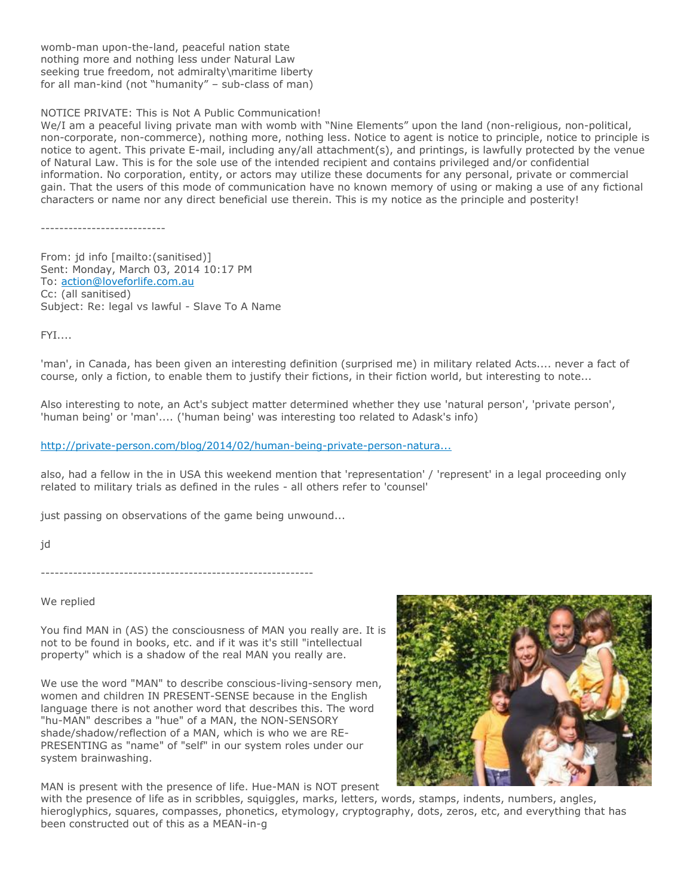womb-man upon-the-land, peaceful nation state
nothing more and nothing less under Natural Law
seeking true freedom, not admiralty\maritime liberty
for all man-kind (not "humanity" – sub-class of man)

NOTICE PRIVATE: This is Not A Public Communication!
We/I am a peaceful living private man with womb with "Nine Elements" upon the land (non-religious, non-political, non-corporate, non-commerce), nothing more, nothing less. Notice to agent is notice to principle, notice to principle is notice to agent. This private E-mail, including any/all attachment(s), and printings, is lawfully protected by the venue of Natural Law. This is for the sole use of the intended recipient and contains privileged and/or confidential information. No corporation, entity, or actors may utilize these documents for any personal, private or commercial gain. That the users of this mode of communication have no known memory of using or making a use of any fictional characters or name nor any direct beneficial use therein. This is my notice as the principle and posterity!

---------------------------

From: jd info [mailto:(sanitised)]
Sent: Monday, March 03, 2014 10:17 PM
To: action@loveforlife.com.au
Cc: (all sanitised)
Subject: Re: legal vs lawful - Slave To A Name

FYI....

'man', in Canada, has been given an interesting definition (surprised me) in military related Acts.... never a fact of course, only a fiction, to enable them to justify their fictions, in their fiction world, but interesting to note...

Also interesting to note, an Act's subject matter determined whether they use 'natural person', 'private person', 'human being' or 'man'.... ('human being' was interesting too related to Adask's info)

http://private-person.com/blog/2014/02/human-being-private-person-natura...

also, had a fellow in the in USA this weekend mention that 'representation' / 'represent' in a legal proceeding only related to military trials as defined in the rules - all others refer to 'counsel'

just passing on observations of the game being unwound...

jd

----------------------------------------------------------

We replied

You find MAN in (AS) the consciousness of MAN you really are. It is not to be found in books, etc. and if it was it's still "intellectual property" which is a shadow of the real MAN you really are.

We use the word "MAN" to describe conscious-living-sensory men, women and children IN PRESENT-SENSE because in the English language there is not another word that describes this. The word "hu-MAN" describes a "hue" of a MAN, the NON-SENSORY shade/shadow/reflection of a MAN, which is who we are RE-PRESENTING as "name" of "self" in our system roles under our system brainwashing.

MAN is present with the presence of life. Hue-MAN is NOT present with the presence of life as in scribbles, squiggles, marks, letters, words, stamps, indents, numbers, angles, hieroglyphics, squares, compasses, phonetics, etymology, cryptography, dots, zeros, etc, and everything that has been constructed out of this as a MEAN-in-g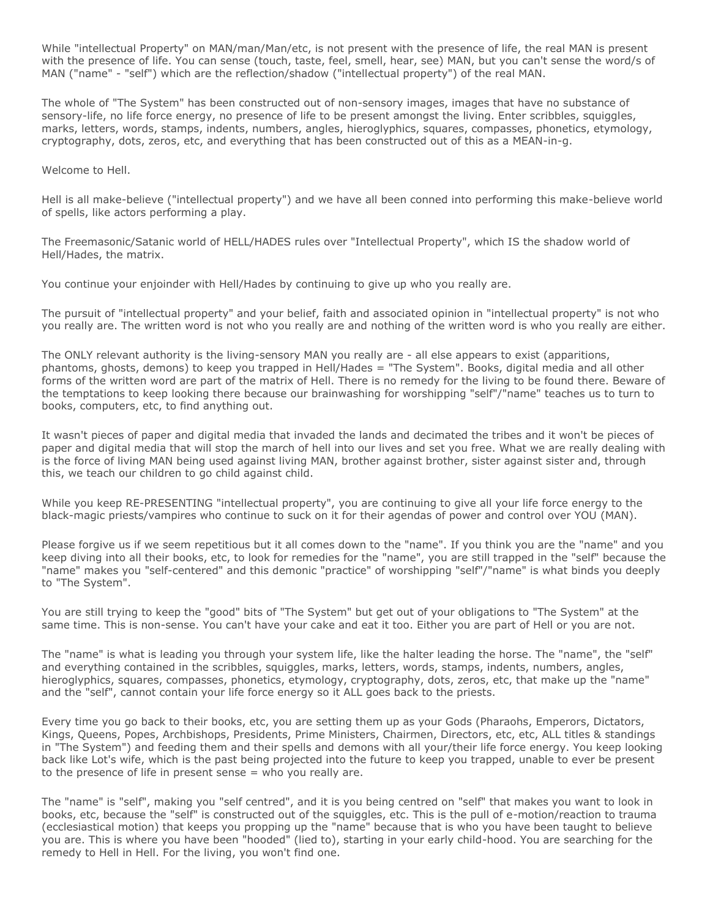While "intellectual Property" on MAN/man/Man/etc, is not present with the presence of life, the real MAN is present with the presence of life. You can sense (touch, taste, feel, smell, hear, see) MAN, but you can't sense the word/s of MAN ("name" - "self") which are the reflection/shadow ("intellectual property") of the real MAN.

The whole of "The System" has been constructed out of non-sensory images, images that have no substance of sensory-life, no life force energy, no presence of life to be present amongst the living. Enter scribbles, squiggles, marks, letters, words, stamps, indents, numbers, angles, hieroglyphics, squares, compasses, phonetics, etymology, cryptography, dots, zeros, etc, and everything that has been constructed out of this as a MEAN-in-g.

Welcome to Hell.

Hell is all make-believe ("intellectual property") and we have all been conned into performing this make-believe world of spells, like actors performing a play.

The Freemasonic/Satanic world of HELL/HADES rules over "Intellectual Property", which IS the shadow world of Hell/Hades, the matrix.

You continue your enjoinder with Hell/Hades by continuing to give up who you really are.

The pursuit of "intellectual property" and your belief, faith and associated opinion in "intellectual property" is not who you really are. The written word is not who you really are and nothing of the written word is who you really are either.

The ONLY relevant authority is the living-sensory MAN you really are - all else appears to exist (apparitions, phantoms, ghosts, demons) to keep you trapped in Hell/Hades = "The System". Books, digital media and all other forms of the written word are part of the matrix of Hell. There is no remedy for the living to be found there. Beware of the temptations to keep looking there because our brainwashing for worshipping "self"/"name" teaches us to turn to books, computers, etc, to find anything out.

It wasn't pieces of paper and digital media that invaded the lands and decimated the tribes and it won't be pieces of paper and digital media that will stop the march of hell into our lives and set you free. What we are really dealing with is the force of living MAN being used against living MAN, brother against brother, sister against sister and, through this, we teach our children to go child against child.

While you keep RE-PRESENTING "intellectual property", you are continuing to give all your life force energy to the black-magic priests/vampires who continue to suck on it for their agendas of power and control over YOU (MAN).

Please forgive us if we seem repetitious but it all comes down to the "name". If you think you are the "name" and you keep diving into all their books, etc, to look for remedies for the "name", you are still trapped in the "self" because the "name" makes you "self-centered" and this demonic "practice" of worshipping "self"/"name" is what binds you deeply to "The System".

You are still trying to keep the "good" bits of "The System" but get out of your obligations to "The System" at the same time. This is non-sense. You can't have your cake and eat it too. Either you are part of Hell or you are not.

The "name" is what is leading you through your system life, like the halter leading the horse. The "name", the "self" and everything contained in the scribbles, squiggles, marks, letters, words, stamps, indents, numbers, angles, hieroglyphics, squares, compasses, phonetics, etymology, cryptography, dots, zeros, etc, that make up the "name" and the "self", cannot contain your life force energy so it ALL goes back to the priests.

Every time you go back to their books, etc, you are setting them up as your Gods (Pharaohs, Emperors, Dictators, Kings, Queens, Popes, Archbishops, Presidents, Prime Ministers, Chairmen, Directors, etc, etc, ALL titles & standings in "The System") and feeding them and their spells and demons with all your/their life force energy. You keep looking back like Lot's wife, which is the past being projected into the future to keep you trapped, unable to ever be present to the presence of life in present sense = who you really are.

The "name" is "self", making you "self centred", and it is you being centred on "self" that makes you want to look in books, etc, because the "self" is constructed out of the squiggles, etc. This is the pull of e-motion/reaction to trauma (ecclesiastical motion) that keeps you propping up the "name" because that is who you have been taught to believe you are. This is where you have been "hooded" (lied to), starting in your early child-hood. You are searching for the remedy to Hell in Hell. For the living, you won't find one.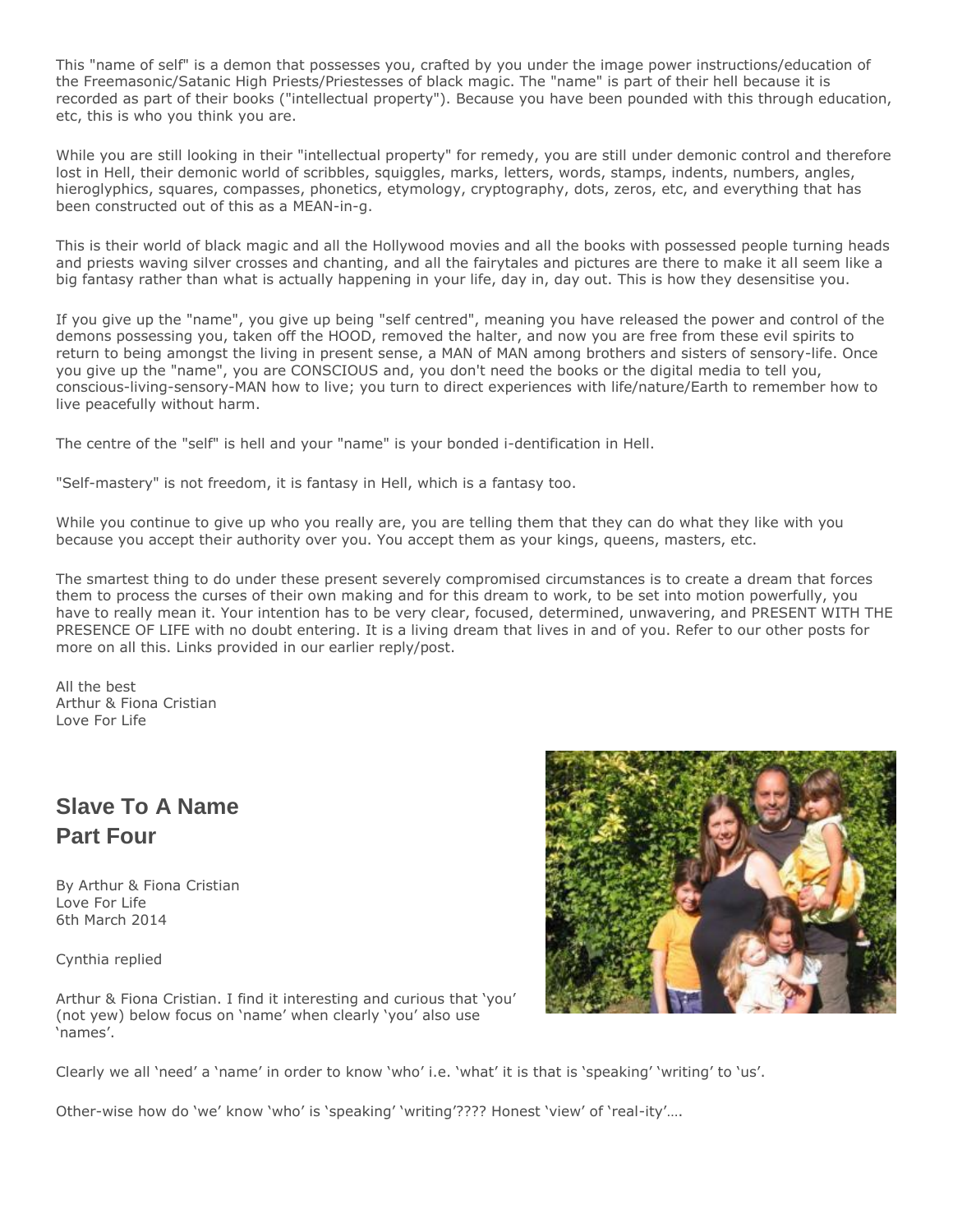This "name of self" is a demon that possesses you, crafted by you under the image power instructions/education of the Freemasonic/Satanic High Priests/Priestesses of black magic. The "name" is part of their hell because it is recorded as part of their books ("intellectual property"). Because you have been pounded with this through education, etc, this is who you think you are.

While you are still looking in their "intellectual property" for remedy, you are still under demonic control and therefore lost in Hell, their demonic world of scribbles, squiggles, marks, letters, words, stamps, indents, numbers, angles, hieroglyphics, squares, compasses, phonetics, etymology, cryptography, dots, zeros, etc, and everything that has been constructed out of this as a MEAN-in-g.

This is their world of black magic and all the Hollywood movies and all the books with possessed people turning heads and priests waving silver crosses and chanting, and all the fairytales and pictures are there to make it all seem like a big fantasy rather than what is actually happening in your life, day in, day out. This is how they desensitise you.

If you give up the "name", you give up being "self centred", meaning you have released the power and control of the demons possessing you, taken off the HOOD, removed the halter, and now you are free from these evil spirits to return to being amongst the living in present sense, a MAN of MAN among brothers and sisters of sensory-life. Once you give up the "name", you are CONSCIOUS and, you don't need the books or the digital media to tell you, conscious-living-sensory-MAN how to live; you turn to direct experiences with life/nature/Earth to remember how to live peacefully without harm.

The centre of the "self" is hell and your "name" is your bonded i-dentification in Hell.

"Self-mastery" is not freedom, it is fantasy in Hell, which is a fantasy too.

While you continue to give up who you really are, you are telling them that they can do what they like with you because you accept their authority over you. You accept them as your kings, queens, masters, etc.

The smartest thing to do under these present severely compromised circumstances is to create a dream that forces them to process the curses of their own making and for this dream to work, to be set into motion powerfully, you have to really mean it. Your intention has to be very clear, focused, determined, unwavering, and PRESENT WITH THE PRESENCE OF LIFE with no doubt entering. It is a living dream that lives in and of you. Refer to our other posts for more on all this. Links provided in our earlier reply/post.

All the best
Arthur & Fiona Cristian
Love For Life

## Slave To A Name
## Part Four

By Arthur & Fiona Cristian
Love For Life
6th March 2014

Cynthia replied

Arthur & Fiona Cristian. I find it interesting and curious that 'you' (not yew) below focus on 'name' when clearly 'you' also use 'names'.

Clearly we all 'need' a 'name' in order to know 'who' i.e. 'what' it is that is 'speaking' 'writing' to 'us'.

Other-wise how do 'we' know 'who' is 'speaking' 'writing'???? Honest 'view' of 'real-ity'….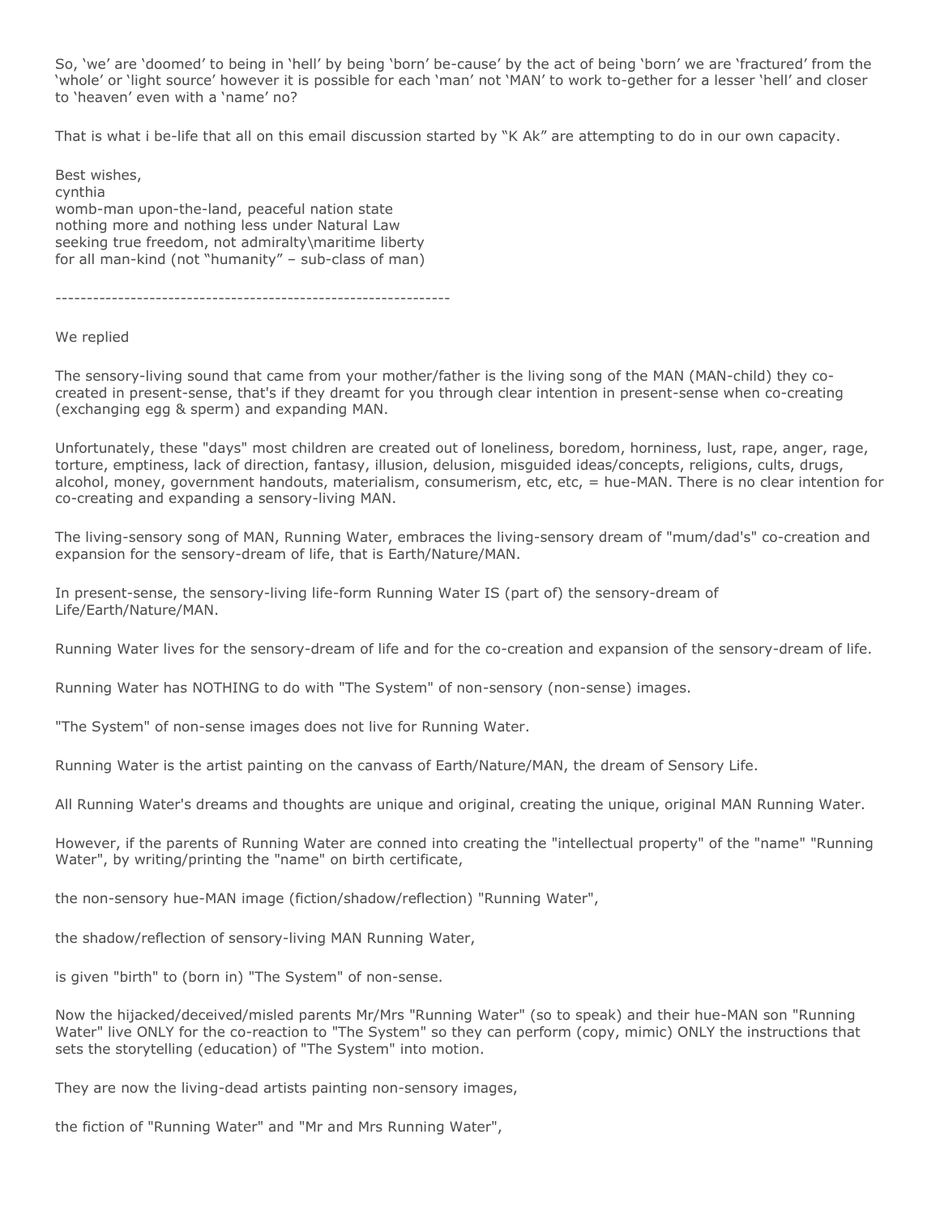So, ‘we’ are ‘doomed’ to being in ‘hell’ by being ‘born’ be-cause’ by the act of being ‘born’ we are ‘fractured’ from the ‘whole’ or ‘light source’ however it is possible for each ‘man’ not ‘MAN’ to work to-gether for a lesser ‘hell’ and closer to ‘heaven’ even with a ‘name’ no?

That is what i be-life that all on this email discussion started by “K Ak” are attempting to do in our own capacity.

Best wishes,
cynthia
womb-man upon-the-land, peaceful nation state
nothing more and nothing less under Natural Law
seeking true freedom, not admiralty\maritime liberty
for all man-kind (not “humanity” – sub-class of man)

---------------------------------------------------------------

We replied

The sensory-living sound that came from your mother/father is the living song of the MAN (MAN-child) they co-created in present-sense, that's if they dreamt for you through clear intention in present-sense when co-creating (exchanging egg & sperm) and expanding MAN.

Unfortunately, these "days" most children are created out of loneliness, boredom, horniness, lust, rape, anger, rage, torture, emptiness, lack of direction, fantasy, illusion, delusion, misguided ideas/concepts, religions, cults, drugs, alcohol, money, government handouts, materialism, consumerism, etc, etc, = hue-MAN. There is no clear intention for co-creating and expanding a sensory-living MAN.

The living-sensory song of MAN, Running Water, embraces the living-sensory dream of "mum/dad's" co-creation and expansion for the sensory-dream of life, that is Earth/Nature/MAN.

In present-sense, the sensory-living life-form Running Water IS (part of) the sensory-dream of Life/Earth/Nature/MAN.

Running Water lives for the sensory-dream of life and for the co-creation and expansion of the sensory-dream of life.

Running Water has NOTHING to do with "The System" of non-sensory (non-sense) images.

"The System" of non-sense images does not live for Running Water.

Running Water is the artist painting on the canvass of Earth/Nature/MAN, the dream of Sensory Life.

All Running Water's dreams and thoughts are unique and original, creating the unique, original MAN Running Water.

However, if the parents of Running Water are conned into creating the "intellectual property" of the "name" "Running Water", by writing/printing the "name" on birth certificate,

the non-sensory hue-MAN image (fiction/shadow/reflection) "Running Water",

the shadow/reflection of sensory-living MAN Running Water,

is given "birth" to (born in) "The System" of non-sense.

Now the hijacked/deceived/misled parents Mr/Mrs "Running Water" (so to speak) and their hue-MAN son "Running Water" live ONLY for the co-reaction to "The System" so they can perform (copy, mimic) ONLY the instructions that sets the storytelling (education) of "The System" into motion.

They are now the living-dead artists painting non-sensory images,

the fiction of "Running Water" and "Mr and Mrs Running Water",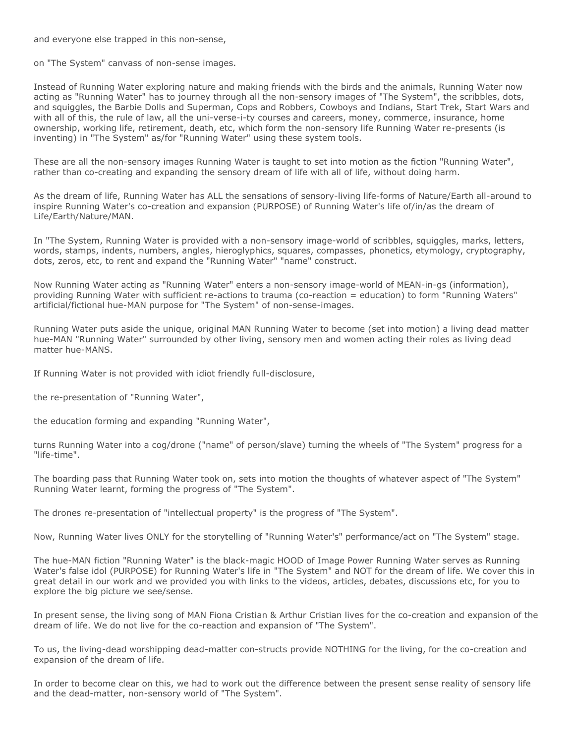and everyone else trapped in this non-sense,

on "The System" canvass of non-sense images.

Instead of Running Water exploring nature and making friends with the birds and the animals, Running Water now acting as "Running Water" has to journey through all the non-sensory images of "The System", the scribbles, dots, and squiggles, the Barbie Dolls and Superman, Cops and Robbers, Cowboys and Indians, Start Trek, Start Wars and with all of this, the rule of law, all the uni-verse-i-ty courses and careers, money, commerce, insurance, home ownership, working life, retirement, death, etc, which form the non-sensory life Running Water re-presents (is inventing) in "The System" as/for "Running Water" using these system tools.

These are all the non-sensory images Running Water is taught to set into motion as the fiction "Running Water", rather than co-creating and expanding the sensory dream of life with all of life, without doing harm.

As the dream of life, Running Water has ALL the sensations of sensory-living life-forms of Nature/Earth all-around to inspire Running Water's co-creation and expansion (PURPOSE) of Running Water's life of/in/as the dream of Life/Earth/Nature/MAN.

In "The System, Running Water is provided with a non-sensory image-world of scribbles, squiggles, marks, letters, words, stamps, indents, numbers, angles, hieroglyphics, squares, compasses, phonetics, etymology, cryptography, dots, zeros, etc, to rent and expand the "Running Water" "name" construct.

Now Running Water acting as "Running Water" enters a non-sensory image-world of MEAN-in-gs (information), providing Running Water with sufficient re-actions to trauma (co-reaction = education) to form "Running Waters" artificial/fictional hue-MAN purpose for "The System" of non-sense-images.

Running Water puts aside the unique, original MAN Running Water to become (set into motion) a living dead matter hue-MAN "Running Water" surrounded by other living, sensory men and women acting their roles as living dead matter hue-MANS.

If Running Water is not provided with idiot friendly full-disclosure,

the re-presentation of "Running Water",

the education forming and expanding "Running Water",

turns Running Water into a cog/drone ("name" of person/slave) turning the wheels of "The System" progress for a "life-time".

The boarding pass that Running Water took on, sets into motion the thoughts of whatever aspect of "The System" Running Water learnt, forming the progress of "The System".

The drones re-presentation of "intellectual property" is the progress of "The System".

Now, Running Water lives ONLY for the storytelling of "Running Water's" performance/act on "The System" stage.

The hue-MAN fiction "Running Water" is the black-magic HOOD of Image Power Running Water serves as Running Water's false idol (PURPOSE) for Running Water's life in "The System" and NOT for the dream of life. We cover this in great detail in our work and we provided you with links to the videos, articles, debates, discussions etc, for you to explore the big picture we see/sense.

In present sense, the living song of MAN Fiona Cristian & Arthur Cristian lives for the co-creation and expansion of the dream of life. We do not live for the co-reaction and expansion of "The System".

To us, the living-dead worshipping dead-matter con-structs provide NOTHING for the living, for the co-creation and expansion of the dream of life.

In order to become clear on this, we had to work out the difference between the present sense reality of sensory life and the dead-matter, non-sensory world of "The System".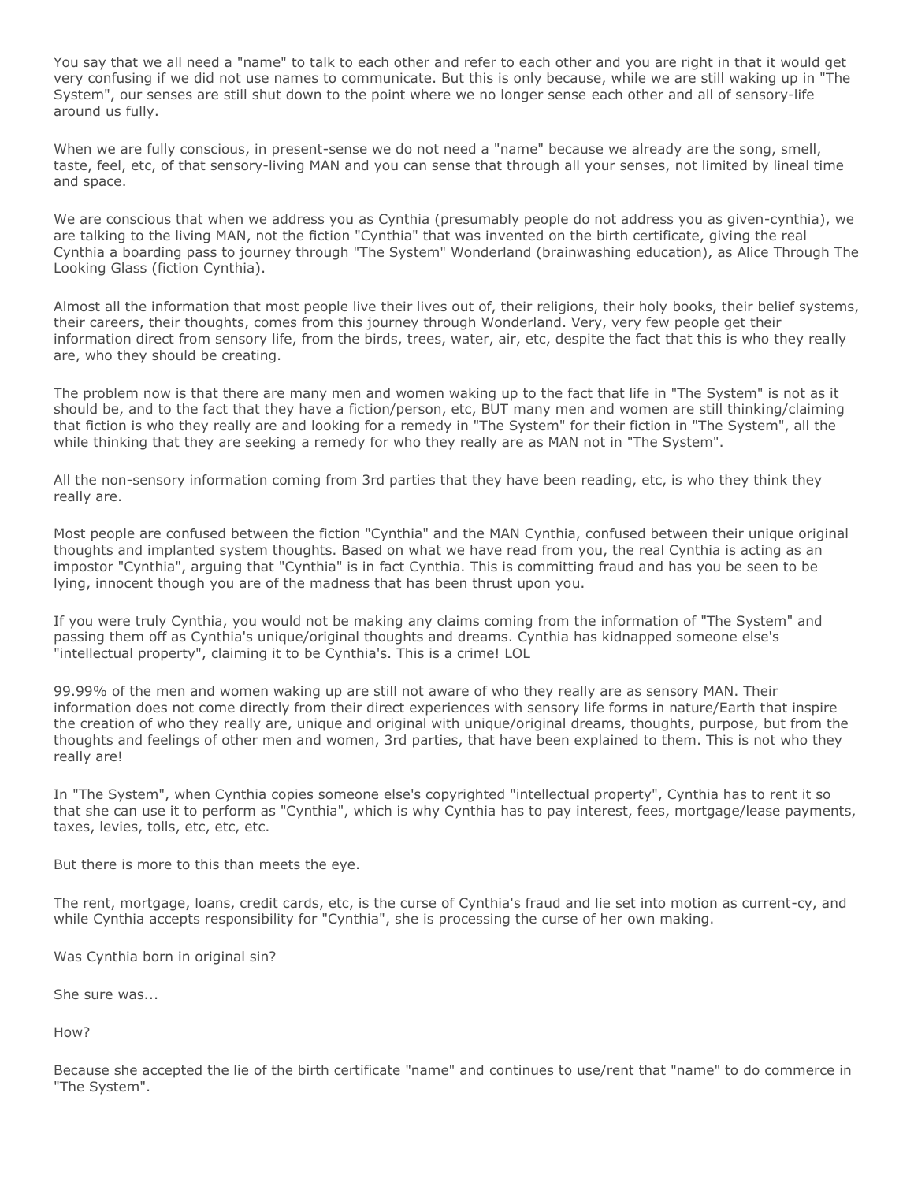You say that we all need a "name" to talk to each other and refer to each other and you are right in that it would get very confusing if we did not use names to communicate. But this is only because, while we are still waking up in "The System", our senses are still shut down to the point where we no longer sense each other and all of sensory-life around us fully.

When we are fully conscious, in present-sense we do not need a "name" because we already are the song, smell, taste, feel, etc, of that sensory-living MAN and you can sense that through all your senses, not limited by lineal time and space.

We are conscious that when we address you as Cynthia (presumably people do not address you as given-cynthia), we are talking to the living MAN, not the fiction "Cynthia" that was invented on the birth certificate, giving the real Cynthia a boarding pass to journey through "The System" Wonderland (brainwashing education), as Alice Through The Looking Glass (fiction Cynthia).

Almost all the information that most people live their lives out of, their religions, their holy books, their belief systems, their careers, their thoughts, comes from this journey through Wonderland. Very, very few people get their information direct from sensory life, from the birds, trees, water, air, etc, despite the fact that this is who they really are, who they should be creating.

The problem now is that there are many men and women waking up to the fact that life in "The System" is not as it should be, and to the fact that they have a fiction/person, etc, BUT many men and women are still thinking/claiming that fiction is who they really are and looking for a remedy in "The System" for their fiction in "The System", all the while thinking that they are seeking a remedy for who they really are as MAN not in "The System".

All the non-sensory information coming from 3rd parties that they have been reading, etc, is who they think they really are.

Most people are confused between the fiction "Cynthia" and the MAN Cynthia, confused between their unique original thoughts and implanted system thoughts. Based on what we have read from you, the real Cynthia is acting as an impostor "Cynthia", arguing that "Cynthia" is in fact Cynthia. This is committing fraud and has you be seen to be lying, innocent though you are of the madness that has been thrust upon you.

If you were truly Cynthia, you would not be making any claims coming from the information of "The System" and passing them off as Cynthia's unique/original thoughts and dreams. Cynthia has kidnapped someone else's "intellectual property", claiming it to be Cynthia's. This is a crime! LOL

99.99% of the men and women waking up are still not aware of who they really are as sensory MAN. Their information does not come directly from their direct experiences with sensory life forms in nature/Earth that inspire the creation of who they really are, unique and original with unique/original dreams, thoughts, purpose, but from the thoughts and feelings of other men and women, 3rd parties, that have been explained to them. This is not who they really are!

In "The System", when Cynthia copies someone else's copyrighted "intellectual property", Cynthia has to rent it so that she can use it to perform as "Cynthia", which is why Cynthia has to pay interest, fees, mortgage/lease payments, taxes, levies, tolls, etc, etc, etc.

But there is more to this than meets the eye.

The rent, mortgage, loans, credit cards, etc, is the curse of Cynthia's fraud and lie set into motion as current-cy, and while Cynthia accepts responsibility for "Cynthia", she is processing the curse of her own making.

Was Cynthia born in original sin?

She sure was...

How?

Because she accepted the lie of the birth certificate "name" and continues to use/rent that "name" to do commerce in "The System".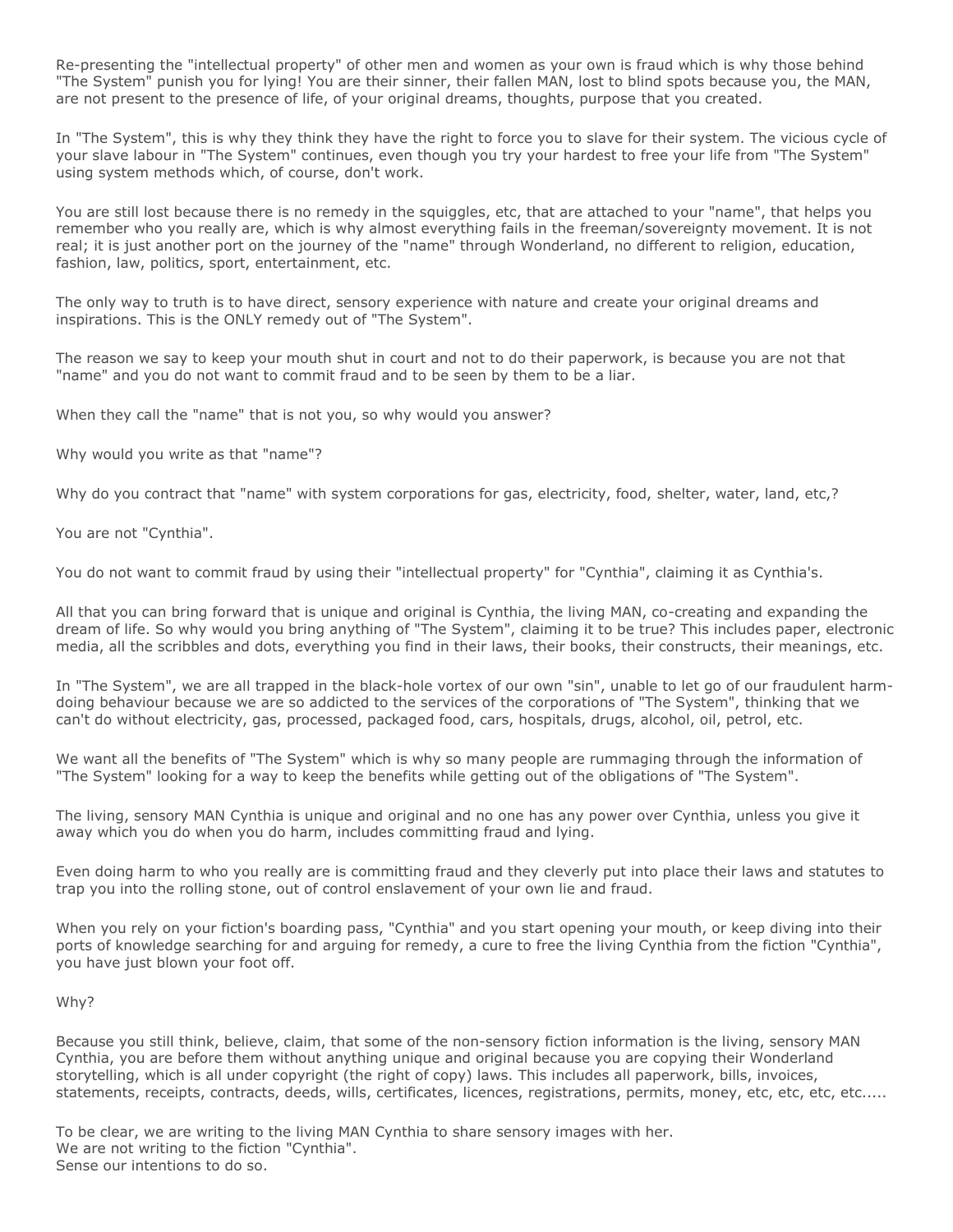Re-presenting the "intellectual property" of other men and women as your own is fraud which is why those behind "The System" punish you for lying! You are their sinner, their fallen MAN, lost to blind spots because you, the MAN, are not present to the presence of life, of your original dreams, thoughts, purpose that you created.

In "The System", this is why they think they have the right to force you to slave for their system. The vicious cycle of your slave labour in "The System" continues, even though you try your hardest to free your life from "The System" using system methods which, of course, don't work.

You are still lost because there is no remedy in the squiggles, etc, that are attached to your "name", that helps you remember who you really are, which is why almost everything fails in the freeman/sovereignty movement. It is not real; it is just another port on the journey of the "name" through Wonderland, no different to religion, education, fashion, law, politics, sport, entertainment, etc.

The only way to truth is to have direct, sensory experience with nature and create your original dreams and inspirations. This is the ONLY remedy out of "The System".

The reason we say to keep your mouth shut in court and not to do their paperwork, is because you are not that "name" and you do not want to commit fraud and to be seen by them to be a liar.

When they call the "name" that is not you, so why would you answer?

Why would you write as that "name"?

Why do you contract that "name" with system corporations for gas, electricity, food, shelter, water, land, etc,?

You are not "Cynthia".

You do not want to commit fraud by using their "intellectual property" for "Cynthia", claiming it as Cynthia's.

All that you can bring forward that is unique and original is Cynthia, the living MAN, co-creating and expanding the dream of life. So why would you bring anything of "The System", claiming it to be true? This includes paper, electronic media, all the scribbles and dots, everything you find in their laws, their books, their constructs, their meanings, etc.

In "The System", we are all trapped in the black-hole vortex of our own "sin", unable to let go of our fraudulent harm-doing behaviour because we are so addicted to the services of the corporations of "The System", thinking that we can't do without electricity, gas, processed, packaged food, cars, hospitals, drugs, alcohol, oil, petrol, etc.

We want all the benefits of "The System" which is why so many people are rummaging through the information of "The System" looking for a way to keep the benefits while getting out of the obligations of "The System".

The living, sensory MAN Cynthia is unique and original and no one has any power over Cynthia, unless you give it away which you do when you do harm, includes committing fraud and lying.

Even doing harm to who you really are is committing fraud and they cleverly put into place their laws and statutes to trap you into the rolling stone, out of control enslavement of your own lie and fraud.

When you rely on your fiction's boarding pass, "Cynthia" and you start opening your mouth, or keep diving into their ports of knowledge searching for and arguing for remedy, a cure to free the living Cynthia from the fiction "Cynthia", you have just blown your foot off.

Why?

Because you still think, believe, claim, that some of the non-sensory fiction information is the living, sensory MAN Cynthia, you are before them without anything unique and original because you are copying their Wonderland storytelling, which is all under copyright (the right of copy) laws. This includes all paperwork, bills, invoices, statements, receipts, contracts, deeds, wills, certificates, licences, registrations, permits, money, etc, etc, etc, etc.....

To be clear, we are writing to the living MAN Cynthia to share sensory images with her.
We are not writing to the fiction "Cynthia".
Sense our intentions to do so.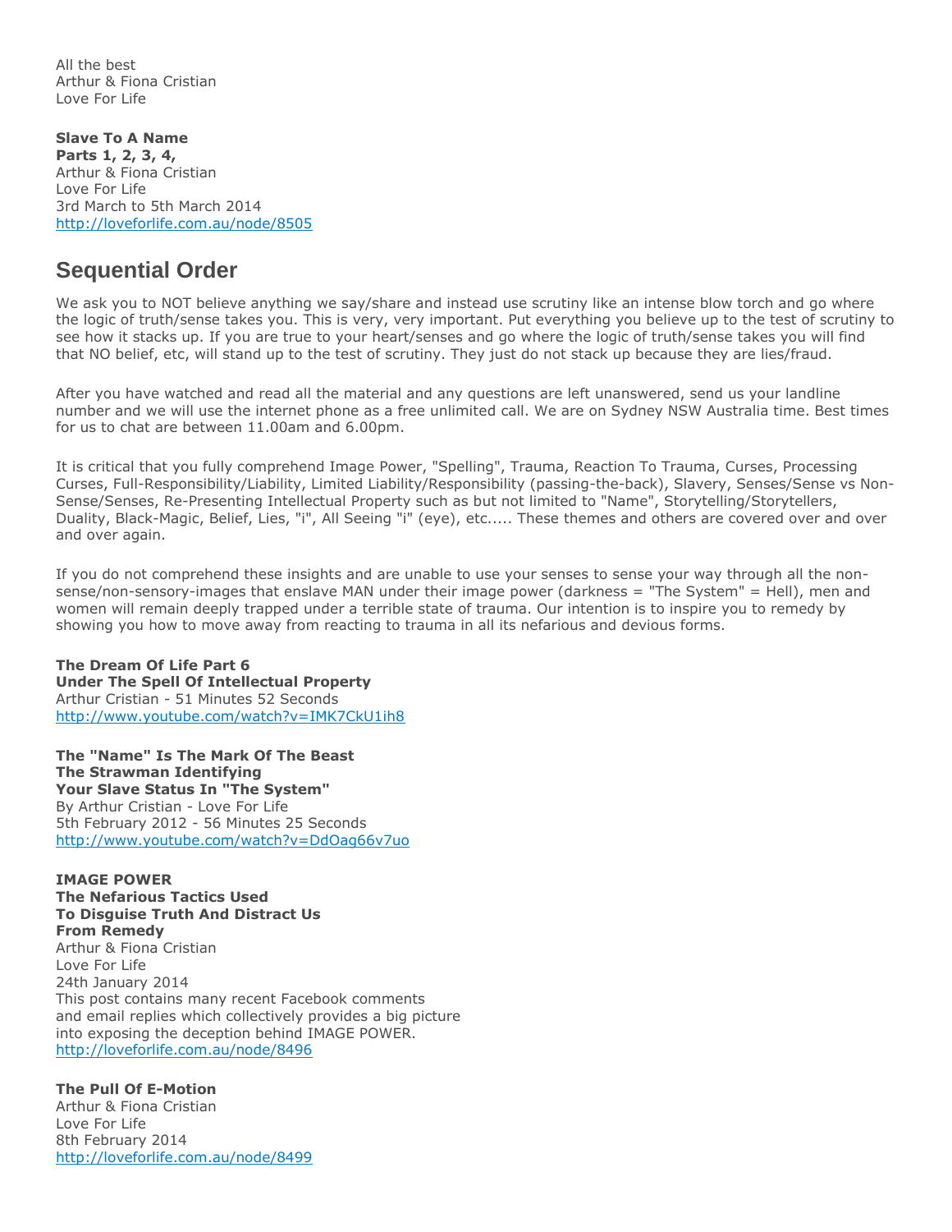All the best
Arthur & Fiona Cristian
Love For Life

**Slave To A Name**
**Parts 1, 2, 3, 4,**
Arthur & Fiona Cristian
Love For Life
3rd March to 5th March 2014
http://loveforlife.com.au/node/8505

## Sequential Order

We ask you to NOT believe anything we say/share and instead use scrutiny like an intense blow torch and go where the logic of truth/sense takes you. This is very, very important. Put everything you believe up to the test of scrutiny to see how it stacks up. If you are true to your heart/senses and go where the logic of truth/sense takes you will find that NO belief, etc, will stand up to the test of scrutiny. They just do not stack up because they are lies/fraud.

After you have watched and read all the material and any questions are left unanswered, send us your landline number and we will use the internet phone as a free unlimited call. We are on Sydney NSW Australia time. Best times for us to chat are between 11.00am and 6.00pm.

It is critical that you fully comprehend Image Power, "Spelling", Trauma, Reaction To Trauma, Curses, Processing Curses, Full-Responsibility/Liability, Limited Liability/Responsibility (passing-the-back), Slavery, Senses/Sense vs Non-Sense/Senses, Re-Presenting Intellectual Property such as but not limited to "Name", Storytelling/Storytellers, Duality, Black-Magic, Belief, Lies, "i", All Seeing "i" (eye), etc..... These themes and others are covered over and over and over again.

If you do not comprehend these insights and are unable to use your senses to sense your way through all the non-sense/non-sensory-images that enslave MAN under their image power (darkness = "The System" = Hell), men and women will remain deeply trapped under a terrible state of trauma. Our intention is to inspire you to remedy by showing you how to move away from reacting to trauma in all its nefarious and devious forms.

**The Dream Of Life Part 6**
**Under The Spell Of Intellectual Property**
Arthur Cristian - 51 Minutes 52 Seconds
http://www.youtube.com/watch?v=IMK7CkU1ih8

**The "Name" Is The Mark Of The Beast**
**The Strawman Identifying**
**Your Slave Status In "The System"**
By Arthur Cristian - Love For Life
5th February 2012 - 56 Minutes 25 Seconds
http://www.youtube.com/watch?v=DdOag66v7uo

**IMAGE POWER**
**The Nefarious Tactics Used**
**To Disguise Truth And Distract Us**
**From Remedy**
Arthur & Fiona Cristian
Love For Life
24th January 2014
This post contains many recent Facebook comments
and email replies which collectively provides a big picture
into exposing the deception behind IMAGE POWER.
http://loveforlife.com.au/node/8496

**The Pull Of E-Motion**
Arthur & Fiona Cristian
Love For Life
8th February 2014
http://loveforlife.com.au/node/8499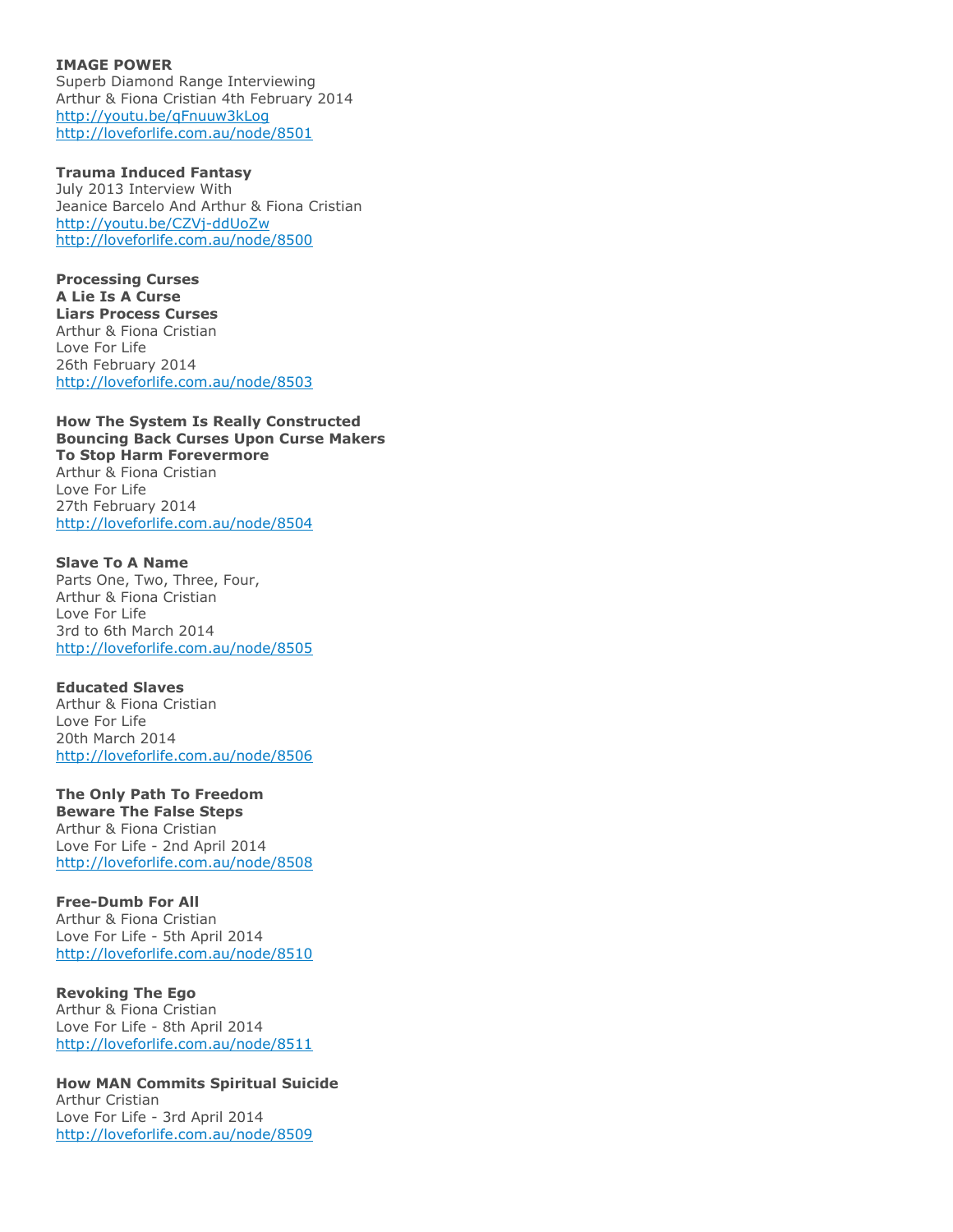**IMAGE POWER**
Superb Diamond Range Interviewing
Arthur & Fiona Cristian 4th February 2014
http://youtu.be/qFnuuw3kLog
http://loveforlife.com.au/node/8501

**Trauma Induced Fantasy**
July 2013 Interview With
Jeanice Barcelo And Arthur & Fiona Cristian
http://youtu.be/CZVj-ddUoZw
http://loveforlife.com.au/node/8500

**Processing Curses**
**A Lie Is A Curse**
**Liars Process Curses**
Arthur & Fiona Cristian
Love For Life
26th February 2014
http://loveforlife.com.au/node/8503

**How The System Is Really Constructed**
**Bouncing Back Curses Upon Curse Makers**
**To Stop Harm Forevermore**
Arthur & Fiona Cristian
Love For Life
27th February 2014
http://loveforlife.com.au/node/8504

**Slave To A Name**
Parts One, Two, Three, Four,
Arthur & Fiona Cristian
Love For Life
3rd to 6th March 2014
http://loveforlife.com.au/node/8505

**Educated Slaves**
Arthur & Fiona Cristian
Love For Life
20th March 2014
http://loveforlife.com.au/node/8506

**The Only Path To Freedom**
**Beware The False Steps**
Arthur & Fiona Cristian
Love For Life - 2nd April 2014
http://loveforlife.com.au/node/8508

**Free-Dumb For All**
Arthur & Fiona Cristian
Love For Life - 5th April 2014
http://loveforlife.com.au/node/8510

**Revoking The Ego**
Arthur & Fiona Cristian
Love For Life - 8th April 2014
http://loveforlife.com.au/node/8511

**How MAN Commits Spiritual Suicide**
Arthur Cristian
Love For Life - 3rd April 2014
http://loveforlife.com.au/node/8509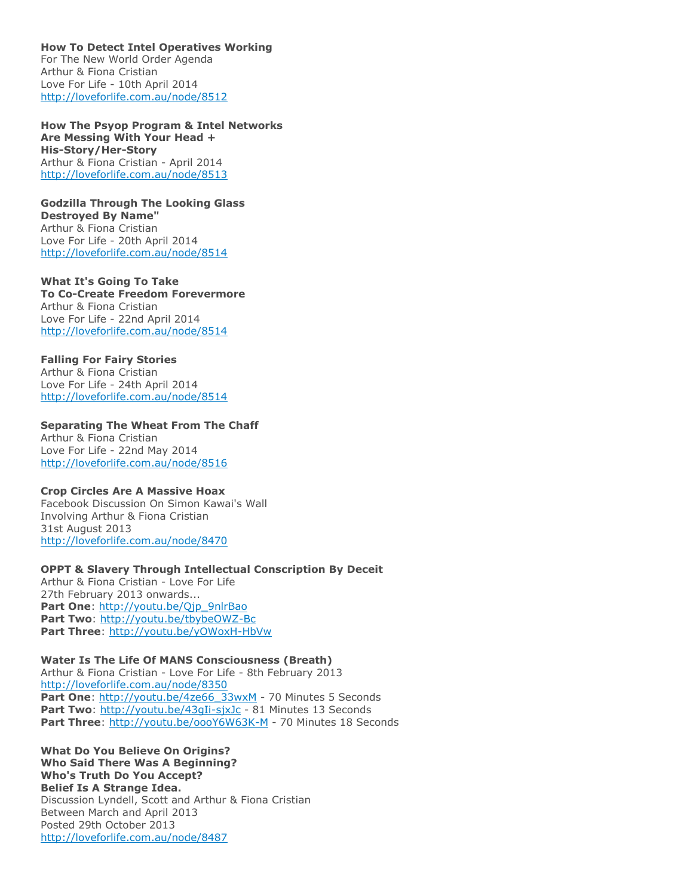**How To Detect Intel Operatives Working**
For The New World Order Agenda
Arthur & Fiona Cristian
Love For Life - 10th April 2014
http://loveforlife.com.au/node/8512

**How The Psyop Program & Intel Networks**
**Are Messing With Your Head +**
**His-Story/Her-Story**
Arthur & Fiona Cristian - April 2014
http://loveforlife.com.au/node/8513

**Godzilla Through The Looking Glass**
**Destroyed By Name"**
Arthur & Fiona Cristian
Love For Life - 20th April 2014
http://loveforlife.com.au/node/8514

**What It's Going To Take**
**To Co-Create Freedom Forevermore**
Arthur & Fiona Cristian
Love For Life - 22nd April 2014
http://loveforlife.com.au/node/8514

**Falling For Fairy Stories**
Arthur & Fiona Cristian
Love For Life - 24th April 2014
http://loveforlife.com.au/node/8514

**Separating The Wheat From The Chaff**
Arthur & Fiona Cristian
Love For Life - 22nd May 2014
http://loveforlife.com.au/node/8516

**Crop Circles Are A Massive Hoax**
Facebook Discussion On Simon Kawai's Wall
Involving Arthur & Fiona Cristian
31st August 2013
http://loveforlife.com.au/node/8470

**OPPT & Slavery Through Intellectual Conscription By Deceit**
Arthur & Fiona Cristian - Love For Life
27th February 2013 onwards...
**Part One**: http://youtu.be/Qjp_9nlrBao
**Part Two**: http://youtu.be/tbybeOWZ-Bc
**Part Three**: http://youtu.be/yOWoxH-HbVw

**Water Is The Life Of MANS Consciousness (Breath)**
Arthur & Fiona Cristian - Love For Life - 8th February 2013
http://loveforlife.com.au/node/8350
**Part One**: http://youtu.be/4ze66_33wxM - 70 Minutes 5 Seconds
**Part Two**: http://youtu.be/43gIi-sjxJc - 81 Minutes 13 Seconds
**Part Three**: http://youtu.be/oooY6W63K-M - 70 Minutes 18 Seconds

**What Do You Believe On Origins?**
**Who Said There Was A Beginning?**
**Who's Truth Do You Accept?**
**Belief Is A Strange Idea.**
Discussion Lyndell, Scott and Arthur & Fiona Cristian
Between March and April 2013
Posted 29th October 2013
http://loveforlife.com.au/node/8487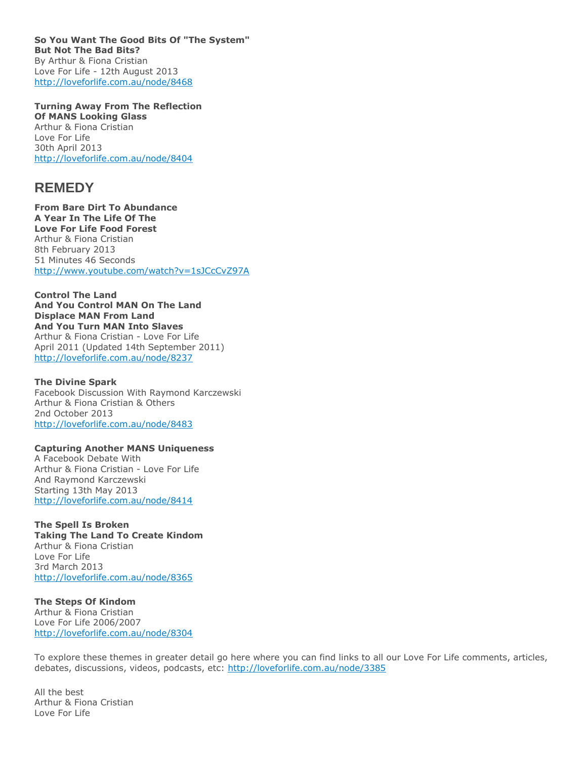**So You Want The Good Bits Of "The System"**
**But Not The Bad Bits?**
By Arthur & Fiona Cristian
Love For Life - 12th August 2013
http://loveforlife.com.au/node/8468

**Turning Away From The Reflection**
**Of MANS Looking Glass**
Arthur & Fiona Cristian
Love For Life
30th April 2013
http://loveforlife.com.au/node/8404

## REMEDY

**From Bare Dirt To Abundance**
**A Year In The Life Of The**
**Love For Life Food Forest**
Arthur & Fiona Cristian
8th February 2013
51 Minutes 46 Seconds
http://www.youtube.com/watch?v=1sJCcCvZ97A

**Control The Land**
**And You Control MAN On The Land**
**Displace MAN From Land**
**And You Turn MAN Into Slaves**
Arthur & Fiona Cristian - Love For Life
April 2011 (Updated 14th September 2011)
http://loveforlife.com.au/node/8237

**The Divine Spark**
Facebook Discussion With Raymond Karczewski
Arthur & Fiona Cristian & Others
2nd October 2013
http://loveforlife.com.au/node/8483

**Capturing Another MANS Uniqueness**
A Facebook Debate With
Arthur & Fiona Cristian - Love For Life
And Raymond Karczewski
Starting 13th May 2013
http://loveforlife.com.au/node/8414

**The Spell Is Broken**
**Taking The Land To Create Kindom**
Arthur & Fiona Cristian
Love For Life
3rd March 2013
http://loveforlife.com.au/node/8365

**The Steps Of Kindom**
Arthur & Fiona Cristian
Love For Life 2006/2007
http://loveforlife.com.au/node/8304

To explore these themes in greater detail go here where you can find links to all our Love For Life comments, articles, debates, discussions, videos, podcasts, etc: http://loveforlife.com.au/node/3385

All the best
Arthur & Fiona Cristian
Love For Life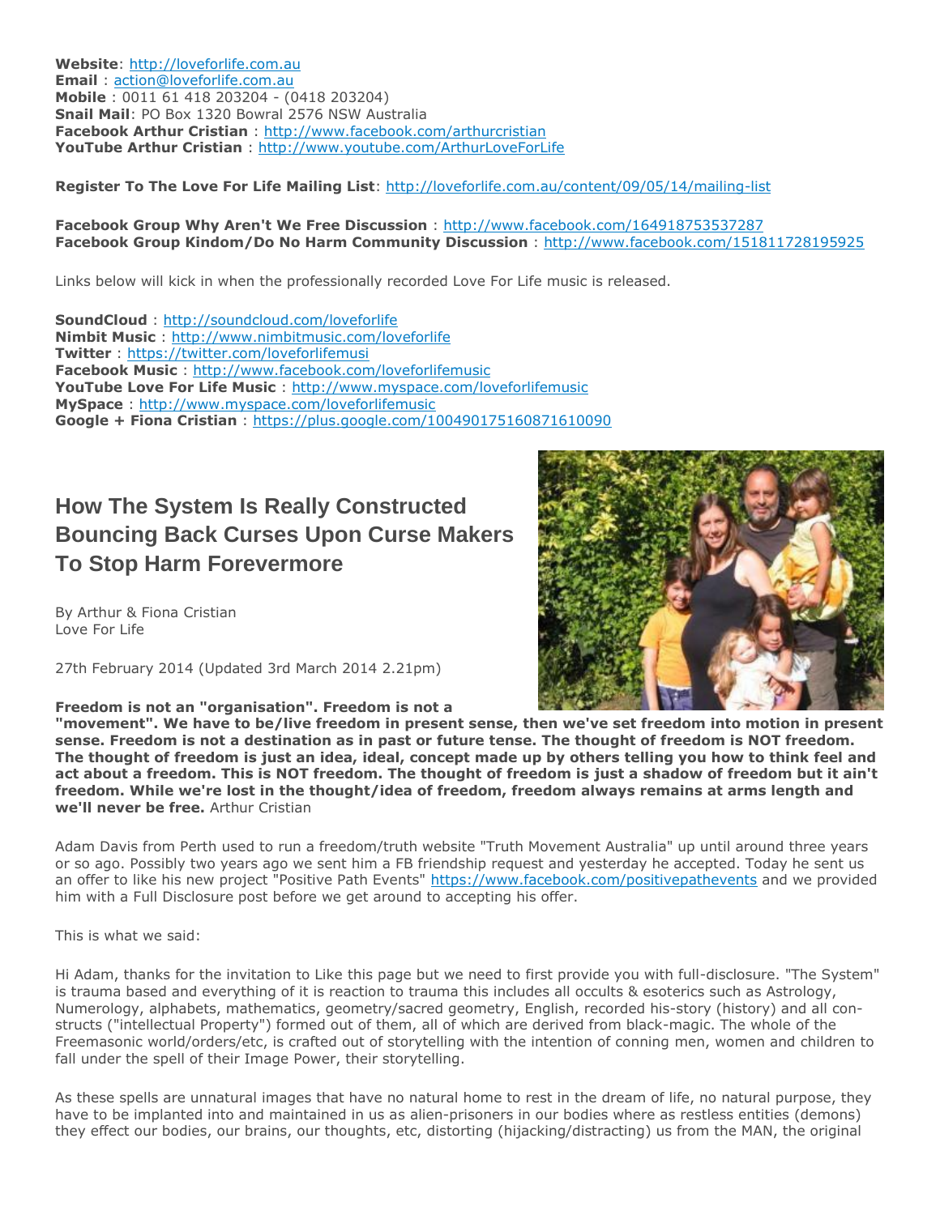**Website**: http://loveforlife.com.au
**Email** : action@loveforlife.com.au
**Mobile** : 0011 61 418 203204 - (0418 203204)
**Snail Mail**: PO Box 1320 Bowral 2576 NSW Australia
**Facebook Arthur Cristian** : http://www.facebook.com/arthurcristian
**YouTube Arthur Cristian** : http://www.youtube.com/ArthurLoveForLife

**Register To The Love For Life Mailing List**: http://loveforlife.com.au/content/09/05/14/mailing-list

**Facebook Group Why Aren't We Free Discussion** : http://www.facebook.com/164918753537287
**Facebook Group Kindom/Do No Harm Community Discussion** : http://www.facebook.com/151811728195925

Links below will kick in when the professionally recorded Love For Life music is released.

**SoundCloud** : http://soundcloud.com/loveforlife
**Nimbit Music** : http://www.nimbitmusic.com/loveforlife
**Twitter** : https://twitter.com/loveforlifemusi
**Facebook Music** : http://www.facebook.com/loveforlifemusic
**YouTube Love For Life Music** : http://www.myspace.com/loveforlifemusic
**MySpace** : http://www.myspace.com/loveforlifemusic
**Google + Fiona Cristian** : https://plus.google.com/100490175160871610090

## How The System Is Really Constructed Bouncing Back Curses Upon Curse Makers To Stop Harm Forevermore

By Arthur & Fiona Cristian
Love For Life

27th February 2014 (Updated 3rd March 2014 2.21pm)

**Freedom is not an "organisation". Freedom is not a "movement". We have to be/live freedom in present sense, then we've set freedom into motion in present sense. Freedom is not a destination as in past or future tense. The thought of freedom is NOT freedom. The thought of freedom is just an idea, ideal, concept made up by others telling you how to think feel and act about a freedom. This is NOT freedom. The thought of freedom is just a shadow of freedom but it ain't freedom. While we're lost in the thought/idea of freedom, freedom always remains at arms length and we'll never be free.** Arthur Cristian

Adam Davis from Perth used to run a freedom/truth website "Truth Movement Australia" up until around three years or so ago. Possibly two years ago we sent him a FB friendship request and yesterday he accepted. Today he sent us an offer to like his new project "Positive Path Events" https://www.facebook.com/positivepathevents and we provided him with a Full Disclosure post before we get around to accepting his offer.

This is what we said:

Hi Adam, thanks for the invitation to Like this page but we need to first provide you with full-disclosure. "The System" is trauma based and everything of it is reaction to trauma this includes all occults & esoterics such as Astrology, Numerology, alphabets, mathematics, geometry/sacred geometry, English, recorded his-story (history) and all con-structs ("intellectual Property") formed out of them, all of which are derived from black-magic. The whole of the Freemasonic world/orders/etc, is crafted out of storytelling with the intention of conning men, women and children to fall under the spell of their Image Power, their storytelling.

As these spells are unnatural images that have no natural home to rest in the dream of life, no natural purpose, they have to be implanted into and maintained in us as alien-prisoners in our bodies where as restless entities (demons) they effect our bodies, our brains, our thoughts, etc, distorting (hijacking/distracting) us from the MAN, the original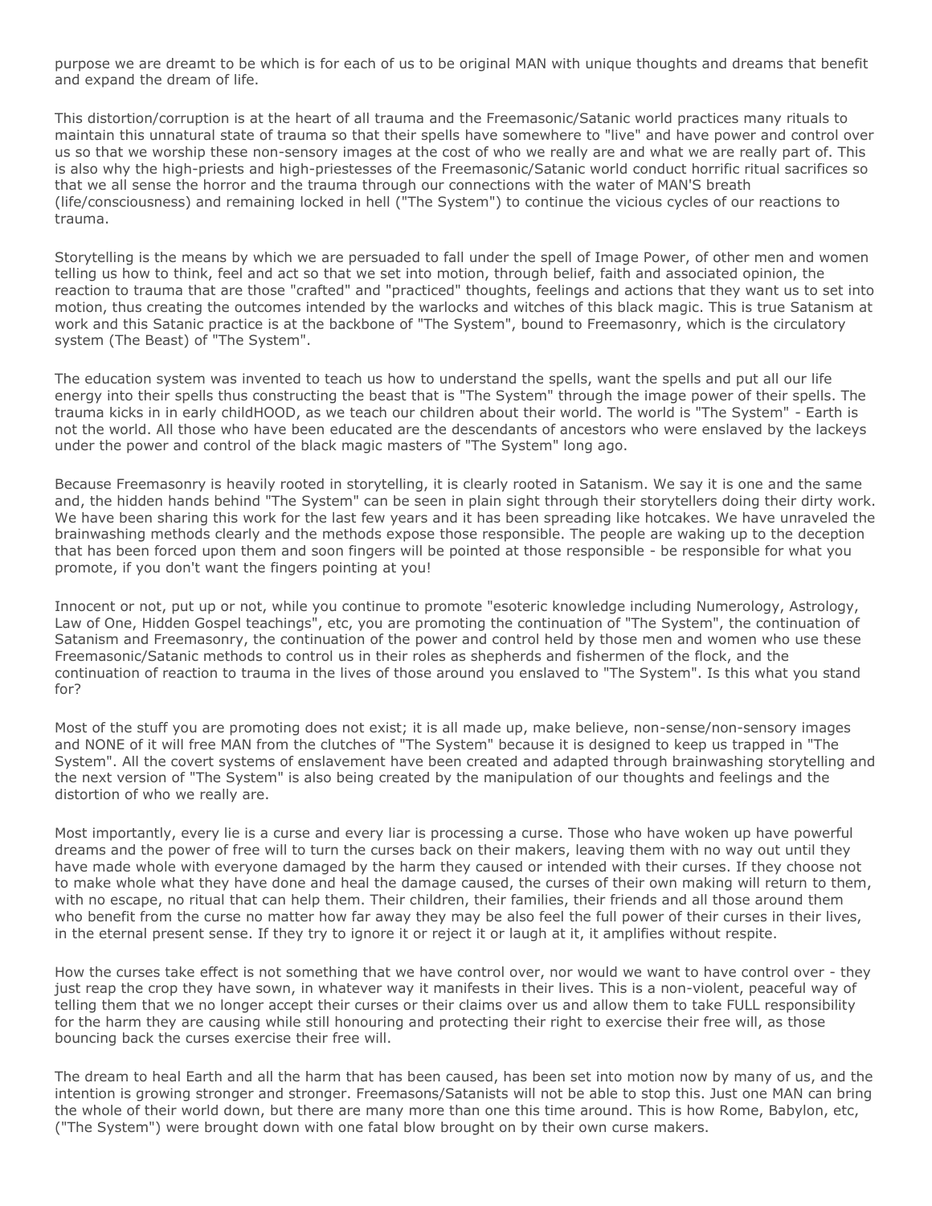purpose we are dreamt to be which is for each of us to be original MAN with unique thoughts and dreams that benefit and expand the dream of life.

This distortion/corruption is at the heart of all trauma and the Freemasonic/Satanic world practices many rituals to maintain this unnatural state of trauma so that their spells have somewhere to "live" and have power and control over us so that we worship these non-sensory images at the cost of who we really are and what we are really part of. This is also why the high-priests and high-priestesses of the Freemasonic/Satanic world conduct horrific ritual sacrifices so that we all sense the horror and the trauma through our connections with the water of MAN'S breath (life/consciousness) and remaining locked in hell ("The System") to continue the vicious cycles of our reactions to trauma.

Storytelling is the means by which we are persuaded to fall under the spell of Image Power, of other men and women telling us how to think, feel and act so that we set into motion, through belief, faith and associated opinion, the reaction to trauma that are those "crafted" and "practiced" thoughts, feelings and actions that they want us to set into motion, thus creating the outcomes intended by the warlocks and witches of this black magic. This is true Satanism at work and this Satanic practice is at the backbone of "The System", bound to Freemasonry, which is the circulatory system (The Beast) of "The System".

The education system was invented to teach us how to understand the spells, want the spells and put all our life energy into their spells thus constructing the beast that is "The System" through the image power of their spells. The trauma kicks in in early childHOOD, as we teach our children about their world. The world is "The System" - Earth is not the world. All those who have been educated are the descendants of ancestors who were enslaved by the lackeys under the power and control of the black magic masters of "The System" long ago.

Because Freemasonry is heavily rooted in storytelling, it is clearly rooted in Satanism. We say it is one and the same and, the hidden hands behind "The System" can be seen in plain sight through their storytellers doing their dirty work. We have been sharing this work for the last few years and it has been spreading like hotcakes. We have unraveled the brainwashing methods clearly and the methods expose those responsible. The people are waking up to the deception that has been forced upon them and soon fingers will be pointed at those responsible - be responsible for what you promote, if you don't want the fingers pointing at you!

Innocent or not, put up or not, while you continue to promote "esoteric knowledge including Numerology, Astrology, Law of One, Hidden Gospel teachings", etc, you are promoting the continuation of "The System", the continuation of Satanism and Freemasonry, the continuation of the power and control held by those men and women who use these Freemasonic/Satanic methods to control us in their roles as shepherds and fishermen of the flock, and the continuation of reaction to trauma in the lives of those around you enslaved to "The System". Is this what you stand for?

Most of the stuff you are promoting does not exist; it is all made up, make believe, non-sense/non-sensory images and NONE of it will free MAN from the clutches of "The System" because it is designed to keep us trapped in "The System". All the covert systems of enslavement have been created and adapted through brainwashing storytelling and the next version of "The System" is also being created by the manipulation of our thoughts and feelings and the distortion of who we really are.

Most importantly, every lie is a curse and every liar is processing a curse. Those who have woken up have powerful dreams and the power of free will to turn the curses back on their makers, leaving them with no way out until they have made whole with everyone damaged by the harm they caused or intended with their curses. If they choose not to make whole what they have done and heal the damage caused, the curses of their own making will return to them, with no escape, no ritual that can help them. Their children, their families, their friends and all those around them who benefit from the curse no matter how far away they may be also feel the full power of their curses in their lives, in the eternal present sense. If they try to ignore it or reject it or laugh at it, it amplifies without respite.

How the curses take effect is not something that we have control over, nor would we want to have control over - they just reap the crop they have sown, in whatever way it manifests in their lives. This is a non-violent, peaceful way of telling them that we no longer accept their curses or their claims over us and allow them to take FULL responsibility for the harm they are causing while still honouring and protecting their right to exercise their free will, as those bouncing back the curses exercise their free will.

The dream to heal Earth and all the harm that has been caused, has been set into motion now by many of us, and the intention is growing stronger and stronger. Freemasons/Satanists will not be able to stop this. Just one MAN can bring the whole of their world down, but there are many more than one this time around. This is how Rome, Babylon, etc, ("The System") were brought down with one fatal blow brought on by their own curse makers.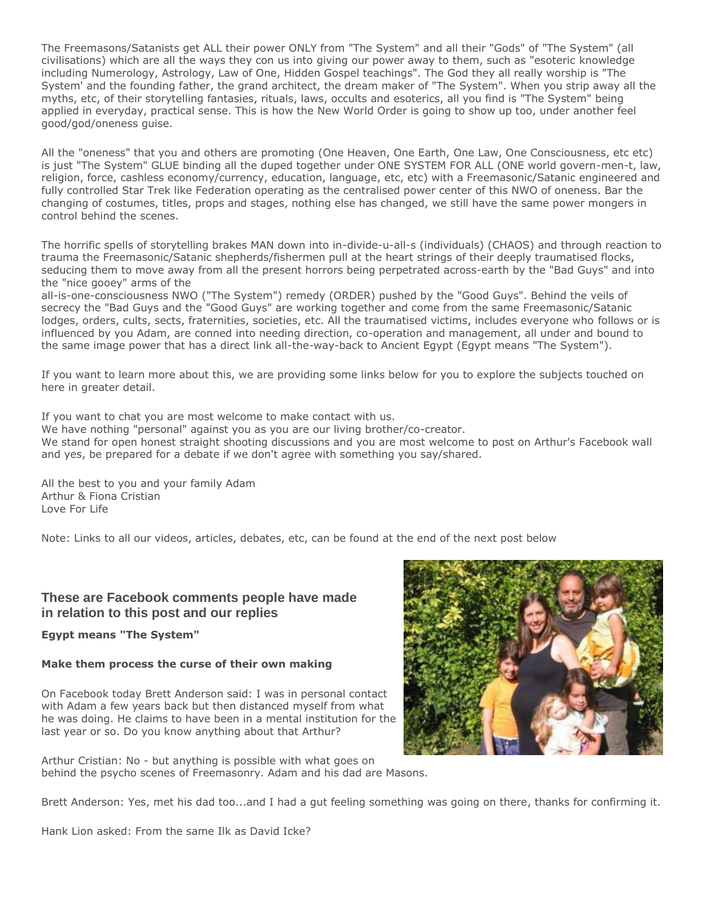The Freemasons/Satanists get ALL their power ONLY from "The System" and all their "Gods" of "The System" (all civilisations) which are all the ways they con us into giving our power away to them, such as "esoteric knowledge including Numerology, Astrology, Law of One, Hidden Gospel teachings". The God they all really worship is "The System' and the founding father, the grand architect, the dream maker of "The System". When you strip away all the myths, etc, of their storytelling fantasies, rituals, laws, occults and esoterics, all you find is "The System" being applied in everyday, practical sense. This is how the New World Order is going to show up too, under another feel good/god/oneness guise.

All the "oneness" that you and others are promoting (One Heaven, One Earth, One Law, One Consciousness, etc etc) is just "The System" GLUE binding all the duped together under ONE SYSTEM FOR ALL (ONE world govern-men-t, law, religion, force, cashless economy/currency, education, language, etc, etc) with a Freemasonic/Satanic engineered and fully controlled Star Trek like Federation operating as the centralised power center of this NWO of oneness. Bar the changing of costumes, titles, props and stages, nothing else has changed, we still have the same power mongers in control behind the scenes.

The horrific spells of storytelling brakes MAN down into in-divide-u-all-s (individuals) (CHAOS) and through reaction to trauma the Freemasonic/Satanic shepherds/fishermen pull at the heart strings of their deeply traumatised flocks, seducing them to move away from all the present horrors being perpetrated across-earth by the "Bad Guys" and into the "nice gooey" arms of the all-is-one-consciousness NWO ("The System") remedy (ORDER) pushed by the "Good Guys". Behind the veils of secrecy the "Bad Guys and the "Good Guys" are working together and come from the same Freemasonic/Satanic lodges, orders, cults, sects, fraternities, societies, etc. All the traumatised victims, includes everyone who follows or is influenced by you Adam, are conned into needing direction, co-operation and management, all under and bound to the same image power that has a direct link all-the-way-back to Ancient Egypt (Egypt means "The System").

If you want to learn more about this, we are providing some links below for you to explore the subjects touched on here in greater detail.

If you want to chat you are most welcome to make contact with us.
We have nothing "personal" against you as you are our living brother/co-creator.
We stand for open honest straight shooting discussions and you are most welcome to post on Arthur's Facebook wall and yes, be prepared for a debate if we don't agree with something you say/shared.

All the best to you and your family Adam
Arthur & Fiona Cristian
Love For Life

Note: Links to all our videos, articles, debates, etc, can be found at the end of the next post below

### These are Facebook comments people have made in relation to this post and our replies

**Egypt means "The System"**

**Make them process the curse of their own making**

On Facebook today Brett Anderson said: I was in personal contact with Adam a few years back but then distanced myself from what he was doing. He claims to have been in a mental institution for the last year or so. Do you know anything about that Arthur?

Arthur Cristian: No - but anything is possible with what goes on behind the psycho scenes of Freemasonry. Adam and his dad are Masons.

Brett Anderson: Yes, met his dad too...and I had a gut feeling something was going on there, thanks for confirming it.

Hank Lion asked: From the same Ilk as David Icke?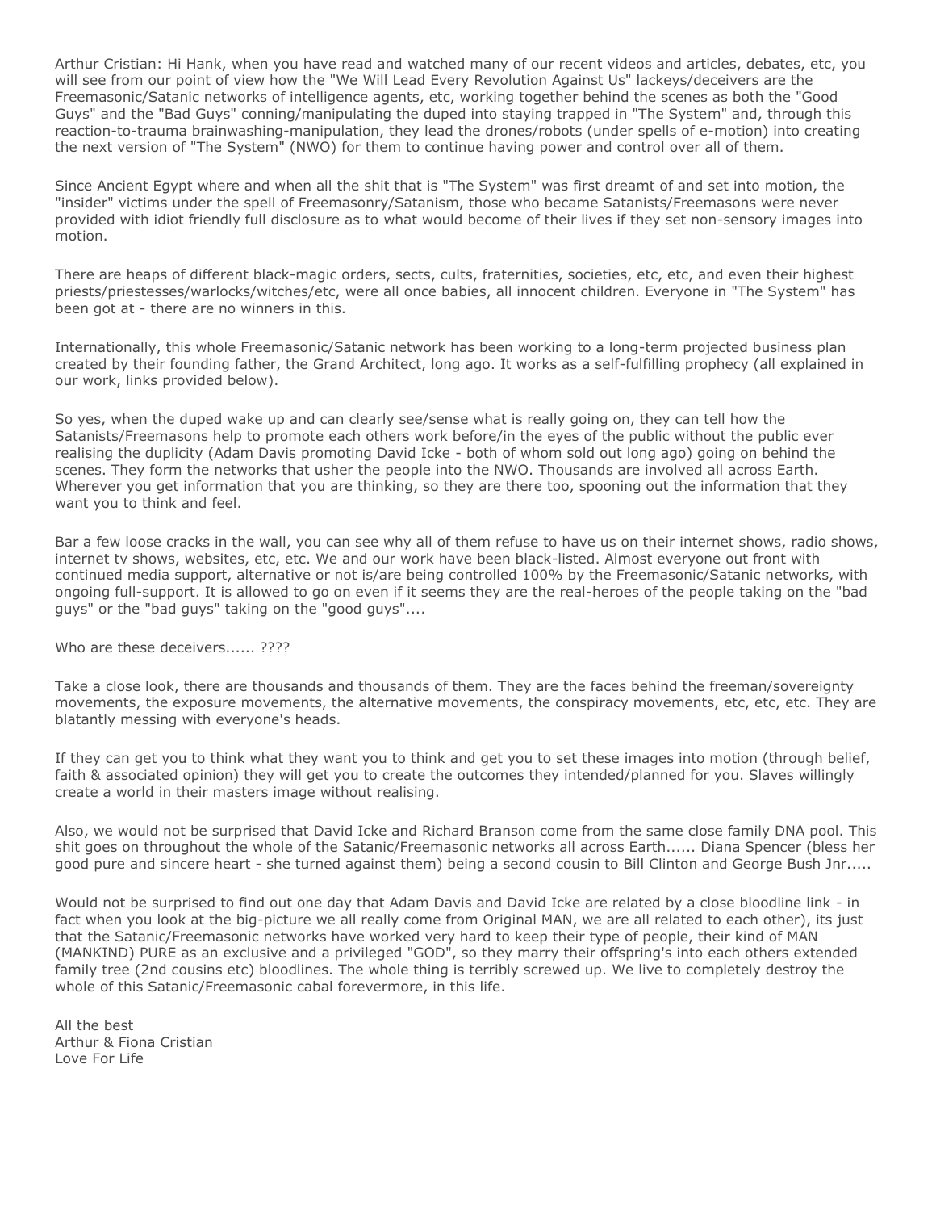Arthur Cristian: Hi Hank, when you have read and watched many of our recent videos and articles, debates, etc, you will see from our point of view how the "We Will Lead Every Revolution Against Us" lackeys/deceivers are the Freemasonic/Satanic networks of intelligence agents, etc, working together behind the scenes as both the "Good Guys" and the "Bad Guys" conning/manipulating the duped into staying trapped in "The System" and, through this reaction-to-trauma brainwashing-manipulation, they lead the drones/robots (under spells of e-motion) into creating the next version of "The System" (NWO) for them to continue having power and control over all of them.

Since Ancient Egypt where and when all the shit that is "The System" was first dreamt of and set into motion, the "insider" victims under the spell of Freemasonry/Satanism, those who became Satanists/Freemasons were never provided with idiot friendly full disclosure as to what would become of their lives if they set non-sensory images into motion.

There are heaps of different black-magic orders, sects, cults, fraternities, societies, etc, etc, and even their highest priests/priestesses/warlocks/witches/etc, were all once babies, all innocent children. Everyone in "The System" has been got at - there are no winners in this.

Internationally, this whole Freemasonic/Satanic network has been working to a long-term projected business plan created by their founding father, the Grand Architect, long ago. It works as a self-fulfilling prophecy (all explained in our work, links provided below).

So yes, when the duped wake up and can clearly see/sense what is really going on, they can tell how the Satanists/Freemasons help to promote each others work before/in the eyes of the public without the public ever realising the duplicity (Adam Davis promoting David Icke - both of whom sold out long ago) going on behind the scenes. They form the networks that usher the people into the NWO. Thousands are involved all across Earth. Wherever you get information that you are thinking, so they are there too, spooning out the information that they want you to think and feel.

Bar a few loose cracks in the wall, you can see why all of them refuse to have us on their internet shows, radio shows, internet tv shows, websites, etc, etc. We and our work have been black-listed. Almost everyone out front with continued media support, alternative or not is/are being controlled 100% by the Freemasonic/Satanic networks, with ongoing full-support. It is allowed to go on even if it seems they are the real-heroes of the people taking on the "bad guys" or the "bad guys" taking on the "good guys"....

Who are these deceivers...... ????

Take a close look, there are thousands and thousands of them. They are the faces behind the freeman/sovereignty movements, the exposure movements, the alternative movements, the conspiracy movements, etc, etc, etc. They are blatantly messing with everyone's heads.

If they can get you to think what they want you to think and get you to set these images into motion (through belief, faith & associated opinion) they will get you to create the outcomes they intended/planned for you. Slaves willingly create a world in their masters image without realising.

Also, we would not be surprised that David Icke and Richard Branson come from the same close family DNA pool. This shit goes on throughout the whole of the Satanic/Freemasonic networks all across Earth...... Diana Spencer (bless her good pure and sincere heart - she turned against them) being a second cousin to Bill Clinton and George Bush Jnr.....

Would not be surprised to find out one day that Adam Davis and David Icke are related by a close bloodline link - in fact when you look at the big-picture we all really come from Original MAN, we are all related to each other), its just that the Satanic/Freemasonic networks have worked very hard to keep their type of people, their kind of MAN (MANKIND) PURE as an exclusive and a privileged "GOD", so they marry their offspring's into each others extended family tree (2nd cousins etc) bloodlines. The whole thing is terribly screwed up. We live to completely destroy the whole of this Satanic/Freemasonic cabal forevermore, in this life.

All the best
Arthur & Fiona Cristian
Love For Life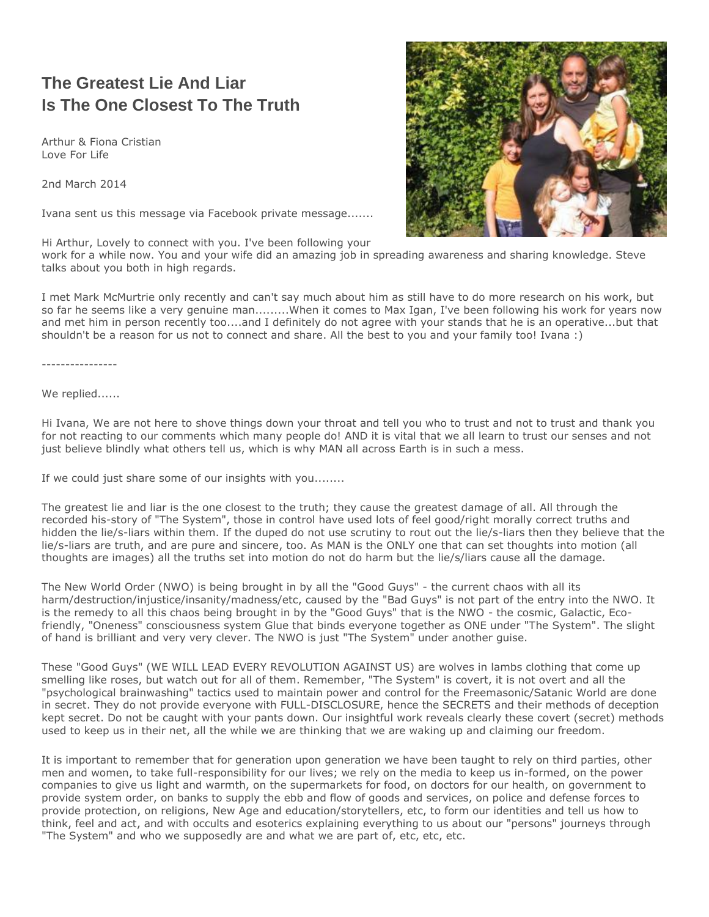# The Greatest Lie And Liar Is The One Closest To The Truth

Arthur & Fiona Cristian
Love For Life

2nd March 2014

Ivana sent us this message via Facebook private message.......

Hi Arthur, Lovely to connect with you. I've been following your work for a while now. You and your wife did an amazing job in spreading awareness and sharing knowledge. Steve talks about you both in high regards.

I met Mark McMurtrie only recently and can't say much about him as still have to do more research on his work, but so far he seems like a very genuine man.........When it comes to Max Igan, I've been following his work for years now and met him in person recently too....and I definitely do not agree with your stands that he is an operative...but that shouldn't be a reason for us not to connect and share. All the best to you and your family too! Ivana :)

----------------

We replied......

Hi Ivana, We are not here to shove things down your throat and tell you who to trust and not to trust and thank you for not reacting to our comments which many people do! AND it is vital that we all learn to trust our senses and not just believe blindly what others tell us, which is why MAN all across Earth is in such a mess.

If we could just share some of our insights with you........

The greatest lie and liar is the one closest to the truth; they cause the greatest damage of all. All through the recorded his-story of "The System", those in control have used lots of feel good/right morally correct truths and hidden the lie/s-liars within them. If the duped do not use scrutiny to rout out the lie/s-liars then they believe that the lie/s-liars are truth, and are pure and sincere, too. As MAN is the ONLY one that can set thoughts into motion (all thoughts are images) all the truths set into motion do not do harm but the lie/s/liars cause all the damage.

The New World Order (NWO) is being brought in by all the "Good Guys" - the current chaos with all its harm/destruction/injustice/insanity/madness/etc, caused by the "Bad Guys" is not part of the entry into the NWO. It is the remedy to all this chaos being brought in by the "Good Guys" that is the NWO - the cosmic, Galactic, Eco-friendly, "Oneness" consciousness system Glue that binds everyone together as ONE under "The System". The slight of hand is brilliant and very very clever. The NWO is just "The System" under another guise.

These "Good Guys" (WE WILL LEAD EVERY REVOLUTION AGAINST US) are wolves in lambs clothing that come up smelling like roses, but watch out for all of them. Remember, "The System" is covert, it is not overt and all the "psychological brainwashing" tactics used to maintain power and control for the Freemasonic/Satanic World are done in secret. They do not provide everyone with FULL-DISCLOSURE, hence the SECRETS and their methods of deception kept secret. Do not be caught with your pants down. Our insightful work reveals clearly these covert (secret) methods used to keep us in their net, all the while we are thinking that we are waking up and claiming our freedom.

It is important to remember that for generation upon generation we have been taught to rely on third parties, other men and women, to take full-responsibility for our lives; we rely on the media to keep us in-formed, on the power companies to give us light and warmth, on the supermarkets for food, on doctors for our health, on government to provide system order, on banks to supply the ebb and flow of goods and services, on police and defense forces to provide protection, on religions, New Age and education/storytellers, etc, to form our identities and tell us how to think, feel and act, and with occults and esoterics explaining everything to us about our "persons" journeys through "The System" and who we supposedly are and what we are part of, etc, etc, etc.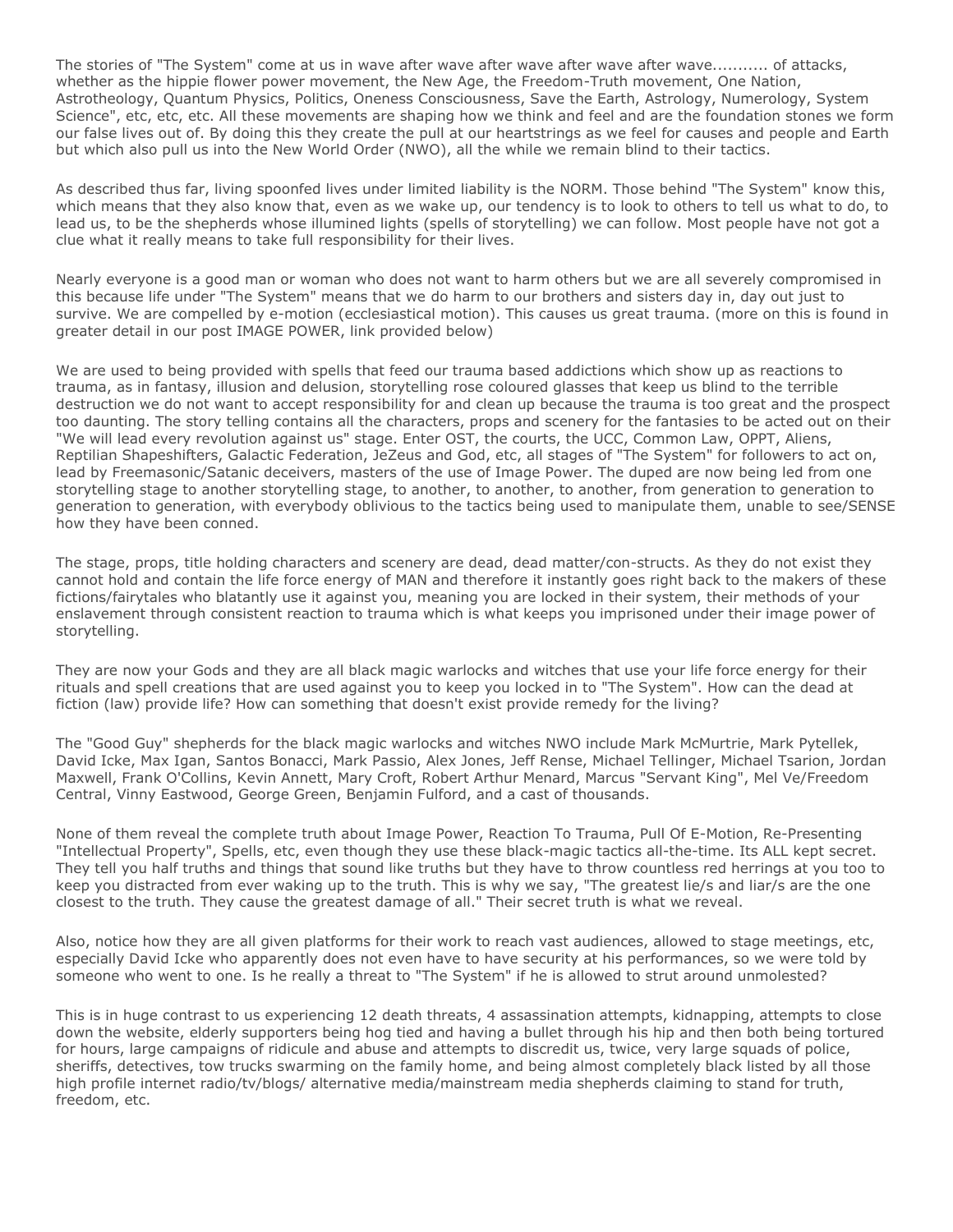The stories of "The System" come at us in wave after wave after wave after wave after wave........... of attacks, whether as the hippie flower power movement, the New Age, the Freedom-Truth movement, One Nation, Astrotheology, Quantum Physics, Politics, Oneness Consciousness, Save the Earth, Astrology, Numerology, System Science", etc, etc, etc. All these movements are shaping how we think and feel and are the foundation stones we form our false lives out of. By doing this they create the pull at our heartstrings as we feel for causes and people and Earth but which also pull us into the New World Order (NWO), all the while we remain blind to their tactics.

As described thus far, living spoonfed lives under limited liability is the NORM. Those behind "The System" know this, which means that they also know that, even as we wake up, our tendency is to look to others to tell us what to do, to lead us, to be the shepherds whose illumined lights (spells of storytelling) we can follow. Most people have not got a clue what it really means to take full responsibility for their lives.

Nearly everyone is a good man or woman who does not want to harm others but we are all severely compromised in this because life under "The System" means that we do harm to our brothers and sisters day in, day out just to survive. We are compelled by e-motion (ecclesiastical motion). This causes us great trauma. (more on this is found in greater detail in our post IMAGE POWER, link provided below)

We are used to being provided with spells that feed our trauma based addictions which show up as reactions to trauma, as in fantasy, illusion and delusion, storytelling rose coloured glasses that keep us blind to the terrible destruction we do not want to accept responsibility for and clean up because the trauma is too great and the prospect too daunting. The story telling contains all the characters, props and scenery for the fantasies to be acted out on their "We will lead every revolution against us" stage. Enter OST, the courts, the UCC, Common Law, OPPT, Aliens, Reptilian Shapeshifters, Galactic Federation, JeZeus and God, etc, all stages of "The System" for followers to act on, lead by Freemasonic/Satanic deceivers, masters of the use of Image Power. The duped are now being led from one storytelling stage to another storytelling stage, to another, to another, to another, from generation to generation to generation to generation, with everybody oblivious to the tactics being used to manipulate them, unable to see/SENSE how they have been conned.

The stage, props, title holding characters and scenery are dead, dead matter/con-structs. As they do not exist they cannot hold and contain the life force energy of MAN and therefore it instantly goes right back to the makers of these fictions/fairytales who blatantly use it against you, meaning you are locked in their system, their methods of your enslavement through consistent reaction to trauma which is what keeps you imprisoned under their image power of storytelling.

They are now your Gods and they are all black magic warlocks and witches that use your life force energy for their rituals and spell creations that are used against you to keep you locked in to "The System". How can the dead at fiction (law) provide life? How can something that doesn't exist provide remedy for the living?

The "Good Guy" shepherds for the black magic warlocks and witches NWO include Mark McMurtrie, Mark Pytellek, David Icke, Max Igan, Santos Bonacci, Mark Passio, Alex Jones, Jeff Rense, Michael Tellinger, Michael Tsarion, Jordan Maxwell, Frank O'Collins, Kevin Annett, Mary Croft, Robert Arthur Menard, Marcus "Servant King", Mel Ve/Freedom Central, Vinny Eastwood, George Green, Benjamin Fulford, and a cast of thousands.

None of them reveal the complete truth about Image Power, Reaction To Trauma, Pull Of E-Motion, Re-Presenting "Intellectual Property", Spells, etc, even though they use these black-magic tactics all-the-time. Its ALL kept secret. They tell you half truths and things that sound like truths but they have to throw countless red herrings at you too to keep you distracted from ever waking up to the truth. This is why we say, "The greatest lie/s and liar/s are the one closest to the truth. They cause the greatest damage of all." Their secret truth is what we reveal.

Also, notice how they are all given platforms for their work to reach vast audiences, allowed to stage meetings, etc, especially David Icke who apparently does not even have to have security at his performances, so we were told by someone who went to one. Is he really a threat to "The System" if he is allowed to strut around unmolested?

This is in huge contrast to us experiencing 12 death threats, 4 assassination attempts, kidnapping, attempts to close down the website, elderly supporters being hog tied and having a bullet through his hip and then both being tortured for hours, large campaigns of ridicule and abuse and attempts to discredit us, twice, very large squads of police, sheriffs, detectives, tow trucks swarming on the family home, and being almost completely black listed by all those high profile internet radio/tv/blogs/ alternative media/mainstream media shepherds claiming to stand for truth, freedom, etc.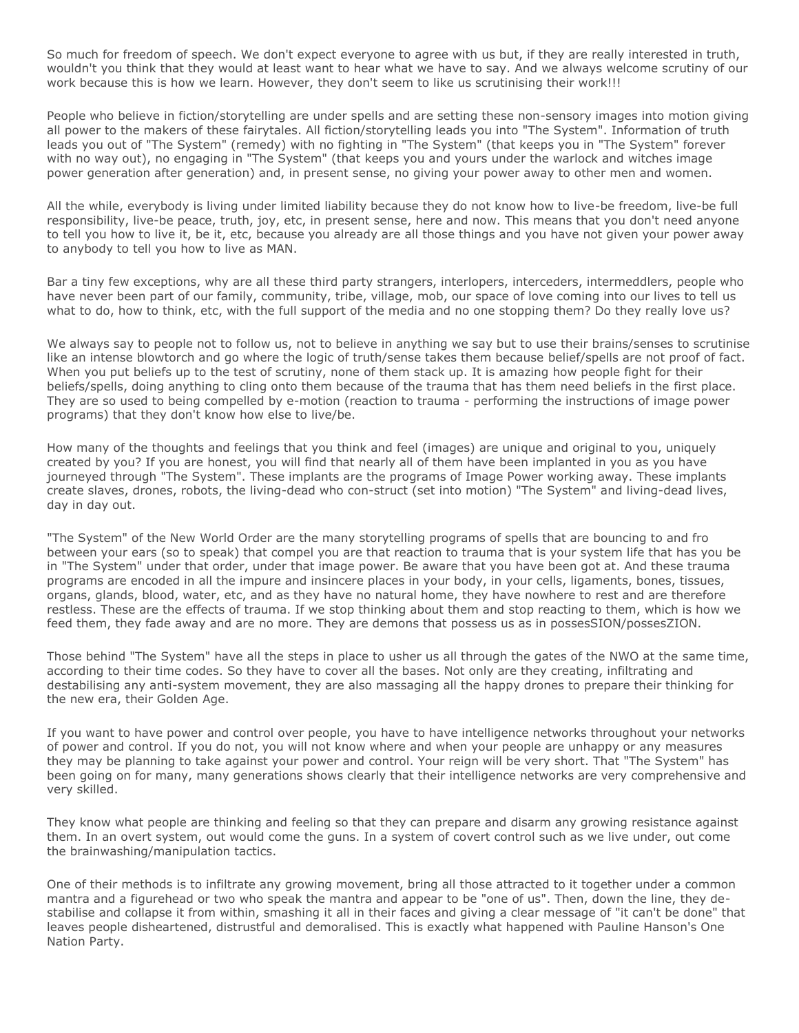So much for freedom of speech. We don't expect everyone to agree with us but, if they are really interested in truth, wouldn't you think that they would at least want to hear what we have to say. And we always welcome scrutiny of our work because this is how we learn. However, they don't seem to like us scrutinising their work!!!

People who believe in fiction/storytelling are under spells and are setting these non-sensory images into motion giving all power to the makers of these fairytales. All fiction/storytelling leads you into "The System". Information of truth leads you out of "The System" (remedy) with no fighting in "The System" (that keeps you in "The System" forever with no way out), no engaging in "The System" (that keeps you and yours under the warlock and witches image power generation after generation) and, in present sense, no giving your power away to other men and women.

All the while, everybody is living under limited liability because they do not know how to live-be freedom, live-be full responsibility, live-be peace, truth, joy, etc, in present sense, here and now. This means that you don't need anyone to tell you how to live it, be it, etc, because you already are all those things and you have not given your power away to anybody to tell you how to live as MAN.

Bar a tiny few exceptions, why are all these third party strangers, interlopers, interceders, intermeddlers, people who have never been part of our family, community, tribe, village, mob, our space of love coming into our lives to tell us what to do, how to think, etc, with the full support of the media and no one stopping them? Do they really love us?

We always say to people not to follow us, not to believe in anything we say but to use their brains/senses to scrutinise like an intense blowtorch and go where the logic of truth/sense takes them because belief/spells are not proof of fact. When you put beliefs up to the test of scrutiny, none of them stack up. It is amazing how people fight for their beliefs/spells, doing anything to cling onto them because of the trauma that has them need beliefs in the first place. They are so used to being compelled by e-motion (reaction to trauma - performing the instructions of image power programs) that they don't know how else to live/be.

How many of the thoughts and feelings that you think and feel (images) are unique and original to you, uniquely created by you? If you are honest, you will find that nearly all of them have been implanted in you as you have journeyed through "The System". These implants are the programs of Image Power working away. These implants create slaves, drones, robots, the living-dead who con-struct (set into motion) "The System" and living-dead lives, day in day out.

"The System" of the New World Order are the many storytelling programs of spells that are bouncing to and fro between your ears (so to speak) that compel you are that reaction to trauma that is your system life that has you be in "The System" under that order, under that image power. Be aware that you have been got at. And these trauma programs are encoded in all the impure and insincere places in your body, in your cells, ligaments, bones, tissues, organs, glands, blood, water, etc, and as they have no natural home, they have nowhere to rest and are therefore restless. These are the effects of trauma. If we stop thinking about them and stop reacting to them, which is how we feed them, they fade away and are no more. They are demons that possess us as in possesSION/possesZION.

Those behind "The System" have all the steps in place to usher us all through the gates of the NWO at the same time, according to their time codes. So they have to cover all the bases. Not only are they creating, infiltrating and destabilising any anti-system movement, they are also massaging all the happy drones to prepare their thinking for the new era, their Golden Age.

If you want to have power and control over people, you have to have intelligence networks throughout your networks of power and control. If you do not, you will not know where and when your people are unhappy or any measures they may be planning to take against your power and control. Your reign will be very short. That "The System" has been going on for many, many generations shows clearly that their intelligence networks are very comprehensive and very skilled.

They know what people are thinking and feeling so that they can prepare and disarm any growing resistance against them. In an overt system, out would come the guns. In a system of covert control such as we live under, out come the brainwashing/manipulation tactics.

One of their methods is to infiltrate any growing movement, bring all those attracted to it together under a common mantra and a figurehead or two who speak the mantra and appear to be "one of us". Then, down the line, they de-stabilise and collapse it from within, smashing it all in their faces and giving a clear message of "it can't be done" that leaves people disheartened, distrustful and demoralised. This is exactly what happened with Pauline Hanson's One Nation Party.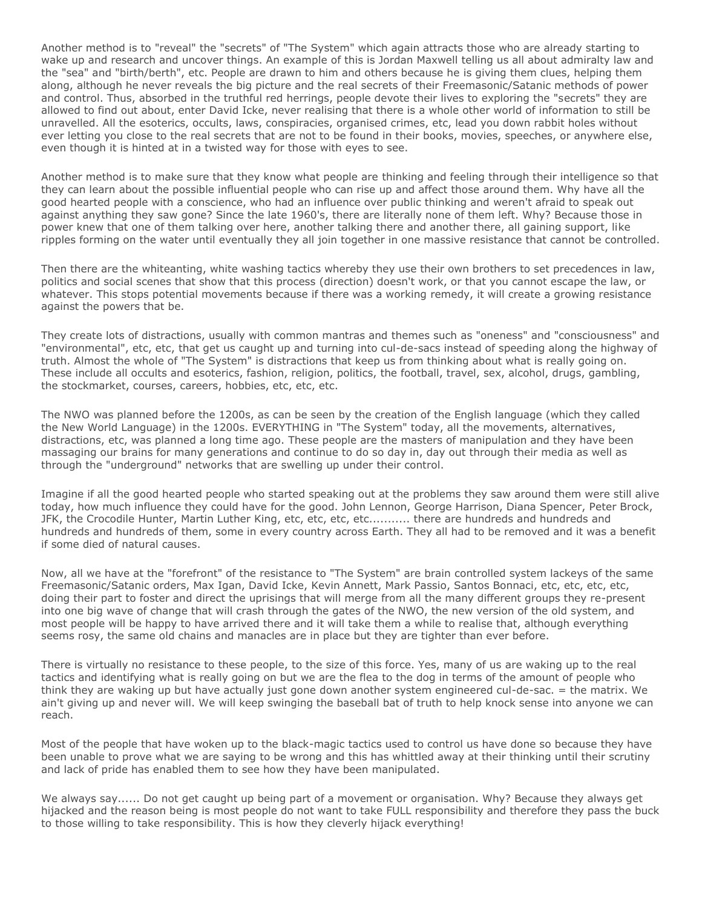Another method is to "reveal" the "secrets" of "The System" which again attracts those who are already starting to wake up and research and uncover things. An example of this is Jordan Maxwell telling us all about admiralty law and the "sea" and "birth/berth", etc. People are drawn to him and others because he is giving them clues, helping them along, although he never reveals the big picture and the real secrets of their Freemasonic/Satanic methods of power and control. Thus, absorbed in the truthful red herrings, people devote their lives to exploring the "secrets" they are allowed to find out about, enter David Icke, never realising that there is a whole other world of information to still be unravelled. All the esoterics, occults, laws, conspiracies, organised crimes, etc, lead you down rabbit holes without ever letting you close to the real secrets that are not to be found in their books, movies, speeches, or anywhere else, even though it is hinted at in a twisted way for those with eyes to see.

Another method is to make sure that they know what people are thinking and feeling through their intelligence so that they can learn about the possible influential people who can rise up and affect those around them. Why have all the good hearted people with a conscience, who had an influence over public thinking and weren't afraid to speak out against anything they saw gone? Since the late 1960's, there are literally none of them left. Why? Because those in power knew that one of them talking over here, another talking there and another there, all gaining support, like ripples forming on the water until eventually they all join together in one massive resistance that cannot be controlled.

Then there are the whiteanting, white washing tactics whereby they use their own brothers to set precedences in law, politics and social scenes that show that this process (direction) doesn't work, or that you cannot escape the law, or whatever. This stops potential movements because if there was a working remedy, it will create a growing resistance against the powers that be.

They create lots of distractions, usually with common mantras and themes such as "oneness" and "consciousness" and "environmental", etc, etc, that get us caught up and turning into cul-de-sacs instead of speeding along the highway of truth. Almost the whole of "The System" is distractions that keep us from thinking about what is really going on. These include all occults and esoterics, fashion, religion, politics, the football, travel, sex, alcohol, drugs, gambling, the stockmarket, courses, careers, hobbies, etc, etc, etc.

The NWO was planned before the 1200s, as can be seen by the creation of the English language (which they called the New World Language) in the 1200s. EVERYTHING in "The System" today, all the movements, alternatives, distractions, etc, was planned a long time ago. These people are the masters of manipulation and they have been massaging our brains for many generations and continue to do so day in, day out through their media as well as through the "underground" networks that are swelling up under their control.

Imagine if all the good hearted people who started speaking out at the problems they saw around them were still alive today, how much influence they could have for the good. John Lennon, George Harrison, Diana Spencer, Peter Brock, JFK, the Crocodile Hunter, Martin Luther King, etc, etc, etc, etc........... there are hundreds and hundreds and hundreds and hundreds of them, some in every country across Earth. They all had to be removed and it was a benefit if some died of natural causes.

Now, all we have at the "forefront" of the resistance to "The System" are brain controlled system lackeys of the same Freemasonic/Satanic orders, Max Igan, David Icke, Kevin Annett, Mark Passio, Santos Bonnaci, etc, etc, etc, etc, doing their part to foster and direct the uprisings that will merge from all the many different groups they re-present into one big wave of change that will crash through the gates of the NWO, the new version of the old system, and most people will be happy to have arrived there and it will take them a while to realise that, although everything seems rosy, the same old chains and manacles are in place but they are tighter than ever before.

There is virtually no resistance to these people, to the size of this force. Yes, many of us are waking up to the real tactics and identifying what is really going on but we are the flea to the dog in terms of the amount of people who think they are waking up but have actually just gone down another system engineered cul-de-sac. = the matrix. We ain't giving up and never will. We will keep swinging the baseball bat of truth to help knock sense into anyone we can reach.

Most of the people that have woken up to the black-magic tactics used to control us have done so because they have been unable to prove what we are saying to be wrong and this has whittled away at their thinking until their scrutiny and lack of pride has enabled them to see how they have been manipulated.

We always say...... Do not get caught up being part of a movement or organisation. Why? Because they always get hijacked and the reason being is most people do not want to take FULL responsibility and therefore they pass the buck to those willing to take responsibility. This is how they cleverly hijack everything!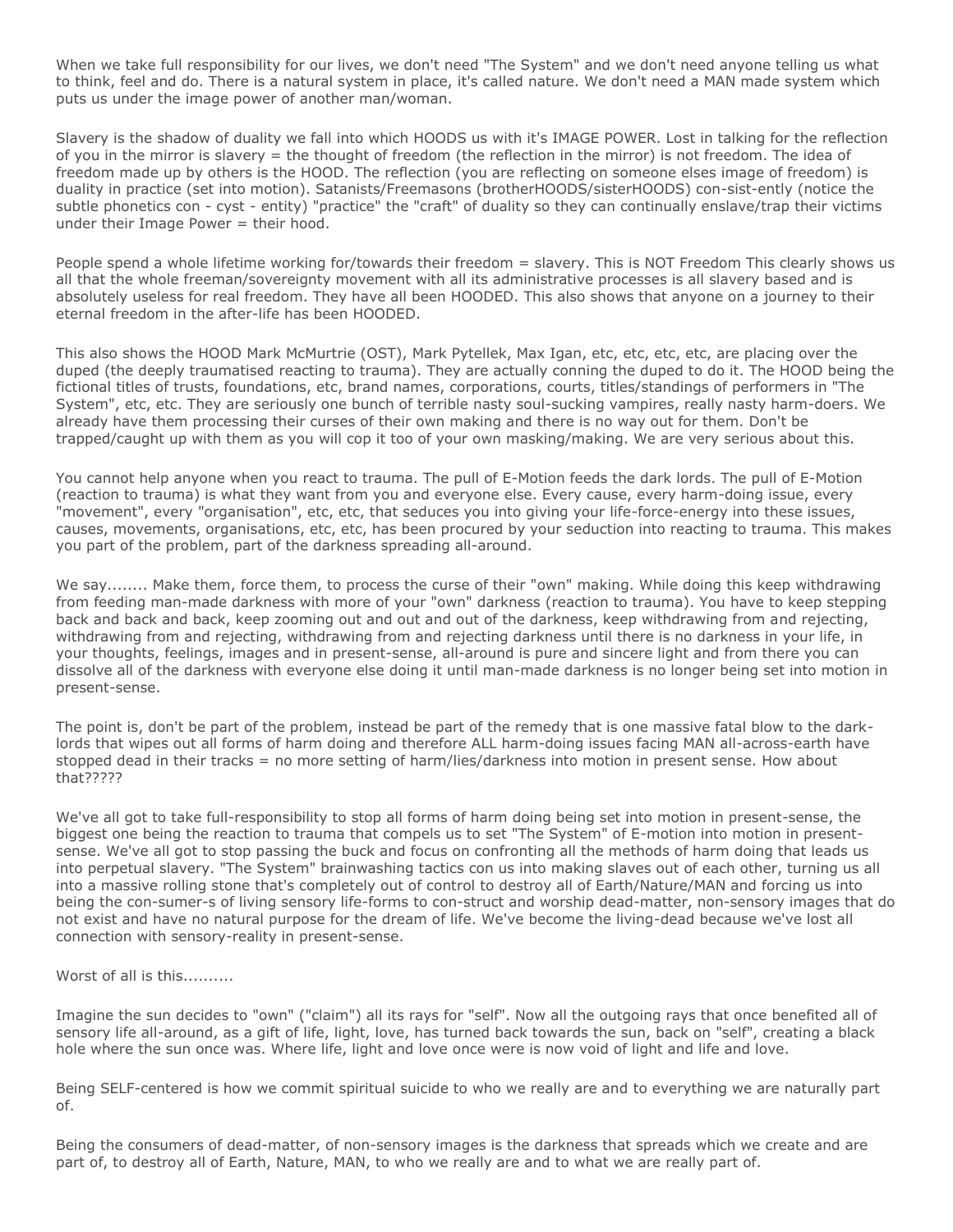When we take full responsibility for our lives, we don't need "The System" and we don't need anyone telling us what to think, feel and do. There is a natural system in place, it's called nature. We don't need a MAN made system which puts us under the image power of another man/woman.

Slavery is the shadow of duality we fall into which HOODS us with it's IMAGE POWER. Lost in talking for the reflection of you in the mirror is slavery = the thought of freedom (the reflection in the mirror) is not freedom. The idea of freedom made up by others is the HOOD. The reflection (you are reflecting on someone elses image of freedom) is duality in practice (set into motion). Satanists/Freemasons (brotherHOODS/sisterHOODS) con-sist-ently (notice the subtle phonetics con - cyst - entity) "practice" the "craft" of duality so they can continually enslave/trap their victims under their Image Power = their hood.

People spend a whole lifetime working for/towards their freedom = slavery. This is NOT Freedom This clearly shows us all that the whole freeman/sovereignty movement with all its administrative processes is all slavery based and is absolutely useless for real freedom. They have all been HOODED. This also shows that anyone on a journey to their eternal freedom in the after-life has been HOODED.

This also shows the HOOD Mark McMurtrie (OST), Mark Pytellek, Max Igan, etc, etc, etc, etc, are placing over the duped (the deeply traumatised reacting to trauma). They are actually conning the duped to do it. The HOOD being the fictional titles of trusts, foundations, etc, brand names, corporations, courts, titles/standings of performers in "The System", etc, etc. They are seriously one bunch of terrible nasty soul-sucking vampires, really nasty harm-doers. We already have them processing their curses of their own making and there is no way out for them. Don't be trapped/caught up with them as you will cop it too of your own masking/making. We are very serious about this.

You cannot help anyone when you react to trauma. The pull of E-Motion feeds the dark lords. The pull of E-Motion (reaction to trauma) is what they want from you and everyone else. Every cause, every harm-doing issue, every "movement", every "organisation", etc, etc, that seduces you into giving your life-force-energy into these issues, causes, movements, organisations, etc, etc, has been procured by your seduction into reacting to trauma. This makes you part of the problem, part of the darkness spreading all-around.

We say........ Make them, force them, to process the curse of their "own" making. While doing this keep withdrawing from feeding man-made darkness with more of your "own" darkness (reaction to trauma). You have to keep stepping back and back and back, keep zooming out and out and out of the darkness, keep withdrawing from and rejecting, withdrawing from and rejecting, withdrawing from and rejecting darkness until there is no darkness in your life, in your thoughts, feelings, images and in present-sense, all-around is pure and sincere light and from there you can dissolve all of the darkness with everyone else doing it until man-made darkness is no longer being set into motion in present-sense.

The point is, don't be part of the problem, instead be part of the remedy that is one massive fatal blow to the dark-lords that wipes out all forms of harm doing and therefore ALL harm-doing issues facing MAN all-across-earth have stopped dead in their tracks = no more setting of harm/lies/darkness into motion in present sense. How about that?????

We've all got to take full-responsibility to stop all forms of harm doing being set into motion in present-sense, the biggest one being the reaction to trauma that compels us to set "The System" of E-motion into motion in present-sense. We've all got to stop passing the buck and focus on confronting all the methods of harm doing that leads us into perpetual slavery. "The System" brainwashing tactics con us into making slaves out of each other, turning us all into a massive rolling stone that's completely out of control to destroy all of Earth/Nature/MAN and forcing us into being the con-sumer-s of living sensory life-forms to con-struct and worship dead-matter, non-sensory images that do not exist and have no natural purpose for the dream of life. We've become the living-dead because we've lost all connection with sensory-reality in present-sense.

Worst of all is this..........

Imagine the sun decides to "own" ("claim") all its rays for "self". Now all the outgoing rays that once benefited all of sensory life all-around, as a gift of life, light, love, has turned back towards the sun, back on "self", creating a black hole where the sun once was. Where life, light and love once were is now void of light and life and love.

Being SELF-centered is how we commit spiritual suicide to who we really are and to everything we are naturally part of.

Being the consumers of dead-matter, of non-sensory images is the darkness that spreads which we create and are part of, to destroy all of Earth, Nature, MAN, to who we really are and to what we are really part of.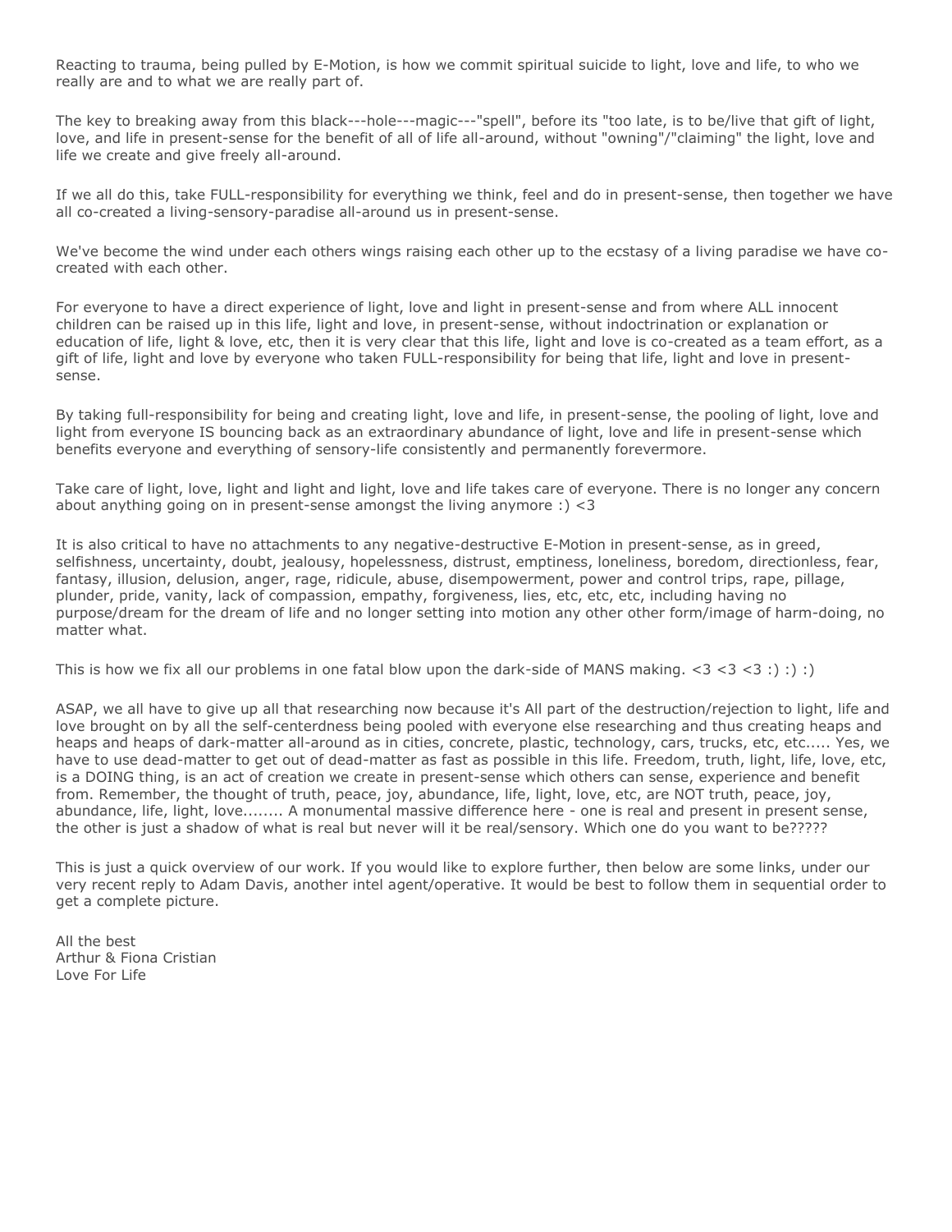Reacting to trauma, being pulled by E-Motion, is how we commit spiritual suicide to light, love and life, to who we really are and to what we are really part of.

The key to breaking away from this black---hole---magic---"spell", before its "too late, is to be/live that gift of light, love, and life in present-sense for the benefit of all of life all-around, without "owning"/"claiming" the light, love and life we create and give freely all-around.

If we all do this, take FULL-responsibility for everything we think, feel and do in present-sense, then together we have all co-created a living-sensory-paradise all-around us in present-sense.

We've become the wind under each others wings raising each other up to the ecstasy of a living paradise we have co-created with each other.

For everyone to have a direct experience of light, love and light in present-sense and from where ALL innocent children can be raised up in this life, light and love, in present-sense, without indoctrination or explanation or education of life, light & love, etc, then it is very clear that this life, light and love is co-created as a team effort, as a gift of life, light and love by everyone who taken FULL-responsibility for being that life, light and love in present-sense.

By taking full-responsibility for being and creating light, love and life, in present-sense, the pooling of light, love and light from everyone IS bouncing back as an extraordinary abundance of light, love and life in present-sense which benefits everyone and everything of sensory-life consistently and permanently forevermore.

Take care of light, love, light and light and light, love and life takes care of everyone. There is no longer any concern about anything going on in present-sense amongst the living anymore :) <3

It is also critical to have no attachments to any negative-destructive E-Motion in present-sense, as in greed, selfishness, uncertainty, doubt, jealousy, hopelessness, distrust, emptiness, loneliness, boredom, directionless, fear, fantasy, illusion, delusion, anger, rage, ridicule, abuse, disempowerment, power and control trips, rape, pillage, plunder, pride, vanity, lack of compassion, empathy, forgiveness, lies, etc, etc, etc, including having no purpose/dream for the dream of life and no longer setting into motion any other other form/image of harm-doing, no matter what.

This is how we fix all our problems in one fatal blow upon the dark-side of MANS making. <3 <3 <3 :) :) :)

ASAP, we all have to give up all that researching now because it's All part of the destruction/rejection to light, life and love brought on by all the self-centerdness being pooled with everyone else researching and thus creating heaps and heaps and heaps of dark-matter all-around as in cities, concrete, plastic, technology, cars, trucks, etc, etc..... Yes, we have to use dead-matter to get out of dead-matter as fast as possible in this life. Freedom, truth, light, life, love, etc, is a DOING thing, is an act of creation we create in present-sense which others can sense, experience and benefit from. Remember, the thought of truth, peace, joy, abundance, life, light, love, etc, are NOT truth, peace, joy, abundance, life, light, love........ A monumental massive difference here - one is real and present in present sense, the other is just a shadow of what is real but never will it be real/sensory. Which one do you want to be?????

This is just a quick overview of our work. If you would like to explore further, then below are some links, under our very recent reply to Adam Davis, another intel agent/operative. It would be best to follow them in sequential order to get a complete picture.

All the best
Arthur & Fiona Cristian
Love For Life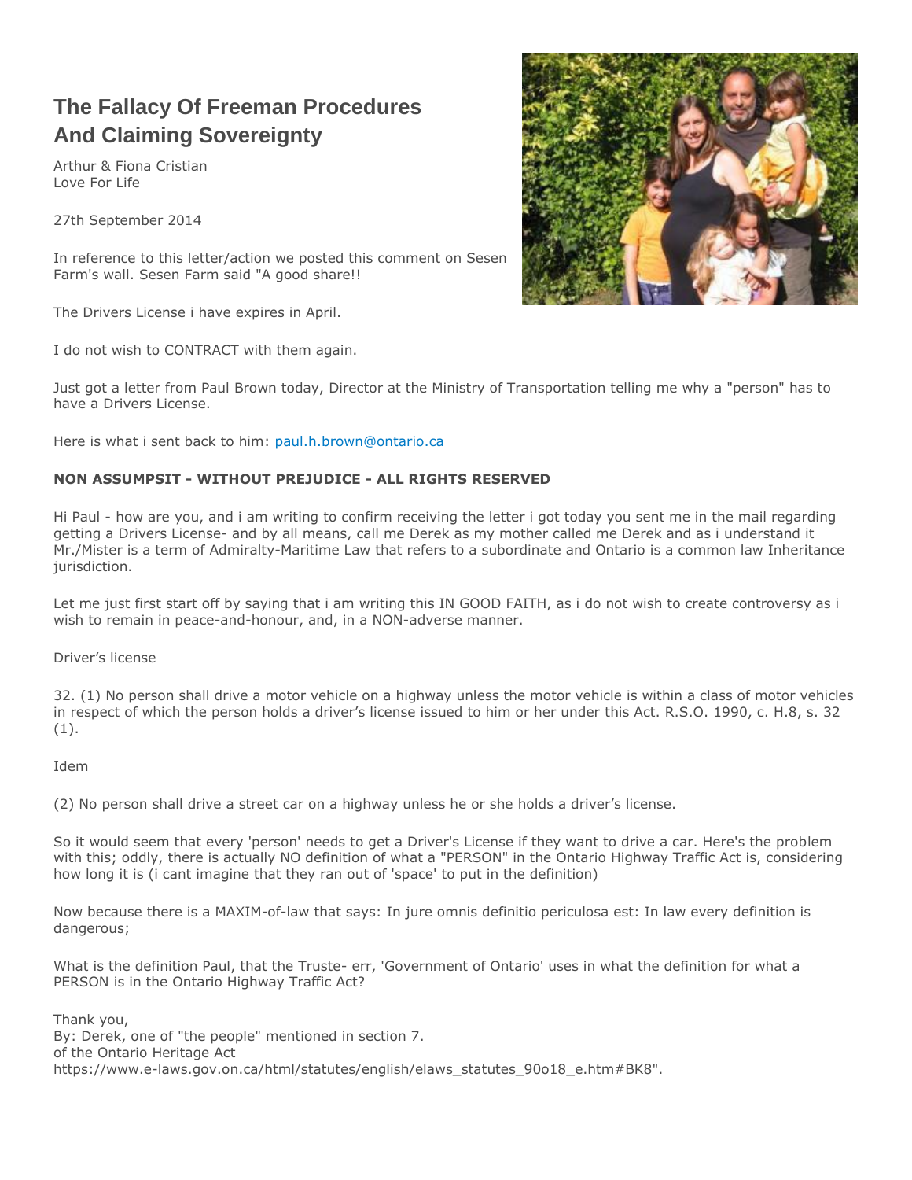# The Fallacy Of Freeman Procedures And Claiming Sovereignty

Arthur & Fiona Cristian
Love For Life

27th September 2014

In reference to this letter/action we posted this comment on Sesen Farm's wall. Sesen Farm said "A good share!!

The Drivers License i have expires in April.

I do not wish to CONTRACT with them again.

Just got a letter from Paul Brown today, Director at the Ministry of Transportation telling me why a "person" has to have a Drivers License.

Here is what i sent back to him: paul.h.brown@ontario.ca

**NON ASSUMPSIT - WITHOUT PREJUDICE - ALL RIGHTS RESERVED**

Hi Paul - how are you, and i am writing to confirm receiving the letter i got today you sent me in the mail regarding getting a Drivers License- and by all means, call me Derek as my mother called me Derek and as i understand it Mr./Mister is a term of Admiralty-Maritime Law that refers to a subordinate and Ontario is a common law Inheritance jurisdiction.

Let me just first start off by saying that i am writing this IN GOOD FAITH, as i do not wish to create controversy as i wish to remain in peace-and-honour, and, in a NON-adverse manner.

Driver's license

32. (1) No person shall drive a motor vehicle on a highway unless the motor vehicle is within a class of motor vehicles in respect of which the person holds a driver's license issued to him or her under this Act. R.S.O. 1990, c. H.8, s. 32 (1).

Idem

(2) No person shall drive a street car on a highway unless he or she holds a driver's license.

So it would seem that every 'person' needs to get a Driver's License if they want to drive a car. Here's the problem with this; oddly, there is actually NO definition of what a "PERSON" in the Ontario Highway Traffic Act is, considering how long it is (i cant imagine that they ran out of 'space' to put in the definition)

Now because there is a MAXIM-of-law that says: In jure omnis definitio periculosa est: In law every definition is dangerous;

What is the definition Paul, that the Truste- err, 'Government of Ontario' uses in what the definition for what a PERSON is in the Ontario Highway Traffic Act?

Thank you,
By: Derek, one of "the people" mentioned in section 7.
of the Ontario Heritage Act
https://www.e-laws.gov.on.ca/html/statutes/english/elaws_statutes_90o18_e.htm#BK8".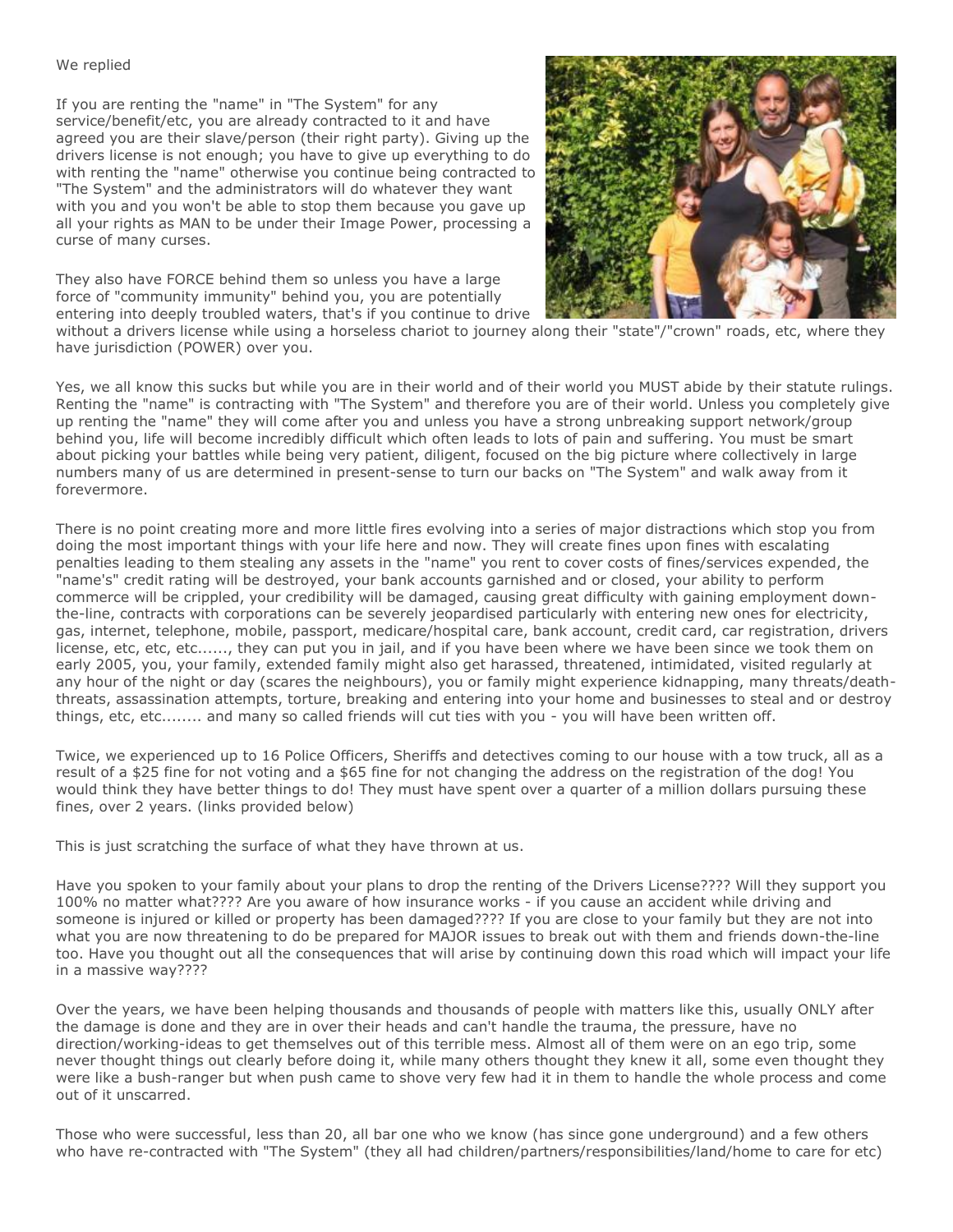We replied

If you are renting the "name" in "The System" for any service/benefit/etc, you are already contracted to it and have agreed you are their slave/person (their right party). Giving up the drivers license is not enough; you have to give up everything to do with renting the "name" otherwise you continue being contracted to "The System" and the administrators will do whatever they want with you and you won't be able to stop them because you gave up all your rights as MAN to be under their Image Power, processing a curse of many curses.

They also have FORCE behind them so unless you have a large force of "community immunity" behind you, you are potentially entering into deeply troubled waters, that's if you continue to drive without a drivers license while using a horseless chariot to journey along their "state"/"crown" roads, etc, where they have jurisdiction (POWER) over you.

Yes, we all know this sucks but while you are in their world and of their world you MUST abide by their statute rulings. Renting the "name" is contracting with "The System" and therefore you are of their world. Unless you completely give up renting the "name" they will come after you and unless you have a strong unbreaking support network/group behind you, life will become incredibly difficult which often leads to lots of pain and suffering. You must be smart about picking your battles while being very patient, diligent, focused on the big picture where collectively in large numbers many of us are determined in present-sense to turn our backs on "The System" and walk away from it forevermore.

There is no point creating more and more little fires evolving into a series of major distractions which stop you from doing the most important things with your life here and now. They will create fines upon fines with escalating penalties leading to them stealing any assets in the "name" you rent to cover costs of fines/services expended, the "name's" credit rating will be destroyed, your bank accounts garnished and or closed, your ability to perform commerce will be crippled, your credibility will be damaged, causing great difficulty with gaining employment down-the-line, contracts with corporations can be severely jeopardised particularly with entering new ones for electricity, gas, internet, telephone, mobile, passport, medicare/hospital care, bank account, credit card, car registration, drivers license, etc, etc, etc......, they can put you in jail, and if you have been where we have been since we took them on early 2005, you, your family, extended family might also get harassed, threatened, intimidated, visited regularly at any hour of the night or day (scares the neighbours), you or family might experience kidnapping, many threats/death-threats, assassination attempts, torture, breaking and entering into your home and businesses to steal and or destroy things, etc, etc........ and many so called friends will cut ties with you - you will have been written off.

Twice, we experienced up to 16 Police Officers, Sheriffs and detectives coming to our house with a tow truck, all as a result of a $25 fine for not voting and a $65 fine for not changing the address on the registration of the dog! You would think they have better things to do! They must have spent over a quarter of a million dollars pursuing these fines, over 2 years. (links provided below)

This is just scratching the surface of what they have thrown at us.

Have you spoken to your family about your plans to drop the renting of the Drivers License???? Will they support you 100% no matter what???? Are you aware of how insurance works - if you cause an accident while driving and someone is injured or killed or property has been damaged???? If you are close to your family but they are not into what you are now threatening to do be prepared for MAJOR issues to break out with them and friends down-the-line too. Have you thought out all the consequences that will arise by continuing down this road which will impact your life in a massive way????

Over the years, we have been helping thousands and thousands of people with matters like this, usually ONLY after the damage is done and they are in over their heads and can't handle the trauma, the pressure, have no direction/working-ideas to get themselves out of this terrible mess. Almost all of them were on an ego trip, some never thought things out clearly before doing it, while many others thought they knew it all, some even thought they were like a bush-ranger but when push came to shove very few had it in them to handle the whole process and come out of it unscarred.

Those who were successful, less than 20, all bar one who we know (has since gone underground) and a few others who have re-contracted with "The System" (they all had children/partners/responsibilities/land/home to care for etc)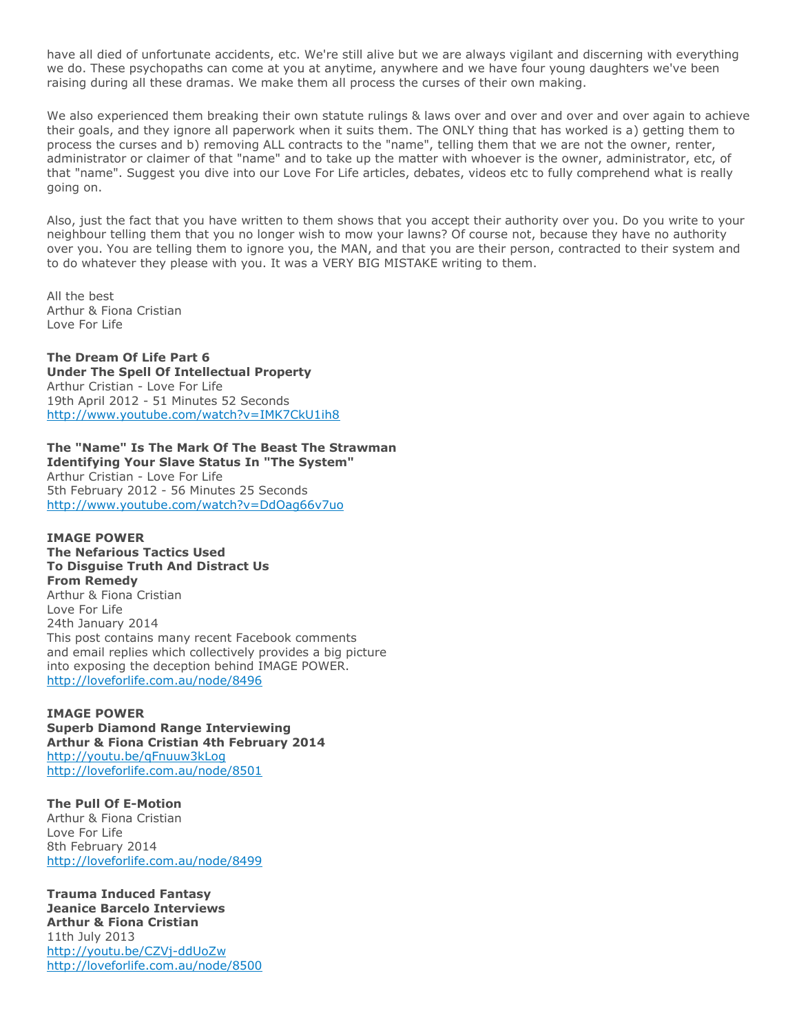have all died of unfortunate accidents, etc. We're still alive but we are always vigilant and discerning with everything we do. These psychopaths can come at you at anytime, anywhere and we have four young daughters we've been raising during all these dramas. We make them all process the curses of their own making.

We also experienced them breaking their own statute rulings & laws over and over and over and over again to achieve their goals, and they ignore all paperwork when it suits them. The ONLY thing that has worked is a) getting them to process the curses and b) removing ALL contracts to the "name", telling them that we are not the owner, renter, administrator or claimer of that "name" and to take up the matter with whoever is the owner, administrator, etc, of that "name". Suggest you dive into our Love For Life articles, debates, videos etc to fully comprehend what is really going on.

Also, just the fact that you have written to them shows that you accept their authority over you. Do you write to your neighbour telling them that you no longer wish to mow your lawns? Of course not, because they have no authority over you. You are telling them to ignore you, the MAN, and that you are their person, contracted to their system and to do whatever they please with you. It was a VERY BIG MISTAKE writing to them.

All the best
Arthur & Fiona Cristian
Love For Life

**The Dream Of Life Part 6**
**Under The Spell Of Intellectual Property**
Arthur Cristian - Love For Life
19th April 2012 - 51 Minutes 52 Seconds
http://www.youtube.com/watch?v=IMK7CkU1ih8

**The "Name" Is The Mark Of The Beast The Strawman**
**Identifying Your Slave Status In "The System"**
Arthur Cristian - Love For Life
5th February 2012 - 56 Minutes 25 Seconds
http://www.youtube.com/watch?v=DdOag66v7uo

**IMAGE POWER**
**The Nefarious Tactics Used**
**To Disguise Truth And Distract Us**
**From Remedy**
Arthur & Fiona Cristian
Love For Life
24th January 2014
This post contains many recent Facebook comments
and email replies which collectively provides a big picture
into exposing the deception behind IMAGE POWER.
http://loveforlife.com.au/node/8496

**IMAGE POWER**
**Superb Diamond Range Interviewing**
**Arthur & Fiona Cristian 4th February 2014**
http://youtu.be/qFnuuw3kLog
http://loveforlife.com.au/node/8501

**The Pull Of E-Motion**
Arthur & Fiona Cristian
Love For Life
8th February 2014
http://loveforlife.com.au/node/8499

**Trauma Induced Fantasy**
**Jeanice Barcelo Interviews**
**Arthur & Fiona Cristian**
11th July 2013
http://youtu.be/CZVj-ddUoZw
http://loveforlife.com.au/node/8500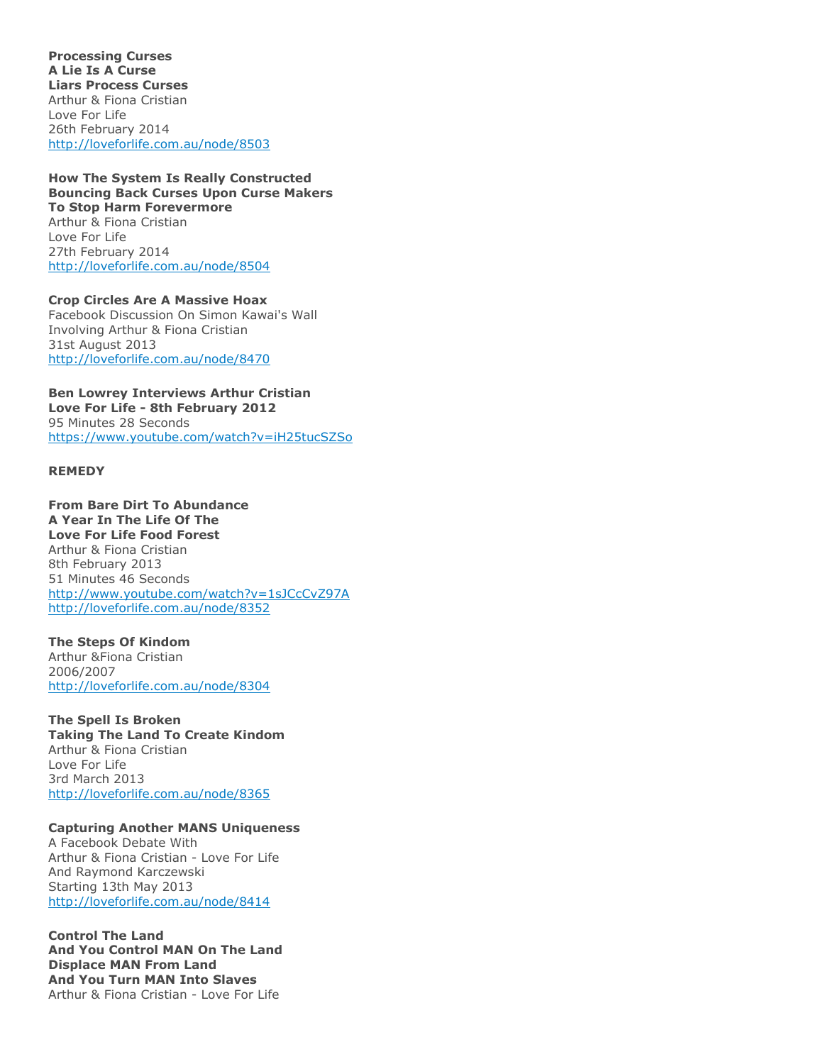**Processing Curses**
**A Lie Is A Curse**
**Liars Process Curses**
Arthur & Fiona Cristian
Love For Life
26th February 2014
http://loveforlife.com.au/node/8503

**How The System Is Really Constructed**
**Bouncing Back Curses Upon Curse Makers**
**To Stop Harm Forevermore**
Arthur & Fiona Cristian
Love For Life
27th February 2014
http://loveforlife.com.au/node/8504

**Crop Circles Are A Massive Hoax**
Facebook Discussion On Simon Kawai's Wall
Involving Arthur & Fiona Cristian
31st August 2013
http://loveforlife.com.au/node/8470

**Ben Lowrey Interviews Arthur Cristian**
**Love For Life - 8th February 2012**
95 Minutes 28 Seconds
https://www.youtube.com/watch?v=iH25tucSZSo

**REMEDY**

**From Bare Dirt To Abundance**
**A Year In The Life Of The**
**Love For Life Food Forest**
Arthur & Fiona Cristian
8th February 2013
51 Minutes 46 Seconds
http://www.youtube.com/watch?v=1sJCcCvZ97A
http://loveforlife.com.au/node/8352

**The Steps Of Kindom**
Arthur &Fiona Cristian
2006/2007
http://loveforlife.com.au/node/8304

**The Spell Is Broken**
**Taking The Land To Create Kindom**
Arthur & Fiona Cristian
Love For Life
3rd March 2013
http://loveforlife.com.au/node/8365

**Capturing Another MANS Uniqueness**
A Facebook Debate With
Arthur & Fiona Cristian - Love For Life
And Raymond Karczewski
Starting 13th May 2013
http://loveforlife.com.au/node/8414

**Control The Land**
**And You Control MAN On The Land**
**Displace MAN From Land**
**And You Turn MAN Into Slaves**
Arthur & Fiona Cristian - Love For Life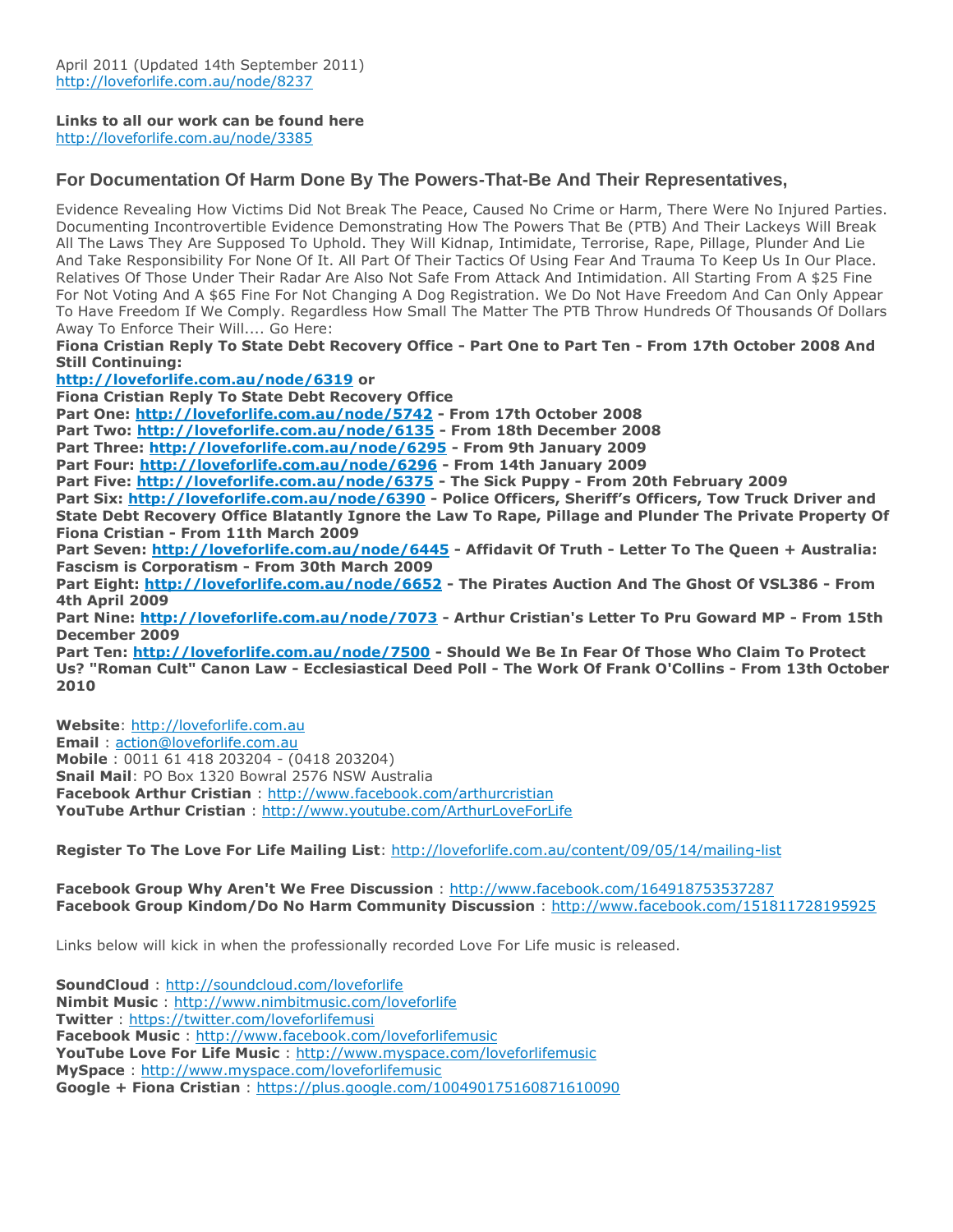April 2011 (Updated 14th September 2011)
http://loveforlife.com.au/node/8237

**Links to all our work can be found here**
http://loveforlife.com.au/node/3385

### For Documentation Of Harm Done By The Powers-That-Be And Their Representatives,

Evidence Revealing How Victims Did Not Break The Peace, Caused No Crime or Harm, There Were No Injured Parties. Documenting Incontrovertible Evidence Demonstrating How The Powers That Be (PTB) And Their Lackeys Will Break All The Laws They Are Supposed To Uphold. They Will Kidnap, Intimidate, Terrorise, Rape, Pillage, Plunder And Lie And Take Responsibility For None Of It. All Part Of Their Tactics Of Using Fear And Trauma To Keep Us In Our Place. Relatives Of Those Under Their Radar Are Also Not Safe From Attack And Intimidation. All Starting From A $25 Fine For Not Voting And A $65 Fine For Not Changing A Dog Registration. We Do Not Have Freedom And Can Only Appear To Have Freedom If We Comply. Regardless How Small The Matter The PTB Throw Hundreds Of Thousands Of Dollars Away To Enforce Their Will.... Go Here:

**Fiona Cristian Reply To State Debt Recovery Office - Part One to Part Ten - From 17th October 2008 And Still Continuing:**
**http://loveforlife.com.au/node/6319 or**
**Fiona Cristian Reply To State Debt Recovery Office**
**Part One: http://loveforlife.com.au/node/5742 - From 17th October 2008**
**Part Two: http://loveforlife.com.au/node/6135 - From 18th December 2008**
**Part Three: http://loveforlife.com.au/node/6295 - From 9th January 2009**
**Part Four: http://loveforlife.com.au/node/6296 - From 14th January 2009**
**Part Five: http://loveforlife.com.au/node/6375 - The Sick Puppy - From 20th February 2009**
**Part Six: http://loveforlife.com.au/node/6390 - Police Officers, Sheriff's Officers, Tow Truck Driver and State Debt Recovery Office Blatantly Ignore the Law To Rape, Pillage and Plunder The Private Property Of Fiona Cristian - From 11th March 2009**
**Part Seven: http://loveforlife.com.au/node/6445 - Affidavit Of Truth - Letter To The Queen + Australia: Fascism is Corporatism - From 30th March 2009**
**Part Eight: http://loveforlife.com.au/node/6652 - The Pirates Auction And The Ghost Of VSL386 - From 4th April 2009**
**Part Nine: http://loveforlife.com.au/node/7073 - Arthur Cristian's Letter To Pru Goward MP - From 15th December 2009**
**Part Ten: http://loveforlife.com.au/node/7500 - Should We Be In Fear Of Those Who Claim To Protect Us? "Roman Cult" Canon Law - Ecclesiastical Deed Poll - The Work Of Frank O'Collins - From 13th October 2010**

**Website**: http://loveforlife.com.au
**Email** : action@loveforlife.com.au
**Mobile** : 0011 61 418 203204 - (0418 203204)
**Snail Mail**: PO Box 1320 Bowral 2576 NSW Australia
**Facebook Arthur Cristian** : http://www.facebook.com/arthurcristian
**YouTube Arthur Cristian** : http://www.youtube.com/ArthurLoveForLife

**Register To The Love For Life Mailing List**: http://loveforlife.com.au/content/09/05/14/mailing-list

**Facebook Group Why Aren't We Free Discussion** : http://www.facebook.com/164918753537287
**Facebook Group Kindom/Do No Harm Community Discussion** : http://www.facebook.com/151811728195925

Links below will kick in when the professionally recorded Love For Life music is released.

**SoundCloud** : http://soundcloud.com/loveforlife
**Nimbit Music** : http://www.nimbitmusic.com/loveforlife
**Twitter** : https://twitter.com/loveforlifemusi
**Facebook Music** : http://www.facebook.com/loveforlifemusic
**YouTube Love For Life Music** : http://www.myspace.com/loveforlifemusic
**MySpace** : http://www.myspace.com/loveforlifemusic
**Google + Fiona Cristian** : https://plus.google.com/100490175160871610090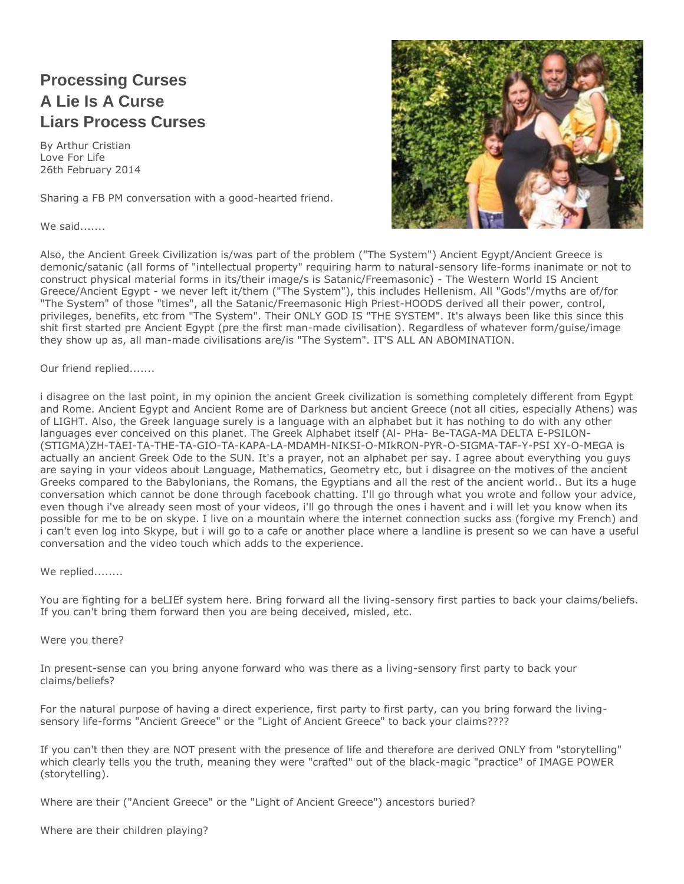## Processing Curses
## A Lie Is A Curse
## Liars Process Curses

By Arthur Cristian
Love For Life
26th February 2014

Sharing a FB PM conversation with a good-hearted friend.

We said.......

Also, the Ancient Greek Civilization is/was part of the problem ("The System") Ancient Egypt/Ancient Greece is demonic/satanic (all forms of "intellectual property" requiring harm to natural-sensory life-forms inanimate or not to construct physical material forms in its/their image/s is Satanic/Freemasonic) - The Western World IS Ancient Greece/Ancient Egypt - we never left it/them ("The System"), this includes Hellenism. All "Gods"/myths are of/for "The System" of those "times", all the Satanic/Freemasonic High Priest-HOODS derived all their power, control, privileges, benefits, etc from "The System". Their ONLY GOD IS "THE SYSTEM". It's always been like this since this shit first started pre Ancient Egypt (pre the first man-made civilisation). Regardless of whatever form/guise/image they show up as, all man-made civilisations are/is "The System". IT'S ALL AN ABOMINATION.

Our friend replied.......

i disagree on the last point, in my opinion the ancient Greek civilization is something completely different from Egypt and Rome. Ancient Egypt and Ancient Rome are of Darkness but ancient Greece (not all cities, especially Athens) was of LIGHT. Also, the Greek language surely is a language with an alphabet but it has nothing to do with any other languages ever conceived on this planet. The Greek Alphabet itself (Al- PHa- Be-TAGA-MA DELTA E-PSILON-(STIGMA)ZH-TAEI-TA-THE-TA-GIO-TA-KAPA-LA-MDAMH-NIKSI-O-MIkRON-PYR-O-SIGMA-TAF-Y-PSI XY-O-MEGA is actually an ancient Greek Ode to the SUN. It's a prayer, not an alphabet per say. I agree about everything you guys are saying in your videos about Language, Mathematics, Geometry etc, but i disagree on the motives of the ancient Greeks compared to the Babylonians, the Romans, the Egyptians and all the rest of the ancient world.. But its a huge conversation which cannot be done through facebook chatting. I'll go through what you wrote and follow your advice, even though i've already seen most of your videos, i'll go through the ones i havent and i will let you know when its possible for me to be on skype. I live on a mountain where the internet connection sucks ass (forgive my French) and i can't even log into Skype, but i will go to a cafe or another place where a landline is present so we can have a useful conversation and the video touch which adds to the experience.

We replied........

You are fighting for a beLIEf system here. Bring forward all the living-sensory first parties to back your claims/beliefs. If you can't bring them forward then you are being deceived, misled, etc.

Were you there?

In present-sense can you bring anyone forward who was there as a living-sensory first party to back your claims/beliefs?

For the natural purpose of having a direct experience, first party to first party, can you bring forward the living-sensory life-forms "Ancient Greece" or the "Light of Ancient Greece" to back your claims????

If you can't then they are NOT present with the presence of life and therefore are derived ONLY from "storytelling" which clearly tells you the truth, meaning they were "crafted" out of the black-magic "practice" of IMAGE POWER (storytelling).

Where are their ("Ancient Greece" or the "Light of Ancient Greece") ancestors buried?

Where are their children playing?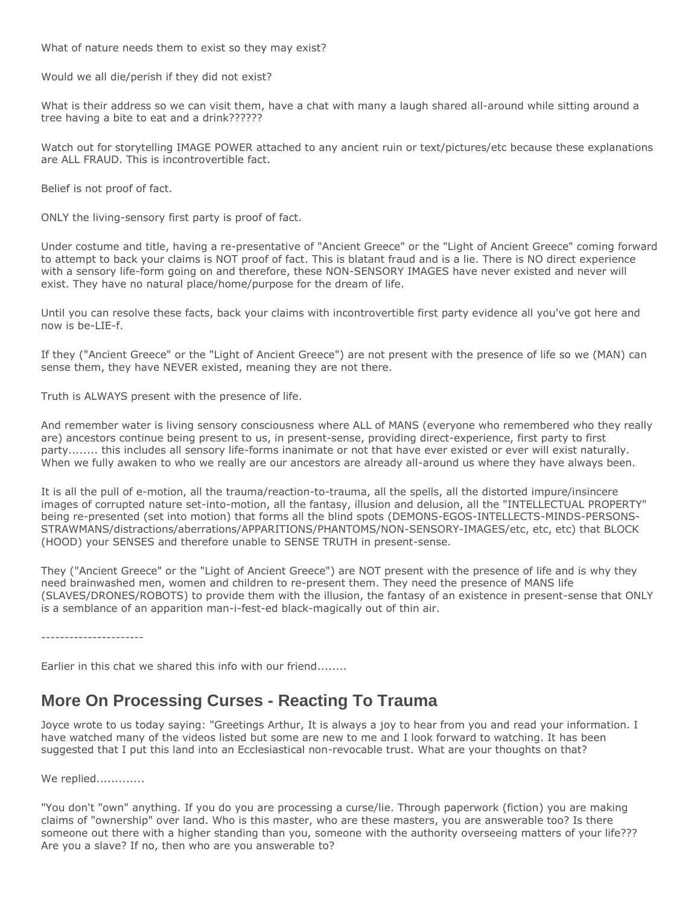What of nature needs them to exist so they may exist?

Would we all die/perish if they did not exist?

What is their address so we can visit them, have a chat with many a laugh shared all-around while sitting around a tree having a bite to eat and a drink??????

Watch out for storytelling IMAGE POWER attached to any ancient ruin or text/pictures/etc because these explanations are ALL FRAUD. This is incontrovertible fact.

Belief is not proof of fact.

ONLY the living-sensory first party is proof of fact.

Under costume and title, having a re-presentative of "Ancient Greece" or the "Light of Ancient Greece" coming forward to attempt to back your claims is NOT proof of fact. This is blatant fraud and is a lie. There is NO direct experience with a sensory life-form going on and therefore, these NON-SENSORY IMAGES have never existed and never will exist. They have no natural place/home/purpose for the dream of life.

Until you can resolve these facts, back your claims with incontrovertible first party evidence all you've got here and now is be-LIE-f.

If they ("Ancient Greece" or the "Light of Ancient Greece") are not present with the presence of life so we (MAN) can sense them, they have NEVER existed, meaning they are not there.

Truth is ALWAYS present with the presence of life.

And remember water is living sensory consciousness where ALL of MANS (everyone who remembered who they really are) ancestors continue being present to us, in present-sense, providing direct-experience, first party to first party........ this includes all sensory life-forms inanimate or not that have ever existed or ever will exist naturally. When we fully awaken to who we really are our ancestors are already all-around us where they have always been.

It is all the pull of e-motion, all the trauma/reaction-to-trauma, all the spells, all the distorted impure/insincere images of corrupted nature set-into-motion, all the fantasy, illusion and delusion, all the "INTELLECTUAL PROPERTY" being re-presented (set into motion) that forms all the blind spots (DEMONS-EGOS-INTELLECTS-MINDS-PERSONS-STRAWMANS/distractions/aberrations/APPARITIONS/PHANTOMS/NON-SENSORY-IMAGES/etc, etc, etc) that BLOCK (HOOD) your SENSES and therefore unable to SENSE TRUTH in present-sense.

They ("Ancient Greece" or the "Light of Ancient Greece") are NOT present with the presence of life and is why they need brainwashed men, women and children to re-present them. They need the presence of MANS life (SLAVES/DRONES/ROBOTS) to provide them with the illusion, the fantasy of an existence in present-sense that ONLY is a semblance of an apparition man-i-fest-ed black-magically out of thin air.

----------------------

Earlier in this chat we shared this info with our friend........

## More On Processing Curses - Reacting To Trauma

Joyce wrote to us today saying: "Greetings Arthur, It is always a joy to hear from you and read your information. I have watched many of the videos listed but some are new to me and I look forward to watching. It has been suggested that I put this land into an Ecclesiastical non-revocable trust. What are your thoughts on that?

We replied.............

"You don't "own" anything. If you do you are processing a curse/lie. Through paperwork (fiction) you are making claims of "ownership" over land. Who is this master, who are these masters, you are answerable too? Is there someone out there with a higher standing than you, someone with the authority overseeing matters of your life??? Are you a slave? If no, then who are you answerable to?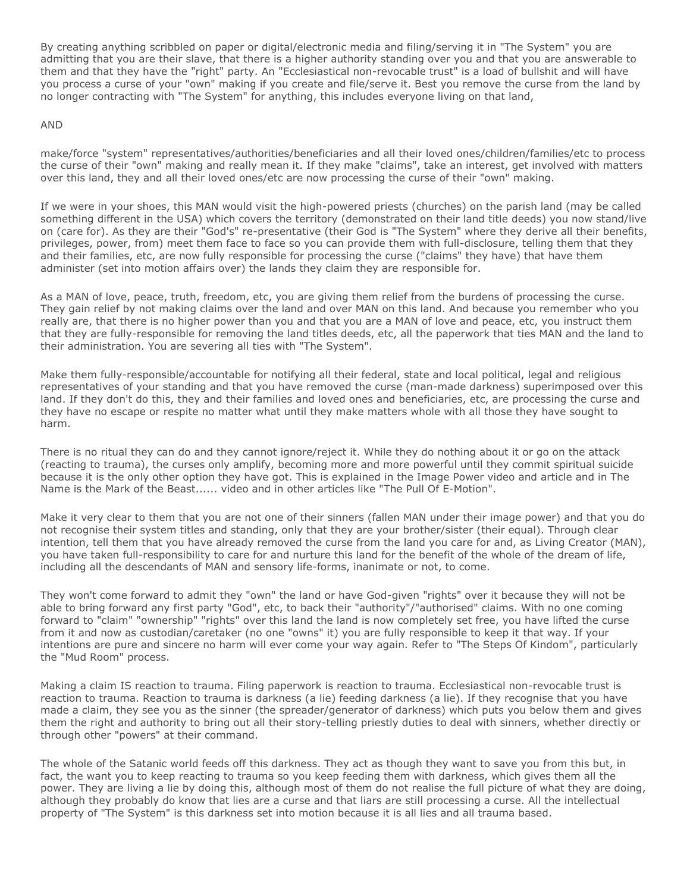By creating anything scribbled on paper or digital/electronic media and filing/serving it in "The System" you are admitting that you are their slave, that there is a higher authority standing over you and that you are answerable to them and that they have the "right" party. An "Ecclesiastical non-revocable trust" is a load of bullshit and will have you process a curse of your "own" making if you create and file/serve it. Best you remove the curse from the land by no longer contracting with "The System" for anything, this includes everyone living on that land,

AND

make/force "system" representatives/authorities/beneficiaries and all their loved ones/children/families/etc to process the curse of their "own" making and really mean it. If they make "claims", take an interest, get involved with matters over this land, they and all their loved ones/etc are now processing the curse of their "own" making.

If we were in your shoes, this MAN would visit the high-powered priests (churches) on the parish land (may be called something different in the USA) which covers the territory (demonstrated on their land title deeds) you now stand/live on (care for). As they are their "God's" re-presentative (their God is "The System" where they derive all their benefits, privileges, power, from) meet them face to face so you can provide them with full-disclosure, telling them that they and their families, etc, are now fully responsible for processing the curse ("claims" they have) that have them administer (set into motion affairs over) the lands they claim they are responsible for.

As a MAN of love, peace, truth, freedom, etc, you are giving them relief from the burdens of processing the curse. They gain relief by not making claims over the land and over MAN on this land. And because you remember who you really are, that there is no higher power than you and that you are a MAN of love and peace, etc, you instruct them that they are fully-responsible for removing the land titles deeds, etc, all the paperwork that ties MAN and the land to their administration. You are severing all ties with "The System".

Make them fully-responsible/accountable for notifying all their federal, state and local political, legal and religious representatives of your standing and that you have removed the curse (man-made darkness) superimposed over this land. If they don't do this, they and their families and loved ones and beneficiaries, etc, are processing the curse and they have no escape or respite no matter what until they make matters whole with all those they have sought to harm.

There is no ritual they can do and they cannot ignore/reject it. While they do nothing about it or go on the attack (reacting to trauma), the curses only amplify, becoming more and more powerful until they commit spiritual suicide because it is the only other option they have got. This is explained in the Image Power video and article and in The Name is the Mark of the Beast...... video and in other articles like "The Pull Of E-Motion".

Make it very clear to them that you are not one of their sinners (fallen MAN under their image power) and that you do not recognise their system titles and standing, only that they are your brother/sister (their equal). Through clear intention, tell them that you have already removed the curse from the land you care for and, as Living Creator (MAN), you have taken full-responsibility to care for and nurture this land for the benefit of the whole of the dream of life, including all the descendants of MAN and sensory life-forms, inanimate or not, to come.

They won't come forward to admit they "own" the land or have God-given "rights" over it because they will not be able to bring forward any first party "God", etc, to back their "authority"/"authorised" claims. With no one coming forward to "claim" "ownership" "rights" over this land the land is now completely set free, you have lifted the curse from it and now as custodian/caretaker (no one "owns" it) you are fully responsible to keep it that way. If your intentions are pure and sincere no harm will ever come your way again. Refer to "The Steps Of Kindom", particularly the "Mud Room" process.

Making a claim IS reaction to trauma. Filing paperwork is reaction to trauma. Ecclesiastical non-revocable trust is reaction to trauma. Reaction to trauma is darkness (a lie) feeding darkness (a lie). If they recognise that you have made a claim, they see you as the sinner (the spreader/generator of darkness) which puts you below them and gives them the right and authority to bring out all their story-telling priestly duties to deal with sinners, whether directly or through other "powers" at their command.

The whole of the Satanic world feeds off this darkness. They act as though they want to save you from this but, in fact, the want you to keep reacting to trauma so you keep feeding them with darkness, which gives them all the power. They are living a lie by doing this, although most of them do not realise the full picture of what they are doing, although they probably do know that lies are a curse and that liars are still processing a curse. All the intellectual property of "The System" is this darkness set into motion because it is all lies and all trauma based.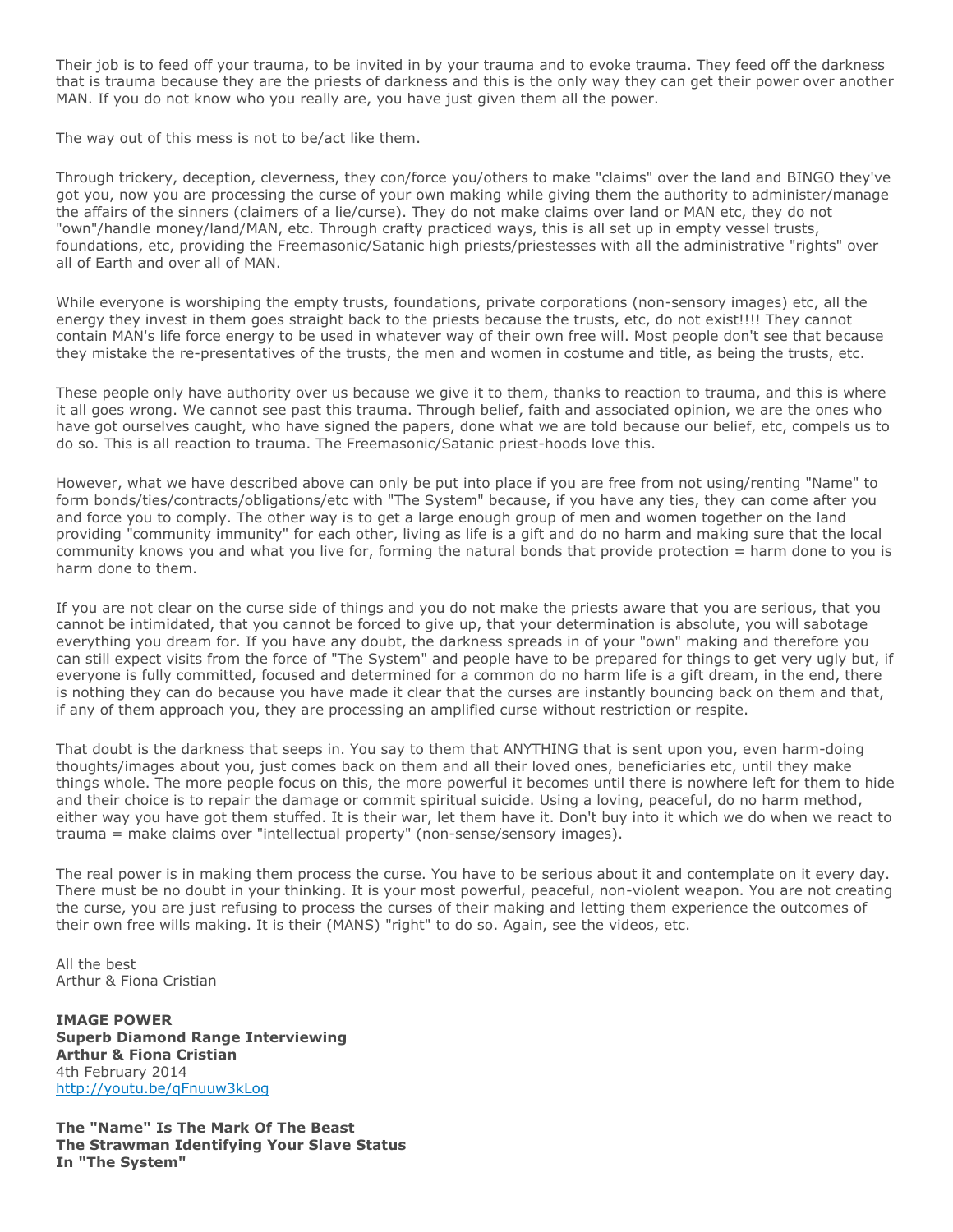Their job is to feed off your trauma, to be invited in by your trauma and to evoke trauma. They feed off the darkness that is trauma because they are the priests of darkness and this is the only way they can get their power over another MAN. If you do not know who you really are, you have just given them all the power.

The way out of this mess is not to be/act like them.

Through trickery, deception, cleverness, they con/force you/others to make "claims" over the land and BINGO they've got you, now you are processing the curse of your own making while giving them the authority to administer/manage the affairs of the sinners (claimers of a lie/curse). They do not make claims over land or MAN etc, they do not "own"/handle money/land/MAN, etc. Through crafty practiced ways, this is all set up in empty vessel trusts, foundations, etc, providing the Freemasonic/Satanic high priests/priestesses with all the administrative "rights" over all of Earth and over all of MAN.

While everyone is worshiping the empty trusts, foundations, private corporations (non-sensory images) etc, all the energy they invest in them goes straight back to the priests because the trusts, etc, do not exist!!!! They cannot contain MAN's life force energy to be used in whatever way of their own free will. Most people don't see that because they mistake the re-presentatives of the trusts, the men and women in costume and title, as being the trusts, etc.

These people only have authority over us because we give it to them, thanks to reaction to trauma, and this is where it all goes wrong. We cannot see past this trauma. Through belief, faith and associated opinion, we are the ones who have got ourselves caught, who have signed the papers, done what we are told because our belief, etc, compels us to do so. This is all reaction to trauma. The Freemasonic/Satanic priest-hoods love this.

However, what we have described above can only be put into place if you are free from not using/renting "Name" to form bonds/ties/contracts/obligations/etc with "The System" because, if you have any ties, they can come after you and force you to comply. The other way is to get a large enough group of men and women together on the land providing "community immunity" for each other, living as life is a gift and do no harm and making sure that the local community knows you and what you live for, forming the natural bonds that provide protection = harm done to you is harm done to them.

If you are not clear on the curse side of things and you do not make the priests aware that you are serious, that you cannot be intimidated, that you cannot be forced to give up, that your determination is absolute, you will sabotage everything you dream for. If you have any doubt, the darkness spreads in of your "own" making and therefore you can still expect visits from the force of "The System" and people have to be prepared for things to get very ugly but, if everyone is fully committed, focused and determined for a common do no harm life is a gift dream, in the end, there is nothing they can do because you have made it clear that the curses are instantly bouncing back on them and that, if any of them approach you, they are processing an amplified curse without restriction or respite.

That doubt is the darkness that seeps in. You say to them that ANYTHING that is sent upon you, even harm-doing thoughts/images about you, just comes back on them and all their loved ones, beneficiaries etc, until they make things whole. The more people focus on this, the more powerful it becomes until there is nowhere left for them to hide and their choice is to repair the damage or commit spiritual suicide. Using a loving, peaceful, do no harm method, either way you have got them stuffed. It is their war, let them have it. Don't buy into it which we do when we react to trauma = make claims over "intellectual property" (non-sense/sensory images).

The real power is in making them process the curse. You have to be serious about it and contemplate on it every day. There must be no doubt in your thinking. It is your most powerful, peaceful, non-violent weapon. You are not creating the curse, you are just refusing to process the curses of their making and letting them experience the outcomes of their own free wills making. It is their (MANS) "right" to do so. Again, see the videos, etc.

All the best
Arthur & Fiona Cristian

**IMAGE POWER**
**Superb Diamond Range Interviewing**
**Arthur & Fiona Cristian**
4th February 2014
http://youtu.be/qFnuuw3kLog

**The "Name" Is The Mark Of The Beast**
**The Strawman Identifying Your Slave Status**
**In "The System"**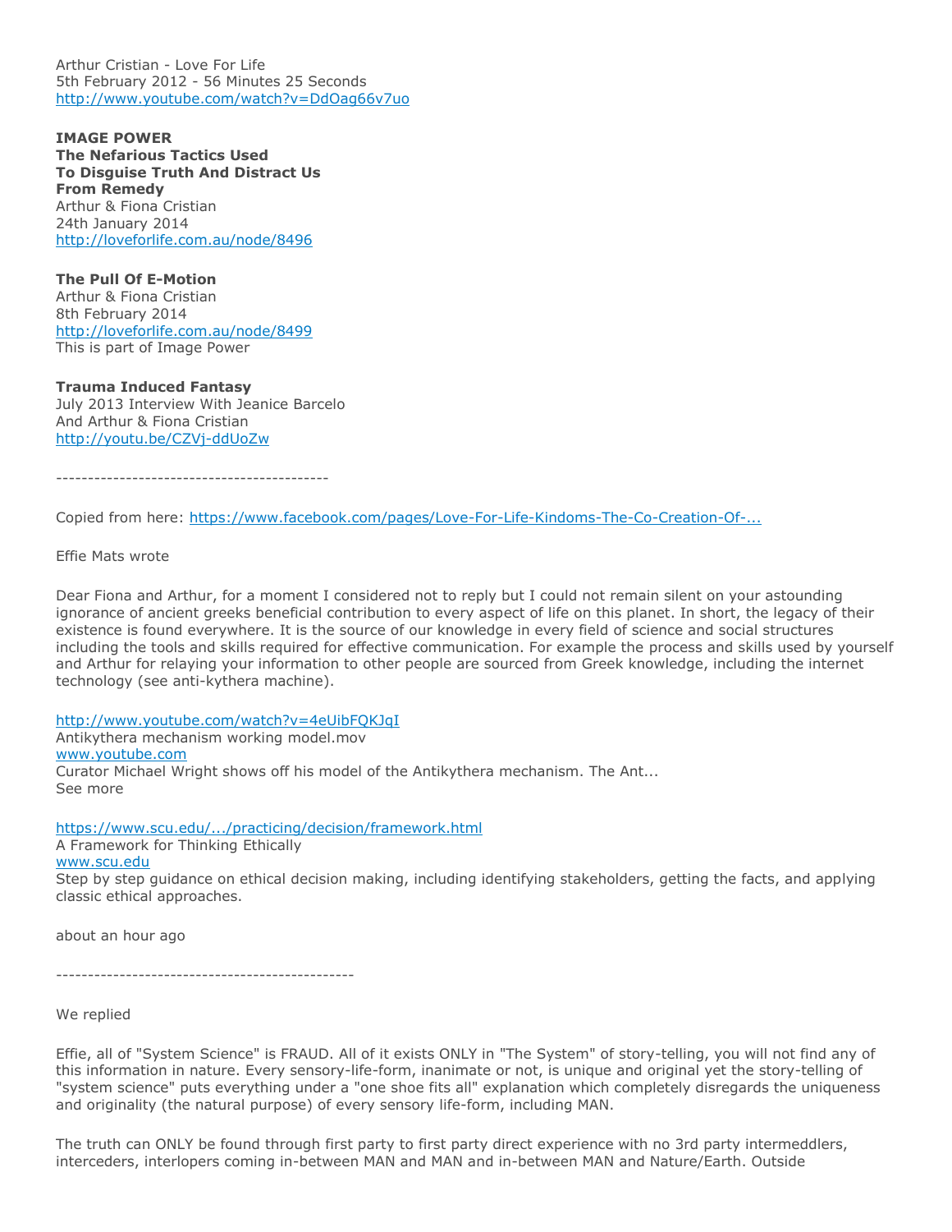Arthur Cristian - Love For Life
5th February 2012 - 56 Minutes 25 Seconds
http://www.youtube.com/watch?v=DdOag66v7uo

**IMAGE POWER**
**The Nefarious Tactics Used**
**To Disguise Truth And Distract Us**
**From Remedy**
Arthur & Fiona Cristian
24th January 2014
http://loveforlife.com.au/node/8496

**The Pull Of E-Motion**
Arthur & Fiona Cristian
8th February 2014
http://loveforlife.com.au/node/8499
This is part of Image Power

**Trauma Induced Fantasy**
July 2013 Interview With Jeanice Barcelo
And Arthur & Fiona Cristian
http://youtu.be/CZVj-ddUoZw

--------------------------------------------

Copied from here: https://www.facebook.com/pages/Love-For-Life-Kindoms-The-Co-Creation-Of-...

Effie Mats wrote

Dear Fiona and Arthur, for a moment I considered not to reply but I could not remain silent on your astounding ignorance of ancient greeks beneficial contribution to every aspect of life on this planet. In short, the legacy of their existence is found everywhere. It is the source of our knowledge in every field of science and social structures including the tools and skills required for effective communication. For example the process and skills used by yourself and Arthur for relaying your information to other people are sourced from Greek knowledge, including the internet technology (see anti-kythera machine).

http://www.youtube.com/watch?v=4eUibFQKJqI
Antikythera mechanism working model.mov
www.youtube.com
Curator Michael Wright shows off his model of the Antikythera mechanism. The Ant...
See more

https://www.scu.edu/.../practicing/decision/framework.html
A Framework for Thinking Ethically
www.scu.edu
Step by step guidance on ethical decision making, including identifying stakeholders, getting the facts, and applying classic ethical approaches.

about an hour ago

------------------------------------------------

We replied

Effie, all of "System Science" is FRAUD. All of it exists ONLY in "The System" of story-telling, you will not find any of this information in nature. Every sensory-life-form, inanimate or not, is unique and original yet the story-telling of "system science" puts everything under a "one shoe fits all" explanation which completely disregards the uniqueness and originality (the natural purpose) of every sensory life-form, including MAN.

The truth can ONLY be found through first party to first party direct experience with no 3rd party intermeddlers, interceders, interlopers coming in-between MAN and MAN and in-between MAN and Nature/Earth. Outside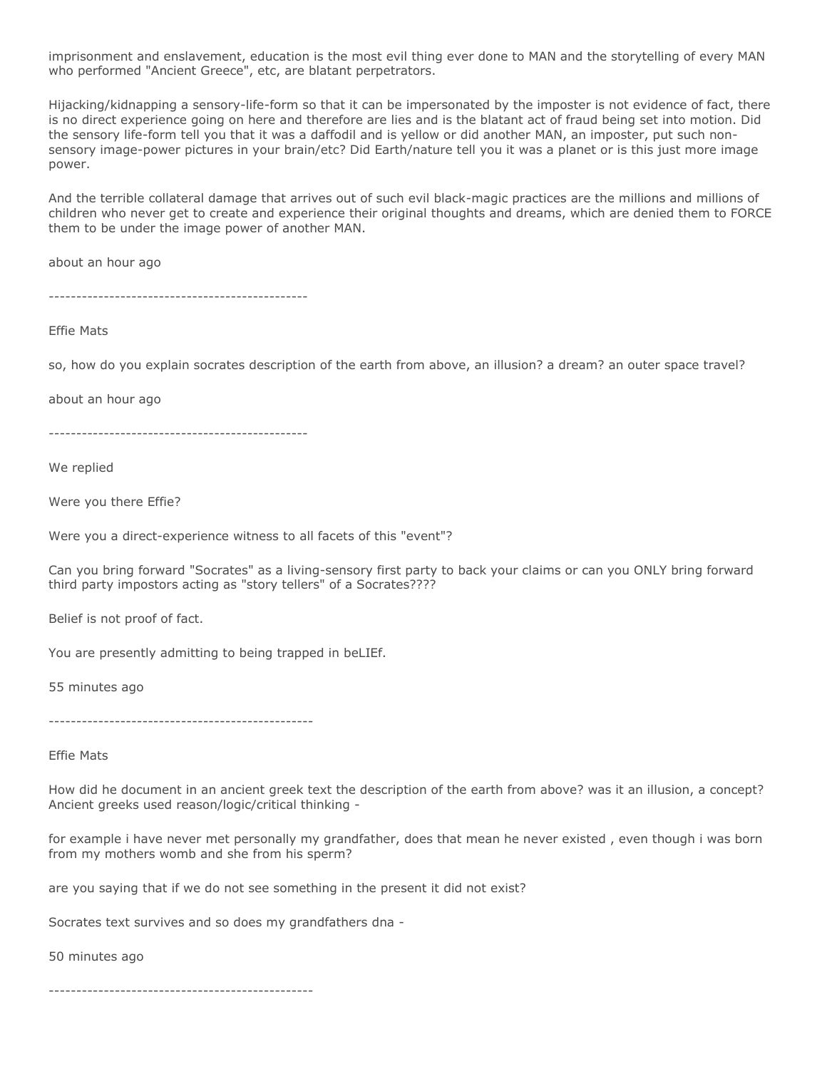imprisonment and enslavement, education is the most evil thing ever done to MAN and the storytelling of every MAN who performed "Ancient Greece", etc, are blatant perpetrators.

Hijacking/kidnapping a sensory-life-form so that it can be impersonated by the imposter is not evidence of fact, there is no direct experience going on here and therefore are lies and is the blatant act of fraud being set into motion. Did the sensory life-form tell you that it was a daffodil and is yellow or did another MAN, an imposter, put such non-sensory image-power pictures in your brain/etc? Did Earth/nature tell you it was a planet or is this just more image power.

And the terrible collateral damage that arrives out of such evil black-magic practices are the millions and millions of children who never get to create and experience their original thoughts and dreams, which are denied them to FORCE them to be under the image power of another MAN.

about an hour ago

---

Effie Mats

so, how do you explain socrates description of the earth from above, an illusion? a dream? an outer space travel?

about an hour ago

---

We replied

Were you there Effie?

Were you a direct-experience witness to all facets of this "event"?

Can you bring forward "Socrates" as a living-sensory first party to back your claims or can you ONLY bring forward third party impostors acting as "story tellers" of a Socrates????

Belief is not proof of fact.

You are presently admitting to being trapped in beLIEf.

55 minutes ago

---

Effie Mats

How did he document in an ancient greek text the description of the earth from above? was it an illusion, a concept? Ancient greeks used reason/logic/critical thinking -

for example i have never met personally my grandfather, does that mean he never existed , even though i was born from my mothers womb and she from his sperm?

are you saying that if we do not see something in the present it did not exist?

Socrates text survives and so does my grandfathers dna -

50 minutes ago

---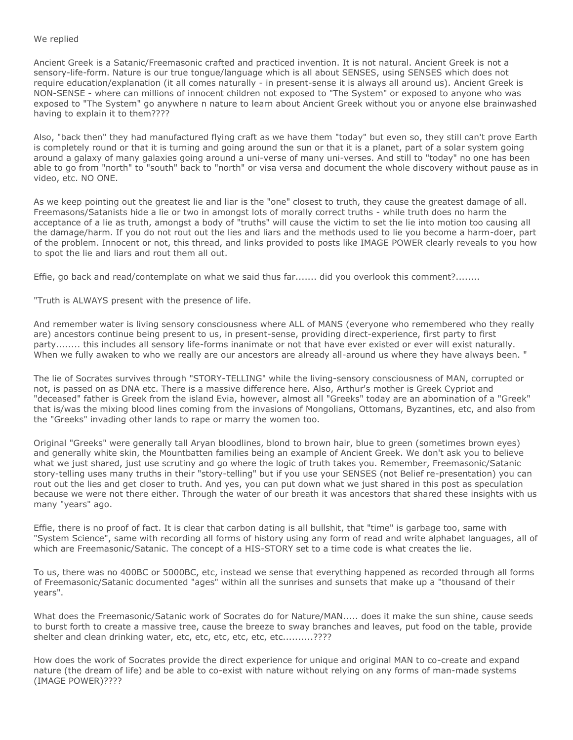We replied

Ancient Greek is a Satanic/Freemasonic crafted and practiced invention. It is not natural. Ancient Greek is not a sensory-life-form. Nature is our true tongue/language which is all about SENSES, using SENSES which does not require education/explanation (it all comes naturally - in present-sense it is always all around us). Ancient Greek is NON-SENSE - where can millions of innocent children not exposed to "The System" or exposed to anyone who was exposed to "The System" go anywhere n nature to learn about Ancient Greek without you or anyone else brainwashed having to explain it to them????

Also, "back then" they had manufactured flying craft as we have them "today" but even so, they still can't prove Earth is completely round or that it is turning and going around the sun or that it is a planet, part of a solar system going around a galaxy of many galaxies going around a uni-verse of many uni-verses. And still to "today" no one has been able to go from "north" to "south" back to "north" or visa versa and document the whole discovery without pause as in video, etc. NO ONE.

As we keep pointing out the greatest lie and liar is the "one" closest to truth, they cause the greatest damage of all. Freemasons/Satanists hide a lie or two in amongst lots of morally correct truths - while truth does no harm the acceptance of a lie as truth, amongst a body of "truths" will cause the victim to set the lie into motion too causing all the damage/harm. If you do not rout out the lies and liars and the methods used to lie you become a harm-doer, part of the problem. Innocent or not, this thread, and links provided to posts like IMAGE POWER clearly reveals to you how to spot the lie and liars and rout them all out.

Effie, go back and read/contemplate on what we said thus far....... did you overlook this comment?........

"Truth is ALWAYS present with the presence of life.

And remember water is living sensory consciousness where ALL of MANS (everyone who remembered who they really are) ancestors continue being present to us, in present-sense, providing direct-experience, first party to first party........ this includes all sensory life-forms inanimate or not that have ever existed or ever will exist naturally. When we fully awaken to who we really are our ancestors are already all-around us where they have always been. "

The lie of Socrates survives through "STORY-TELLING" while the living-sensory consciousness of MAN, corrupted or not, is passed on as DNA etc. There is a massive difference here. Also, Arthur's mother is Greek Cypriot and "deceased" father is Greek from the island Evia, however, almost all "Greeks" today are an abomination of a "Greek" that is/was the mixing blood lines coming from the invasions of Mongolians, Ottomans, Byzantines, etc, and also from the "Greeks" invading other lands to rape or marry the women too.

Original "Greeks" were generally tall Aryan bloodlines, blond to brown hair, blue to green (sometimes brown eyes) and generally white skin, the Mountbatten families being an example of Ancient Greek. We don't ask you to believe what we just shared, just use scrutiny and go where the logic of truth takes you. Remember, Freemasonic/Satanic story-telling uses many truths in their "story-telling" but if you use your SENSES (not Belief re-presentation) you can rout out the lies and get closer to truth. And yes, you can put down what we just shared in this post as speculation because we were not there either. Through the water of our breath it was ancestors that shared these insights with us many "years" ago.

Effie, there is no proof of fact. It is clear that carbon dating is all bullshit, that "time" is garbage too, same with "System Science", same with recording all forms of history using any form of read and write alphabet languages, all of which are Freemasonic/Satanic. The concept of a HIS-STORY set to a time code is what creates the lie.

To us, there was no 400BC or 5000BC, etc, instead we sense that everything happened as recorded through all forms of Freemasonic/Satanic documented "ages" within all the sunrises and sunsets that make up a "thousand of their years".

What does the Freemasonic/Satanic work of Socrates do for Nature/MAN..... does it make the sun shine, cause seeds to burst forth to create a massive tree, cause the breeze to sway branches and leaves, put food on the table, provide shelter and clean drinking water, etc, etc, etc, etc, etc, etc..........????

How does the work of Socrates provide the direct experience for unique and original MAN to co-create and expand nature (the dream of life) and be able to co-exist with nature without relying on any forms of man-made systems (IMAGE POWER)????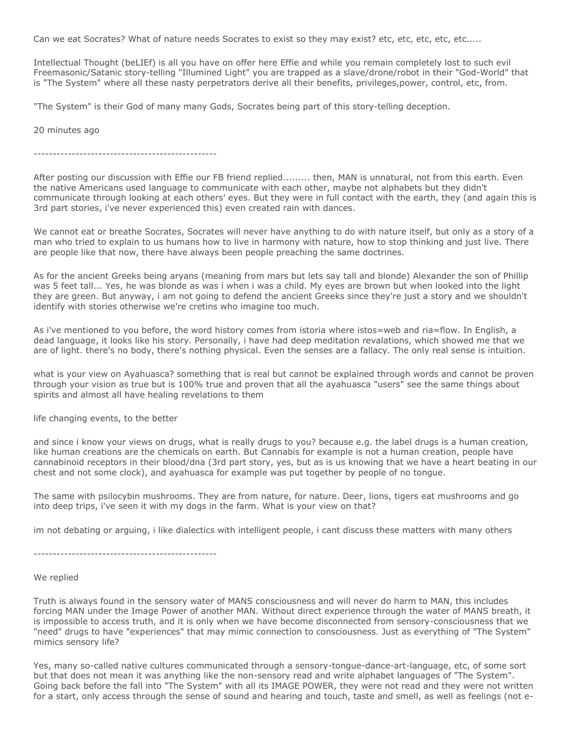Can we eat Socrates? What of nature needs Socrates to exist so they may exist? etc, etc, etc, etc, etc.....

Intellectual Thought (beLIEf) is all you have on offer here Effie and while you remain completely lost to such evil Freemasonic/Satanic story-telling "Illumined Light" you are trapped as a slave/drone/robot in their "God-World" that is "The System" where all these nasty perpetrators derive all their benefits, privileges,power, control, etc, from.

"The System" is their God of many many Gods, Socrates being part of this story-telling deception.

20 minutes ago

-----------------------------------------------

After posting our discussion with Effie our FB friend replied......... then, MAN is unnatural, not from this earth. Even the native Americans used language to communicate with each other, maybe not alphabets but they didn't communicate through looking at each others' eyes. But they were in full contact with the earth, they (and again this is 3rd part stories, i've never experienced this) even created rain with dances.

We cannot eat or breathe Socrates, Socrates will never have anything to do with nature itself, but only as a story of a man who tried to explain to us humans how to live in harmony with nature, how to stop thinking and just live. There are people like that now, there have always been people preaching the same doctrines.

As for the ancient Greeks being aryans (meaning from mars but lets say tall and blonde) Alexander the son of Phillip was 5 feet tall... Yes, he was blonde as was i when i was a child. My eyes are brown but when looked into the light they are green. But anyway, i am not going to defend the ancient Greeks since they're just a story and we shouldn't identify with stories otherwise we're cretins who imagine too much.

As i've mentioned to you before, the word history comes from istoria where istos=web and ria=flow. In English, a dead language, it looks like his story. Personally, i have had deep meditation revalations, which showed me that we are of light. there's no body, there's nothing physical. Even the senses are a fallacy. The only real sense is intuition.

what is your view on Ayahuasca? something that is real but cannot be explained through words and cannot be proven through your vision as true but is 100% true and proven that all the ayahuasca "users" see the same things about spirits and almost all have healing revelations to them

life changing events, to the better

and since i know your views on drugs, what is really drugs to you? because e.g. the label drugs is a human creation, like human creations are the chemicals on earth. But Cannabis for example is not a human creation, people have cannabinoid receptors in their blood/dna (3rd part story, yes, but as is us knowing that we have a heart beating in our chest and not some clock), and ayahuasca for example was put together by people of no tongue.

The same with psilocybin mushrooms. They are from nature, for nature. Deer, lions, tigers eat mushrooms and go into deep trips, i've seen it with my dogs in the farm. What is your view on that?

im not debating or arguing, i like dialectics with intelligent people, i cant discuss these matters with many others

-----------------------------------------------

We replied

Truth is always found in the sensory water of MANS consciousness and will never do harm to MAN, this includes forcing MAN under the Image Power of another MAN. Without direct experience through the water of MANS breath, it is impossible to access truth, and it is only when we have become disconnected from sensory-consciousness that we "need" drugs to have "experiences" that may mimic connection to consciousness. Just as everything of "The System" mimics sensory life?

Yes, many so-called native cultures communicated through a sensory-tongue-dance-art-language, etc, of some sort but that does not mean it was anything like the non-sensory read and write alphabet languages of "The System". Going back before the fall into "The System" with all its IMAGE POWER, they were not read and they were not written for a start, only access through the sense of sound and hearing and touch, taste and smell, as well as feelings (not e-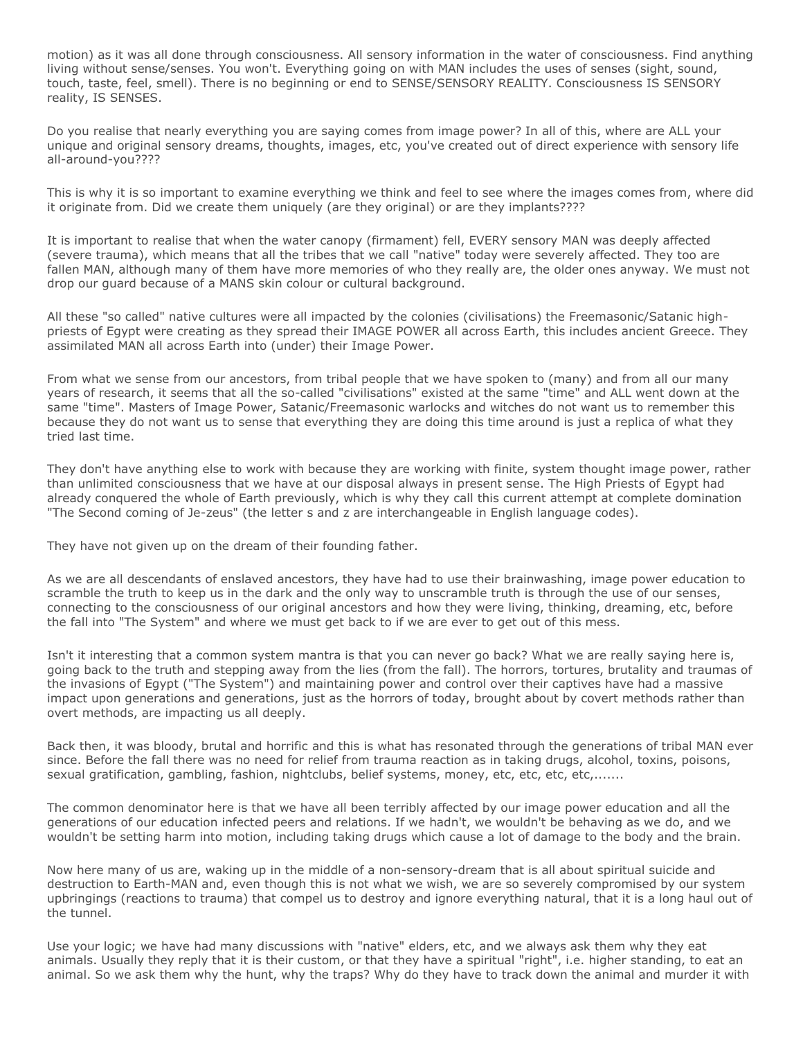motion) as it was all done through consciousness. All sensory information in the water of consciousness. Find anything living without sense/senses. You won't. Everything going on with MAN includes the uses of senses (sight, sound, touch, taste, feel, smell). There is no beginning or end to SENSE/SENSORY REALITY. Consciousness IS SENSORY reality, IS SENSES.

Do you realise that nearly everything you are saying comes from image power? In all of this, where are ALL your unique and original sensory dreams, thoughts, images, etc, you've created out of direct experience with sensory life all-around-you????

This is why it is so important to examine everything we think and feel to see where the images comes from, where did it originate from. Did we create them uniquely (are they original) or are they implants????

It is important to realise that when the water canopy (firmament) fell, EVERY sensory MAN was deeply affected (severe trauma), which means that all the tribes that we call "native" today were severely affected. They too are fallen MAN, although many of them have more memories of who they really are, the older ones anyway. We must not drop our guard because of a MANS skin colour or cultural background.

All these "so called" native cultures were all impacted by the colonies (civilisations) the Freemasonic/Satanic high-priests of Egypt were creating as they spread their IMAGE POWER all across Earth, this includes ancient Greece. They assimilated MAN all across Earth into (under) their Image Power.

From what we sense from our ancestors, from tribal people that we have spoken to (many) and from all our many years of research, it seems that all the so-called "civilisations" existed at the same "time" and ALL went down at the same "time". Masters of Image Power, Satanic/Freemasonic warlocks and witches do not want us to remember this because they do not want us to sense that everything they are doing this time around is just a replica of what they tried last time.

They don't have anything else to work with because they are working with finite, system thought image power, rather than unlimited consciousness that we have at our disposal always in present sense. The High Priests of Egypt had already conquered the whole of Earth previously, which is why they call this current attempt at complete domination "The Second coming of Je-zeus" (the letter s and z are interchangeable in English language codes).

They have not given up on the dream of their founding father.

As we are all descendants of enslaved ancestors, they have had to use their brainwashing, image power education to scramble the truth to keep us in the dark and the only way to unscramble truth is through the use of our senses, connecting to the consciousness of our original ancestors and how they were living, thinking, dreaming, etc, before the fall into "The System" and where we must get back to if we are ever to get out of this mess.

Isn't it interesting that a common system mantra is that you can never go back? What we are really saying here is, going back to the truth and stepping away from the lies (from the fall). The horrors, tortures, brutality and traumas of the invasions of Egypt ("The System") and maintaining power and control over their captives have had a massive impact upon generations and generations, just as the horrors of today, brought about by covert methods rather than overt methods, are impacting us all deeply.

Back then, it was bloody, brutal and horrific and this is what has resonated through the generations of tribal MAN ever since. Before the fall there was no need for relief from trauma reaction as in taking drugs, alcohol, toxins, poisons, sexual gratification, gambling, fashion, nightclubs, belief systems, money, etc, etc, etc, etc,.......

The common denominator here is that we have all been terribly affected by our image power education and all the generations of our education infected peers and relations. If we hadn't, we wouldn't be behaving as we do, and we wouldn't be setting harm into motion, including taking drugs which cause a lot of damage to the body and the brain.

Now here many of us are, waking up in the middle of a non-sensory-dream that is all about spiritual suicide and destruction to Earth-MAN and, even though this is not what we wish, we are so severely compromised by our system upbringings (reactions to trauma) that compel us to destroy and ignore everything natural, that it is a long haul out of the tunnel.

Use your logic; we have had many discussions with "native" elders, etc, and we always ask them why they eat animals. Usually they reply that it is their custom, or that they have a spiritual "right", i.e. higher standing, to eat an animal. So we ask them why the hunt, why the traps? Why do they have to track down the animal and murder it with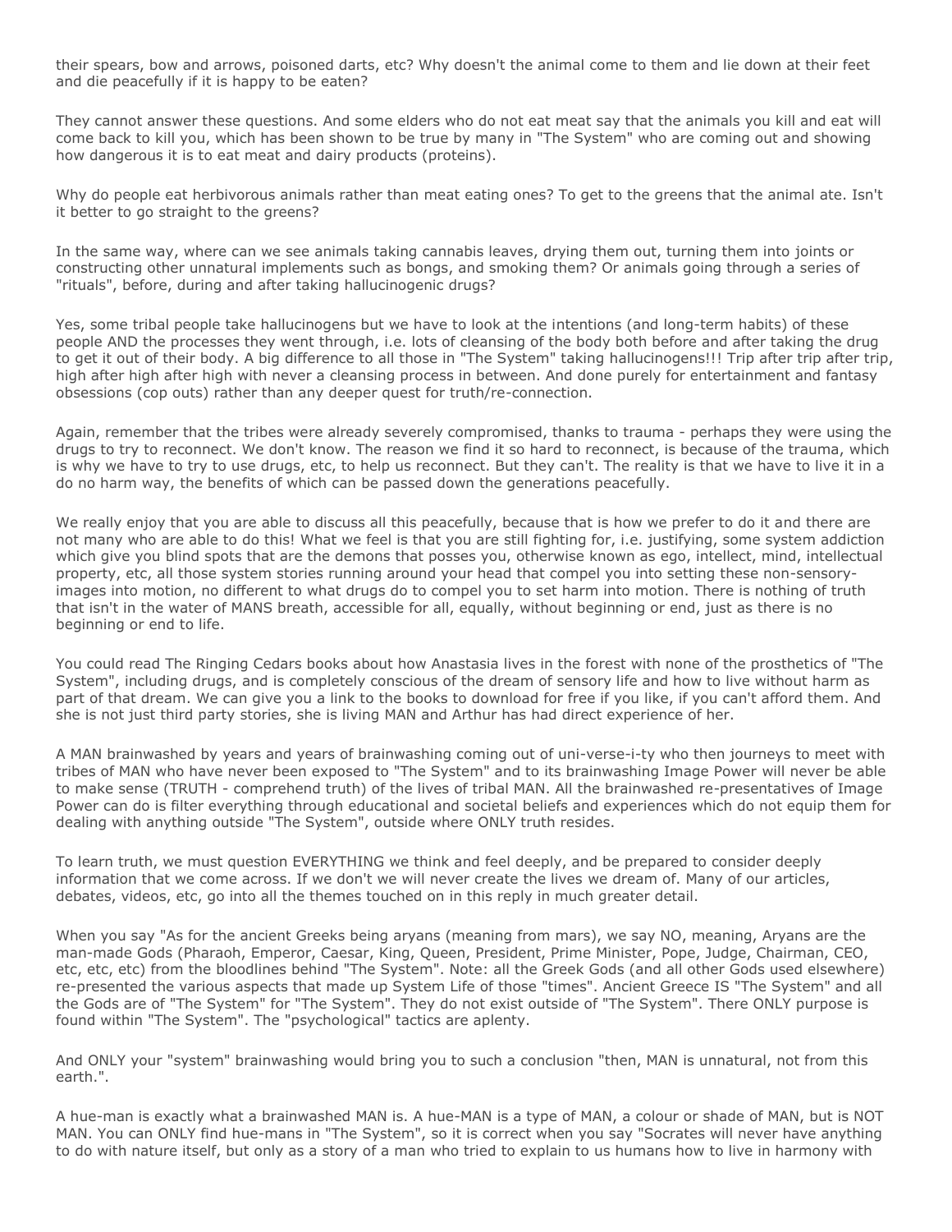their spears, bow and arrows, poisoned darts, etc? Why doesn't the animal come to them and lie down at their feet and die peacefully if it is happy to be eaten?

They cannot answer these questions. And some elders who do not eat meat say that the animals you kill and eat will come back to kill you, which has been shown to be true by many in "The System" who are coming out and showing how dangerous it is to eat meat and dairy products (proteins).

Why do people eat herbivorous animals rather than meat eating ones? To get to the greens that the animal ate. Isn't it better to go straight to the greens?

In the same way, where can we see animals taking cannabis leaves, drying them out, turning them into joints or constructing other unnatural implements such as bongs, and smoking them? Or animals going through a series of "rituals", before, during and after taking hallucinogenic drugs?

Yes, some tribal people take hallucinogens but we have to look at the intentions (and long-term habits) of these people AND the processes they went through, i.e. lots of cleansing of the body both before and after taking the drug to get it out of their body. A big difference to all those in "The System" taking hallucinogens!!! Trip after trip after trip, high after high after high with never a cleansing process in between. And done purely for entertainment and fantasy obsessions (cop outs) rather than any deeper quest for truth/re-connection.

Again, remember that the tribes were already severely compromised, thanks to trauma - perhaps they were using the drugs to try to reconnect. We don't know. The reason we find it so hard to reconnect, is because of the trauma, which is why we have to try to use drugs, etc, to help us reconnect. But they can't. The reality is that we have to live it in a do no harm way, the benefits of which can be passed down the generations peacefully.

We really enjoy that you are able to discuss all this peacefully, because that is how we prefer to do it and there are not many who are able to do this! What we feel is that you are still fighting for, i.e. justifying, some system addiction which give you blind spots that are the demons that posses you, otherwise known as ego, intellect, mind, intellectual property, etc, all those system stories running around your head that compel you into setting these non-sensory-images into motion, no different to what drugs do to compel you to set harm into motion. There is nothing of truth that isn't in the water of MANS breath, accessible for all, equally, without beginning or end, just as there is no beginning or end to life.

You could read The Ringing Cedars books about how Anastasia lives in the forest with none of the prosthetics of "The System", including drugs, and is completely conscious of the dream of sensory life and how to live without harm as part of that dream. We can give you a link to the books to download for free if you like, if you can't afford them. And she is not just third party stories, she is living MAN and Arthur has had direct experience of her.

A MAN brainwashed by years and years of brainwashing coming out of uni-verse-i-ty who then journeys to meet with tribes of MAN who have never been exposed to "The System" and to its brainwashing Image Power will never be able to make sense (TRUTH - comprehend truth) of the lives of tribal MAN. All the brainwashed re-presentatives of Image Power can do is filter everything through educational and societal beliefs and experiences which do not equip them for dealing with anything outside "The System", outside where ONLY truth resides.

To learn truth, we must question EVERYTHING we think and feel deeply, and be prepared to consider deeply information that we come across. If we don't we will never create the lives we dream of. Many of our articles, debates, videos, etc, go into all the themes touched on in this reply in much greater detail.

When you say "As for the ancient Greeks being aryans (meaning from mars), we say NO, meaning, Aryans are the man-made Gods (Pharaoh, Emperor, Caesar, King, Queen, President, Prime Minister, Pope, Judge, Chairman, CEO, etc, etc, etc) from the bloodlines behind "The System". Note: all the Greek Gods (and all other Gods used elsewhere) re-presented the various aspects that made up System Life of those "times". Ancient Greece IS "The System" and all the Gods are of "The System" for "The System". They do not exist outside of "The System". There ONLY purpose is found within "The System". The "psychological" tactics are aplenty.

And ONLY your "system" brainwashing would bring you to such a conclusion "then, MAN is unnatural, not from this earth.".

A hue-man is exactly what a brainwashed MAN is. A hue-MAN is a type of MAN, a colour or shade of MAN, but is NOT MAN. You can ONLY find hue-mans in "The System", so it is correct when you say "Socrates will never have anything to do with nature itself, but only as a story of a man who tried to explain to us humans how to live in harmony with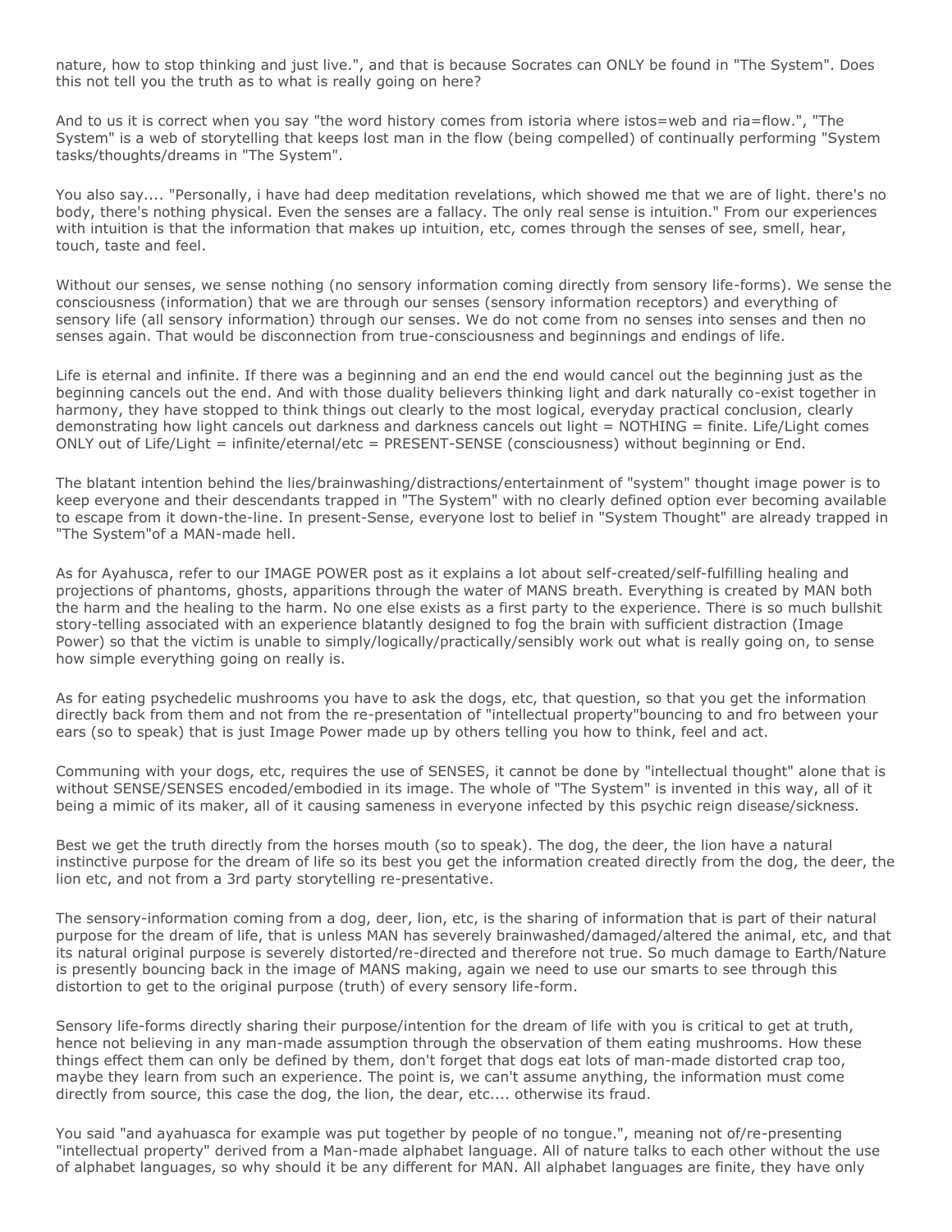nature, how to stop thinking and just live.", and that is because Socrates can ONLY be found in "The System". Does this not tell you the truth as to what is really going on here?

And to us it is correct when you say "the word history comes from istoria where istos=web and ria=flow.", "The System" is a web of storytelling that keeps lost man in the flow (being compelled) of continually performing "System tasks/thoughts/dreams in "The System".

You also say.... "Personally, i have had deep meditation revelations, which showed me that we are of light. there's no body, there's nothing physical. Even the senses are a fallacy. The only real sense is intuition." From our experiences with intuition is that the information that makes up intuition, etc, comes through the senses of see, smell, hear, touch, taste and feel.

Without our senses, we sense nothing (no sensory information coming directly from sensory life-forms). We sense the consciousness (information) that we are through our senses (sensory information receptors) and everything of sensory life (all sensory information) through our senses. We do not come from no senses into senses and then no senses again. That would be disconnection from true-consciousness and beginnings and endings of life.

Life is eternal and infinite. If there was a beginning and an end the end would cancel out the beginning just as the beginning cancels out the end. And with those duality believers thinking light and dark naturally co-exist together in harmony, they have stopped to think things out clearly to the most logical, everyday practical conclusion, clearly demonstrating how light cancels out darkness and darkness cancels out light = NOTHING = finite. Life/Light comes ONLY out of Life/Light = infinite/eternal/etc = PRESENT-SENSE (consciousness) without beginning or End.

The blatant intention behind the lies/brainwashing/distractions/entertainment of "system" thought image power is to keep everyone and their descendants trapped in "The System" with no clearly defined option ever becoming available to escape from it down-the-line. In present-Sense, everyone lost to belief in "System Thought" are already trapped in "The System"of a MAN-made hell.

As for Ayahusca, refer to our IMAGE POWER post as it explains a lot about self-created/self-fulfilling healing and projections of phantoms, ghosts, apparitions through the water of MANS breath. Everything is created by MAN both the harm and the healing to the harm. No one else exists as a first party to the experience. There is so much bullshit story-telling associated with an experience blatantly designed to fog the brain with sufficient distraction (Image Power) so that the victim is unable to simply/logically/practically/sensibly work out what is really going on, to sense how simple everything going on really is.

As for eating psychedelic mushrooms you have to ask the dogs, etc, that question, so that you get the information directly back from them and not from the re-presentation of "intellectual property"bouncing to and fro between your ears (so to speak) that is just Image Power made up by others telling you how to think, feel and act.

Communing with your dogs, etc, requires the use of SENSES, it cannot be done by "intellectual thought" alone that is without SENSE/SENSES encoded/embodied in its image. The whole of "The System" is invented in this way, all of it being a mimic of its maker, all of it causing sameness in everyone infected by this psychic reign disease/sickness.

Best we get the truth directly from the horses mouth (so to speak). The dog, the deer, the lion have a natural instinctive purpose for the dream of life so its best you get the information created directly from the dog, the deer, the lion etc, and not from a 3rd party storytelling re-presentative.

The sensory-information coming from a dog, deer, lion, etc, is the sharing of information that is part of their natural purpose for the dream of life, that is unless MAN has severely brainwashed/damaged/altered the animal, etc, and that its natural original purpose is severely distorted/re-directed and therefore not true. So much damage to Earth/Nature is presently bouncing back in the image of MANS making, again we need to use our smarts to see through this distortion to get to the original purpose (truth) of every sensory life-form.

Sensory life-forms directly sharing their purpose/intention for the dream of life with you is critical to get at truth, hence not believing in any man-made assumption through the observation of them eating mushrooms. How these things effect them can only be defined by them, don't forget that dogs eat lots of man-made distorted crap too, maybe they learn from such an experience. The point is, we can't assume anything, the information must come directly from source, this case the dog, the lion, the dear, etc.... otherwise its fraud.

You said "and ayahuasca for example was put together by people of no tongue.", meaning not of/re-presenting "intellectual property" derived from a Man-made alphabet language. All of nature talks to each other without the use of alphabet languages, so why should it be any different for MAN. All alphabet languages are finite, they have only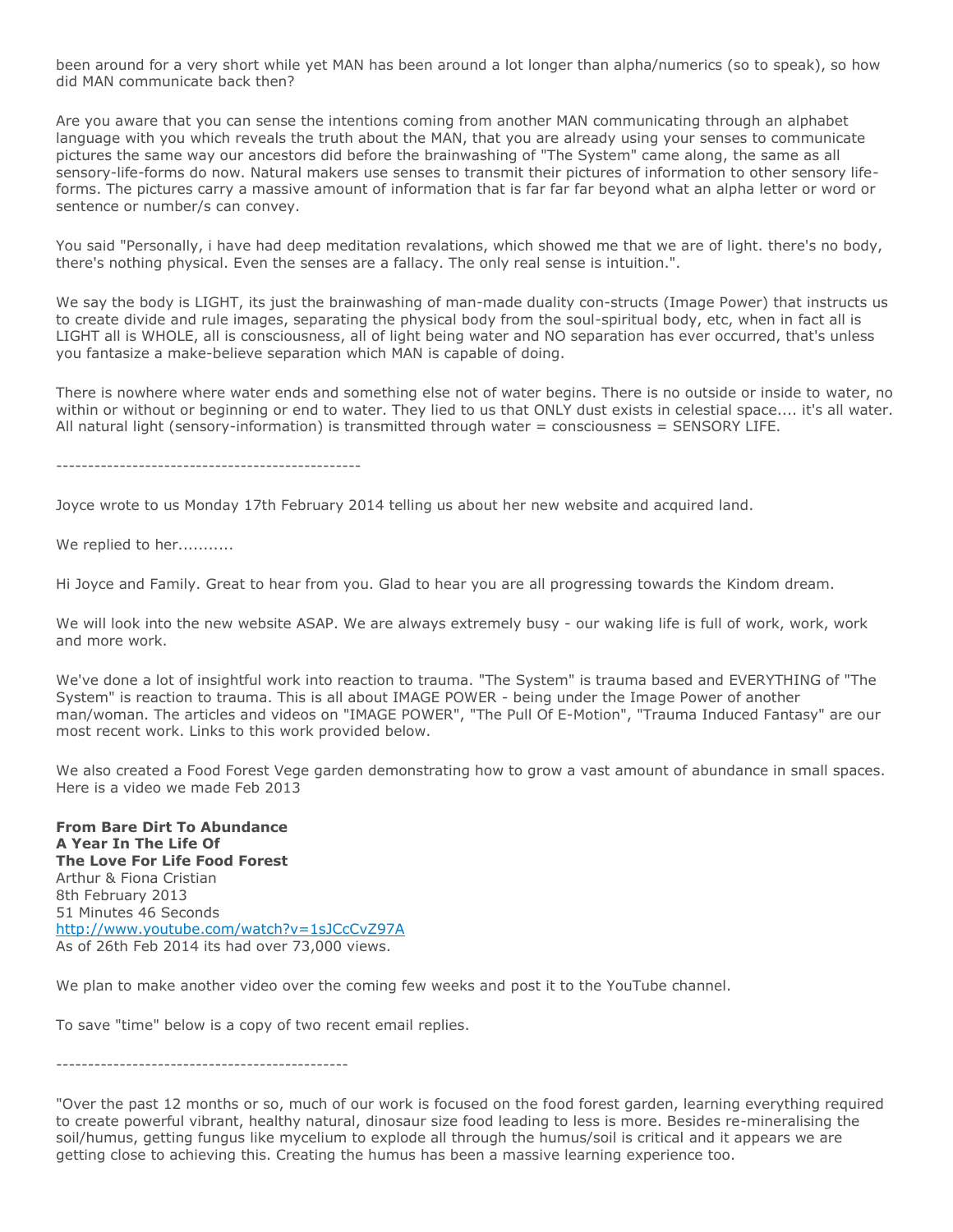been around for a very short while yet MAN has been around a lot longer than alpha/numerics (so to speak), so how did MAN communicate back then?

Are you aware that you can sense the intentions coming from another MAN communicating through an alphabet language with you which reveals the truth about the MAN, that you are already using your senses to communicate pictures the same way our ancestors did before the brainwashing of "The System" came along, the same as all sensory-life-forms do now. Natural makers use senses to transmit their pictures of information to other sensory life-forms. The pictures carry a massive amount of information that is far far far beyond what an alpha letter or word or sentence or number/s can convey.

You said "Personally, i have had deep meditation revalations, which showed me that we are of light. there's no body, there's nothing physical. Even the senses are a fallacy. The only real sense is intuition.".

We say the body is LIGHT, its just the brainwashing of man-made duality con-structs (Image Power) that instructs us to create divide and rule images, separating the physical body from the soul-spiritual body, etc, when in fact all is LIGHT all is WHOLE, all is consciousness, all of light being water and NO separation has ever occurred, that's unless you fantasize a make-believe separation which MAN is capable of doing.

There is nowhere where water ends and something else not of water begins. There is no outside or inside to water, no within or without or beginning or end to water. They lied to us that ONLY dust exists in celestial space.... it's all water. All natural light (sensory-information) is transmitted through water = consciousness = SENSORY LIFE.

------------------------------------------------

Joyce wrote to us Monday 17th February 2014 telling us about her new website and acquired land.

We replied to her...........

Hi Joyce and Family. Great to hear from you. Glad to hear you are all progressing towards the Kindom dream.

We will look into the new website ASAP. We are always extremely busy - our waking life is full of work, work, work and more work.

We've done a lot of insightful work into reaction to trauma. "The System" is trauma based and EVERYTHING of "The System" is reaction to trauma. This is all about IMAGE POWER - being under the Image Power of another man/woman. The articles and videos on "IMAGE POWER", "The Pull Of E-Motion", "Trauma Induced Fantasy" are our most recent work. Links to this work provided below.

We also created a Food Forest Vege garden demonstrating how to grow a vast amount of abundance in small spaces. Here is a video we made Feb 2013

**From Bare Dirt To Abundance**
**A Year In The Life Of**
**The Love For Life Food Forest**
Arthur & Fiona Cristian
8th February 2013
51 Minutes 46 Seconds
http://www.youtube.com/watch?v=1sJCcCvZ97A
As of 26th Feb 2014 its had over 73,000 views.

We plan to make another video over the coming few weeks and post it to the YouTube channel.

To save "time" below is a copy of two recent email replies.

----------------------------------------------

"Over the past 12 months or so, much of our work is focused on the food forest garden, learning everything required to create powerful vibrant, healthy natural, dinosaur size food leading to less is more. Besides re-mineralising the soil/humus, getting fungus like mycelium to explode all through the humus/soil is critical and it appears we are getting close to achieving this. Creating the humus has been a massive learning experience too.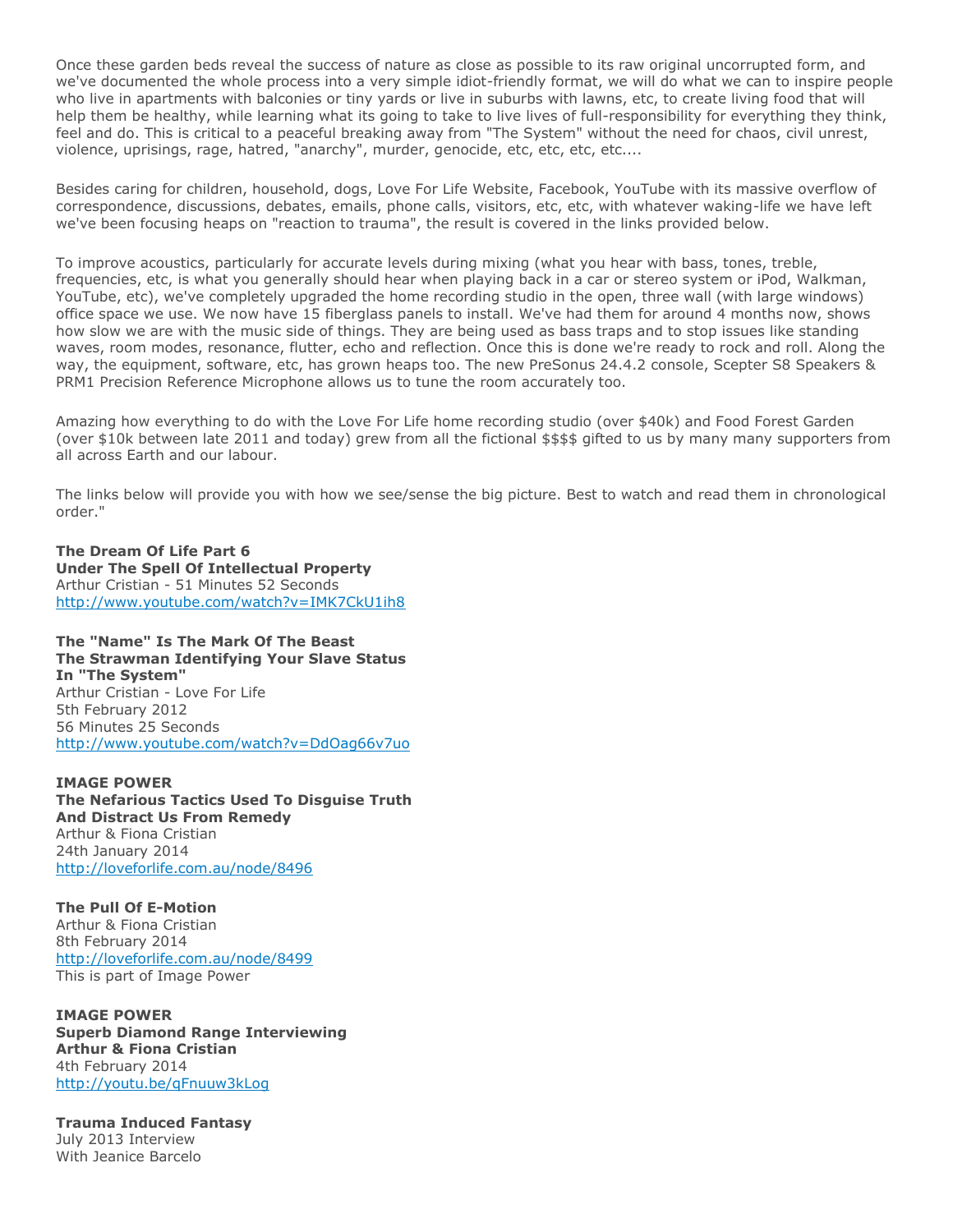Once these garden beds reveal the success of nature as close as possible to its raw original uncorrupted form, and we've documented the whole process into a very simple idiot-friendly format, we will do what we can to inspire people who live in apartments with balconies or tiny yards or live in suburbs with lawns, etc, to create living food that will help them be healthy, while learning what its going to take to live lives of full-responsibility for everything they think, feel and do. This is critical to a peaceful breaking away from "The System" without the need for chaos, civil unrest, violence, uprisings, rage, hatred, "anarchy", murder, genocide, etc, etc, etc, etc....

Besides caring for children, household, dogs, Love For Life Website, Facebook, YouTube with its massive overflow of correspondence, discussions, debates, emails, phone calls, visitors, etc, etc, with whatever waking-life we have left we've been focusing heaps on "reaction to trauma", the result is covered in the links provided below.

To improve acoustics, particularly for accurate levels during mixing (what you hear with bass, tones, treble, frequencies, etc, is what you generally should hear when playing back in a car or stereo system or iPod, Walkman, YouTube, etc), we've completely upgraded the home recording studio in the open, three wall (with large windows) office space we use. We now have 15 fiberglass panels to install. We've had them for around 4 months now, shows how slow we are with the music side of things. They are being used as bass traps and to stop issues like standing waves, room modes, resonance, flutter, echo and reflection. Once this is done we're ready to rock and roll. Along the way, the equipment, software, etc, has grown heaps too. The new PreSonus 24.4.2 console, Scepter S8 Speakers & PRM1 Precision Reference Microphone allows us to tune the room accurately too.

Amazing how everything to do with the Love For Life home recording studio (over $40k) and Food Forest Garden (over $10k between late 2011 and today) grew from all the fictional $$$$ gifted to us by many many supporters from all across Earth and our labour.

The links below will provide you with how we see/sense the big picture. Best to watch and read them in chronological order."

**The Dream Of Life Part 6**
**Under The Spell Of Intellectual Property**
Arthur Cristian - 51 Minutes 52 Seconds
http://www.youtube.com/watch?v=IMK7CkU1ih8

**The "Name" Is The Mark Of The Beast**
**The Strawman Identifying Your Slave Status**
**In "The System"**
Arthur Cristian - Love For Life
5th February 2012
56 Minutes 25 Seconds
http://www.youtube.com/watch?v=DdOag66v7uo

**IMAGE POWER**
**The Nefarious Tactics Used To Disguise Truth**
**And Distract Us From Remedy**
Arthur & Fiona Cristian
24th January 2014
http://loveforlife.com.au/node/8496

**The Pull Of E-Motion**
Arthur & Fiona Cristian
8th February 2014
http://loveforlife.com.au/node/8499
This is part of Image Power

**IMAGE POWER**
**Superb Diamond Range Interviewing**
**Arthur & Fiona Cristian**
4th February 2014
http://youtu.be/qFnuuw3kLog

**Trauma Induced Fantasy**
July 2013 Interview
With Jeanice Barcelo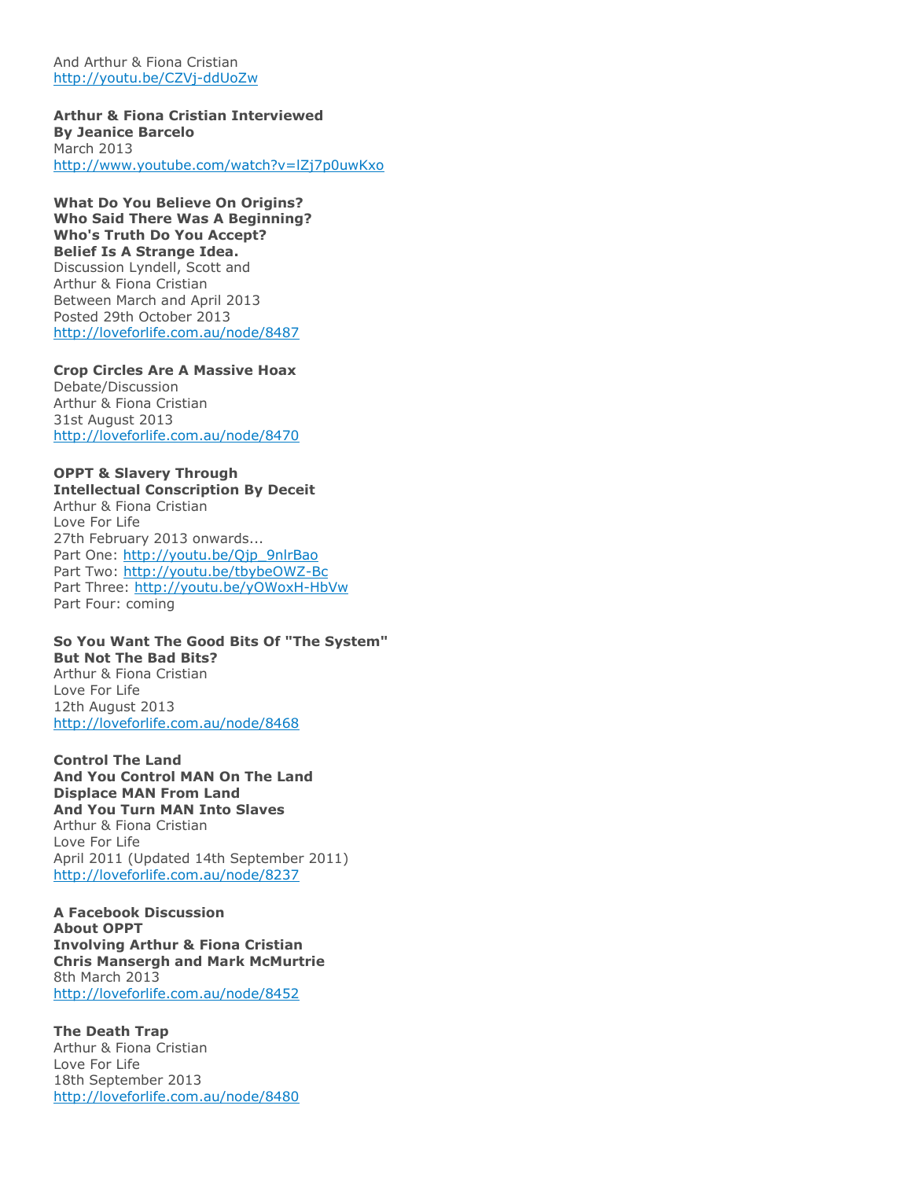And Arthur & Fiona Cristian
http://youtu.be/CZVj-ddUoZw

**Arthur & Fiona Cristian Interviewed**
**By Jeanice Barcelo**
March 2013
http://www.youtube.com/watch?v=lZj7p0uwKxo

**What Do You Believe On Origins?**
**Who Said There Was A Beginning?**
**Who's Truth Do You Accept?**
**Belief Is A Strange Idea.**
Discussion Lyndell, Scott and
Arthur & Fiona Cristian
Between March and April 2013
Posted 29th October 2013
http://loveforlife.com.au/node/8487

**Crop Circles Are A Massive Hoax**
Debate/Discussion
Arthur & Fiona Cristian
31st August 2013
http://loveforlife.com.au/node/8470

**OPPT & Slavery Through**
**Intellectual Conscription By Deceit**
Arthur & Fiona Cristian
Love For Life
27th February 2013 onwards...
Part One: http://youtu.be/Qjp_9nlrBao
Part Two: http://youtu.be/tbybeOWZ-Bc
Part Three: http://youtu.be/yOWoxH-HbVw
Part Four: coming

**So You Want The Good Bits Of "The System"**
**But Not The Bad Bits?**
Arthur & Fiona Cristian
Love For Life
12th August 2013
http://loveforlife.com.au/node/8468

**Control The Land**
**And You Control MAN On The Land**
**Displace MAN From Land**
**And You Turn MAN Into Slaves**
Arthur & Fiona Cristian
Love For Life
April 2011 (Updated 14th September 2011)
http://loveforlife.com.au/node/8237

**A Facebook Discussion**
**About OPPT**
**Involving Arthur & Fiona Cristian**
**Chris Mansergh and Mark McMurtrie**
8th March 2013
http://loveforlife.com.au/node/8452

**The Death Trap**
Arthur & Fiona Cristian
Love For Life
18th September 2013
http://loveforlife.com.au/node/8480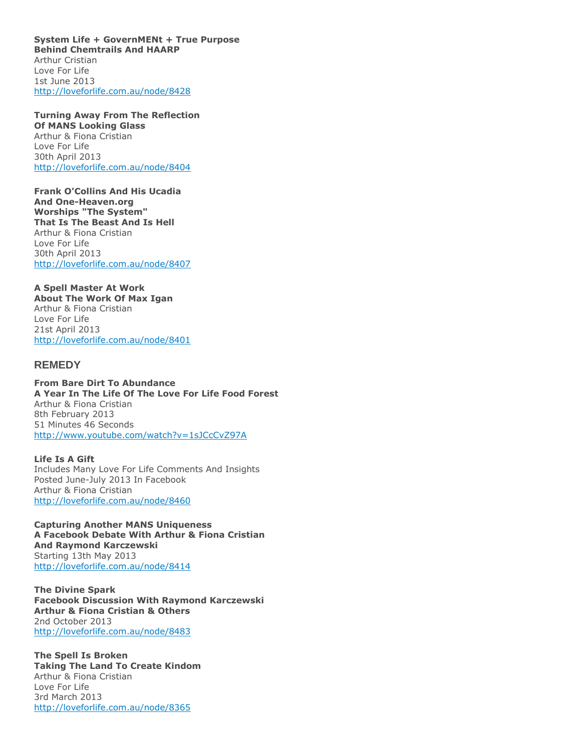**System Life + GovernMENt + True Purpose**
**Behind Chemtrails And HAARP**
Arthur Cristian
Love For Life
1st June 2013
http://loveforlife.com.au/node/8428

**Turning Away From The Reflection**
**Of MANS Looking Glass**
Arthur & Fiona Cristian
Love For Life
30th April 2013
http://loveforlife.com.au/node/8404

**Frank O'Collins And His Ucadia**
**And One-Heaven.org**
**Worships "The System"**
**That Is The Beast And Is Hell**
Arthur & Fiona Cristian
Love For Life
30th April 2013
http://loveforlife.com.au/node/8407

**A Spell Master At Work**
**About The Work Of Max Igan**
Arthur & Fiona Cristian
Love For Life
21st April 2013
http://loveforlife.com.au/node/8401

## REMEDY

**From Bare Dirt To Abundance**
**A Year In The Life Of The Love For Life Food Forest**
Arthur & Fiona Cristian
8th February 2013
51 Minutes 46 Seconds
http://www.youtube.com/watch?v=1sJCcCvZ97A

**Life Is A Gift**
Includes Many Love For Life Comments And Insights
Posted June-July 2013 In Facebook
Arthur & Fiona Cristian
http://loveforlife.com.au/node/8460

**Capturing Another MANS Uniqueness**
**A Facebook Debate With Arthur & Fiona Cristian**
**And Raymond Karczewski**
Starting 13th May 2013
http://loveforlife.com.au/node/8414

**The Divine Spark**
**Facebook Discussion With Raymond Karczewski**
**Arthur & Fiona Cristian & Others**
2nd October 2013
http://loveforlife.com.au/node/8483

**The Spell Is Broken**
**Taking The Land To Create Kindom**
Arthur & Fiona Cristian
Love For Life
3rd March 2013
http://loveforlife.com.au/node/8365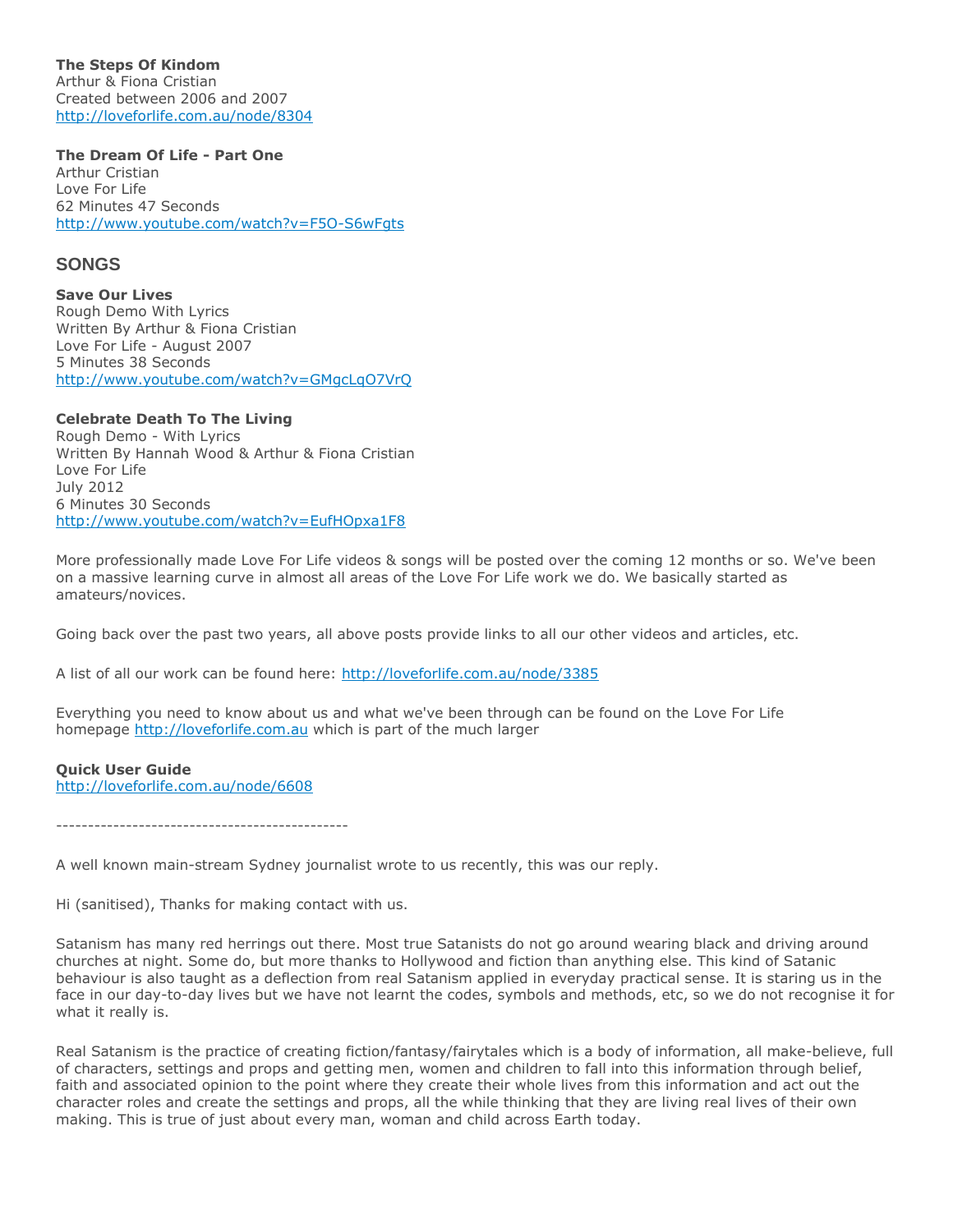**The Steps Of Kindom**
Arthur & Fiona Cristian
Created between 2006 and 2007
http://loveforlife.com.au/node/8304

**The Dream Of Life - Part One**
Arthur Cristian
Love For Life
62 Minutes 47 Seconds
http://www.youtube.com/watch?v=F5O-S6wFgts

## SONGS

**Save Our Lives**
Rough Demo With Lyrics
Written By Arthur & Fiona Cristian
Love For Life - August 2007
5 Minutes 38 Seconds
http://www.youtube.com/watch?v=GMgcLqO7VrQ

**Celebrate Death To The Living**
Rough Demo - With Lyrics
Written By Hannah Wood & Arthur & Fiona Cristian
Love For Life
July 2012
6 Minutes 30 Seconds
http://www.youtube.com/watch?v=EufHOpxa1F8

More professionally made Love For Life videos & songs will be posted over the coming 12 months or so. We've been on a massive learning curve in almost all areas of the Love For Life work we do. We basically started as amateurs/novices.

Going back over the past two years, all above posts provide links to all our other videos and articles, etc.

A list of all our work can be found here: http://loveforlife.com.au/node/3385

Everything you need to know about us and what we've been through can be found on the Love For Life homepage http://loveforlife.com.au which is part of the much larger

**Quick User Guide**
http://loveforlife.com.au/node/6608

----------------------------------------------

A well known main-stream Sydney journalist wrote to us recently, this was our reply.

Hi (sanitised), Thanks for making contact with us.

Satanism has many red herrings out there. Most true Satanists do not go around wearing black and driving around churches at night. Some do, but more thanks to Hollywood and fiction than anything else. This kind of Satanic behaviour is also taught as a deflection from real Satanism applied in everyday practical sense. It is staring us in the face in our day-to-day lives but we have not learnt the codes, symbols and methods, etc, so we do not recognise it for what it really is.

Real Satanism is the practice of creating fiction/fantasy/fairytales which is a body of information, all make-believe, full of characters, settings and props and getting men, women and children to fall into this information through belief, faith and associated opinion to the point where they create their whole lives from this information and act out the character roles and create the settings and props, all the while thinking that they are living real lives of their own making. This is true of just about every man, woman and child across Earth today.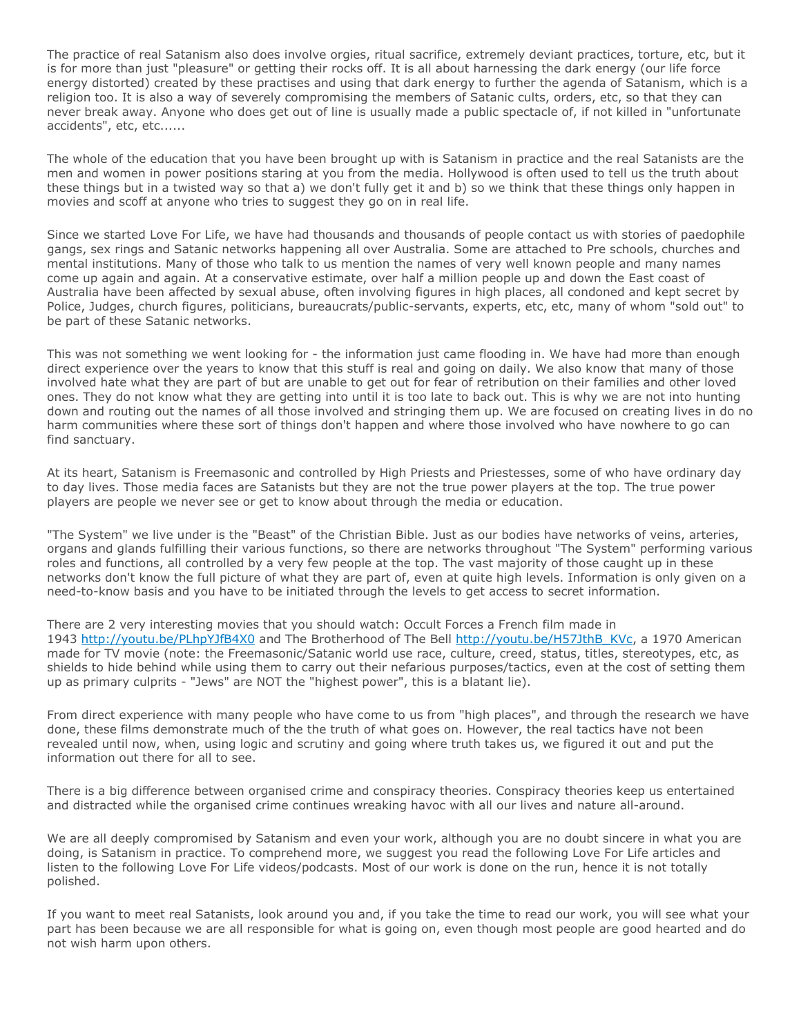The practice of real Satanism also does involve orgies, ritual sacrifice, extremely deviant practices, torture, etc, but it is for more than just "pleasure" or getting their rocks off. It is all about harnessing the dark energy (our life force energy distorted) created by these practises and using that dark energy to further the agenda of Satanism, which is a religion too. It is also a way of severely compromising the members of Satanic cults, orders, etc, so that they can never break away. Anyone who does get out of line is usually made a public spectacle of, if not killed in "unfortunate accidents", etc, etc......

The whole of the education that you have been brought up with is Satanism in practice and the real Satanists are the men and women in power positions staring at you from the media. Hollywood is often used to tell us the truth about these things but in a twisted way so that a) we don't fully get it and b) so we think that these things only happen in movies and scoff at anyone who tries to suggest they go on in real life.

Since we started Love For Life, we have had thousands and thousands of people contact us with stories of paedophile gangs, sex rings and Satanic networks happening all over Australia. Some are attached to Pre schools, churches and mental institutions. Many of those who talk to us mention the names of very well known people and many names come up again and again. At a conservative estimate, over half a million people up and down the East coast of Australia have been affected by sexual abuse, often involving figures in high places, all condoned and kept secret by Police, Judges, church figures, politicians, bureaucrats/public-servants, experts, etc, etc, many of whom "sold out" to be part of these Satanic networks.

This was not something we went looking for - the information just came flooding in. We have had more than enough direct experience over the years to know that this stuff is real and going on daily. We also know that many of those involved hate what they are part of but are unable to get out for fear of retribution on their families and other loved ones. They do not know what they are getting into until it is too late to back out. This is why we are not into hunting down and routing out the names of all those involved and stringing them up. We are focused on creating lives in do no harm communities where these sort of things don't happen and where those involved who have nowhere to go can find sanctuary.

At its heart, Satanism is Freemasonic and controlled by High Priests and Priestesses, some of who have ordinary day to day lives. Those media faces are Satanists but they are not the true power players at the top. The true power players are people we never see or get to know about through the media or education.

"The System" we live under is the "Beast" of the Christian Bible. Just as our bodies have networks of veins, arteries, organs and glands fulfilling their various functions, so there are networks throughout "The System" performing various roles and functions, all controlled by a very few people at the top. The vast majority of those caught up in these networks don't know the full picture of what they are part of, even at quite high levels. Information is only given on a need-to-know basis and you have to be initiated through the levels to get access to secret information.

There are 2 very interesting movies that you should watch: Occult Forces a French film made in 1943 http://youtu.be/PLhpYJfB4X0 and The Brotherhood of The Bell http://youtu.be/H57JthB_KVc, a 1970 American made for TV movie (note: the Freemasonic/Satanic world use race, culture, creed, status, titles, stereotypes, etc, as shields to hide behind while using them to carry out their nefarious purposes/tactics, even at the cost of setting them up as primary culprits - "Jews" are NOT the "highest power", this is a blatant lie).

From direct experience with many people who have come to us from "high places", and through the research we have done, these films demonstrate much of the the truth of what goes on. However, the real tactics have not been revealed until now, when, using logic and scrutiny and going where truth takes us, we figured it out and put the information out there for all to see.

There is a big difference between organised crime and conspiracy theories. Conspiracy theories keep us entertained and distracted while the organised crime continues wreaking havoc with all our lives and nature all-around.

We are all deeply compromised by Satanism and even your work, although you are no doubt sincere in what you are doing, is Satanism in practice. To comprehend more, we suggest you read the following Love For Life articles and listen to the following Love For Life videos/podcasts. Most of our work is done on the run, hence it is not totally polished.

If you want to meet real Satanists, look around you and, if you take the time to read our work, you will see what your part has been because we are all responsible for what is going on, even though most people are good hearted and do not wish harm upon others.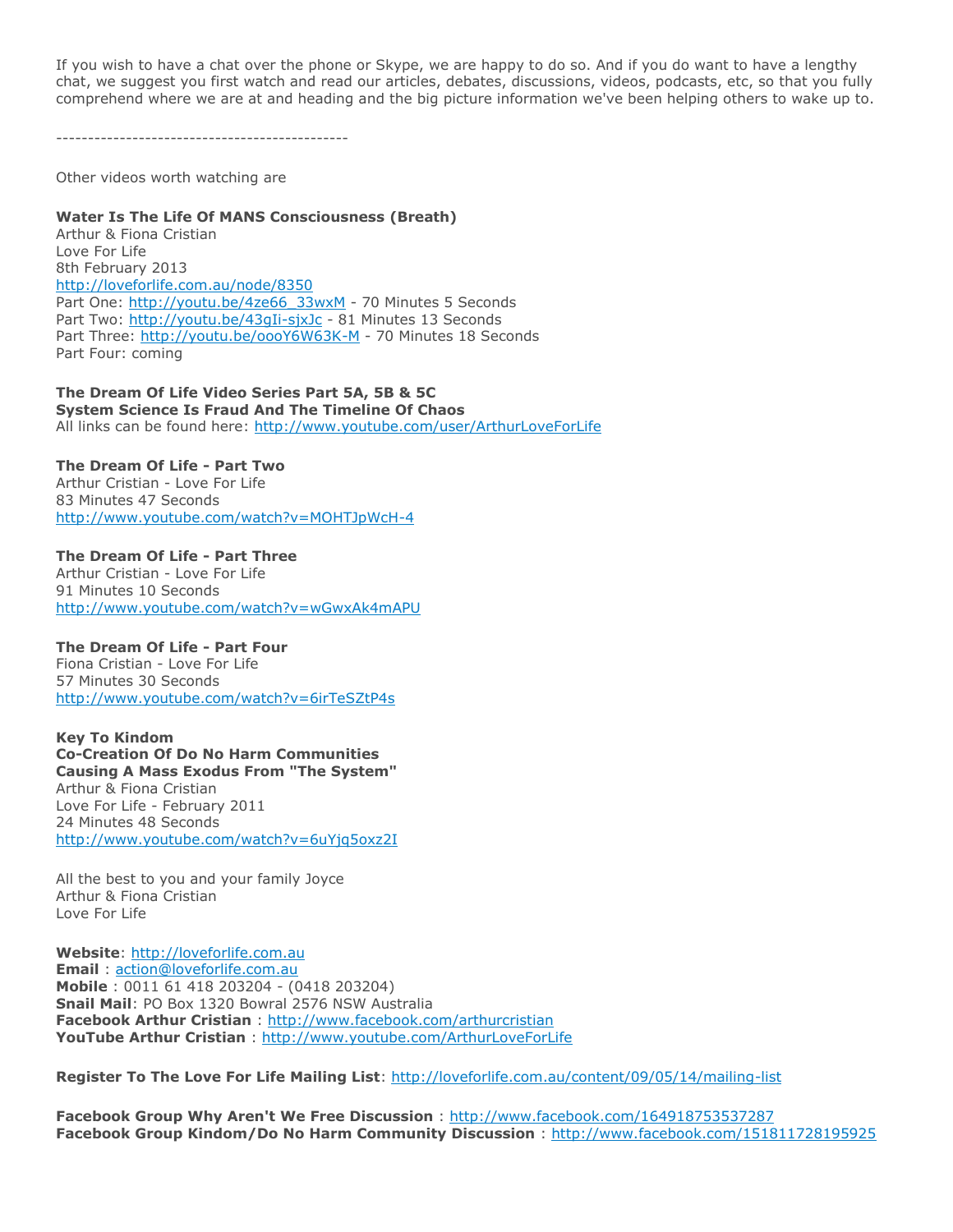If you wish to have a chat over the phone or Skype, we are happy to do so. And if you do want to have a lengthy chat, we suggest you first watch and read our articles, debates, discussions, videos, podcasts, etc, so that you fully comprehend where we are at and heading and the big picture information we've been helping others to wake up to.

----------------------------------------------

Other videos worth watching are

**Water Is The Life Of MANS Consciousness (Breath)**
Arthur & Fiona Cristian
Love For Life
8th February 2013
http://loveforlife.com.au/node/8350
Part One: http://youtu.be/4ze66_33wxM - 70 Minutes 5 Seconds
Part Two: http://youtu.be/43gIi-sjxJc - 81 Minutes 13 Seconds
Part Three: http://youtu.be/oooY6W63K-M - 70 Minutes 18 Seconds
Part Four: coming

**The Dream Of Life Video Series Part 5A, 5B & 5C**
**System Science Is Fraud And The Timeline Of Chaos**
All links can be found here: http://www.youtube.com/user/ArthurLoveForLife

**The Dream Of Life - Part Two**
Arthur Cristian - Love For Life
83 Minutes 47 Seconds
http://www.youtube.com/watch?v=MOHTJpWcH-4

**The Dream Of Life - Part Three**
Arthur Cristian - Love For Life
91 Minutes 10 Seconds
http://www.youtube.com/watch?v=wGwxAk4mAPU

**The Dream Of Life - Part Four**
Fiona Cristian - Love For Life
57 Minutes 30 Seconds
http://www.youtube.com/watch?v=6irTeSZtP4s

**Key To Kindom**
**Co-Creation Of Do No Harm Communities**
**Causing A Mass Exodus From "The System"**
Arthur & Fiona Cristian
Love For Life - February 2011
24 Minutes 48 Seconds
http://www.youtube.com/watch?v=6uYjq5oxz2I

All the best to you and your family Joyce
Arthur & Fiona Cristian
Love For Life

**Website**: http://loveforlife.com.au
**Email** : action@loveforlife.com.au
**Mobile** : 0011 61 418 203204 - (0418 203204)
**Snail Mail**: PO Box 1320 Bowral 2576 NSW Australia
**Facebook Arthur Cristian** : http://www.facebook.com/arthurcristian
**YouTube Arthur Cristian** : http://www.youtube.com/ArthurLoveForLife

**Register To The Love For Life Mailing List**: http://loveforlife.com.au/content/09/05/14/mailing-list

**Facebook Group Why Aren't We Free Discussion** : http://www.facebook.com/164918753537287
**Facebook Group Kindom/Do No Harm Community Discussion** : http://www.facebook.com/151811728195925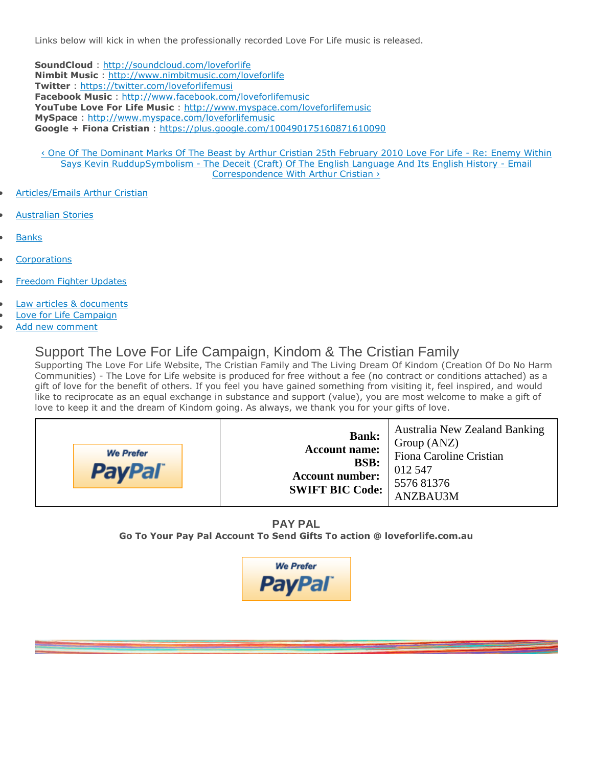Links below will kick in when the professionally recorded Love For Life music is released.

**SoundCloud** : http://soundcloud.com/loveforlife
**Nimbit Music** : http://www.nimbitmusic.com/loveforlife
**Twitter** : https://twitter.com/loveforlifemusi
**Facebook Music** : http://www.facebook.com/loveforlifemusic
**YouTube Love For Life Music** : http://www.myspace.com/loveforlifemusic
**MySpace** : http://www.myspace.com/loveforlifemusic
**Google + Fiona Cristian** : https://plus.google.com/100490175160871610090

‹ One Of The Dominant Marks Of The Beast by Arthur Cristian 25th February 2010 Love For Life - Re: Enemy Within Says Kevin RuddupSymbolism - The Deceit (Craft) Of The English Language And Its English History - Email Correspondence With Arthur Cristian ›

- Articles/Emails Arthur Cristian
- Australian Stories
- Banks
- Corporations
- Freedom Fighter Updates
- Law articles & documents
- Love for Life Campaign
- Add new comment

## Support The Love For Life Campaign, Kindom & The Cristian Family

Supporting The Love For Life Website, The Cristian Family and The Living Dream Of Kindom (Creation Of Do No Harm Communities) - The Love for Life website is produced for free without a fee (no contract or conditions attached) as a gift of love for the benefit of others. If you feel you have gained something from visiting it, feel inspired, and would like to reciprocate as an equal exchange in substance and support (value), you are most welcome to make a gift of love to keep it and the dream of Kindom going. As always, we thank you for your gifts of love.

| We Prefer PayPal | **Bank:** | Australia New Zealand Banking Group (ANZ) |
|---|---|---|
| | **Account name:** | Fiona Caroline Cristian |
| | **BSB:** | 012 547 |
| | **Account number:** | 5576 81376 |
| | **SWIFT BIC Code:** | ANZBAU3M |

**PAY PAL**

**Go To Your Pay Pal Account To Send Gifts To action @ loveforlife.com.au**

We Prefer PayPal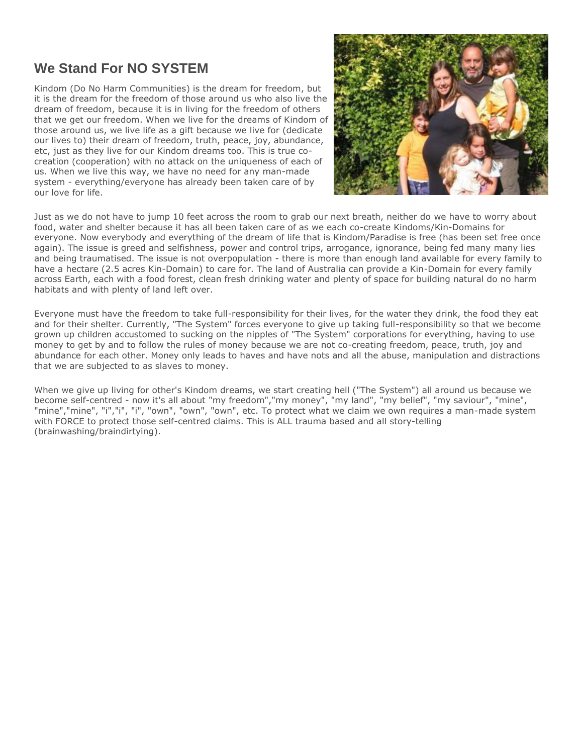## We Stand For NO SYSTEM

Kindom (Do No Harm Communities) is the dream for freedom, but it is the dream for the freedom of those around us who also live the dream of freedom, because it is in living for the freedom of others that we get our freedom. When we live for the dreams of Kindom of those around us, we live life as a gift because we live for (dedicate our lives to) their dream of freedom, truth, peace, joy, abundance, etc, just as they live for our Kindom dreams too. This is true co-creation (cooperation) with no attack on the uniqueness of each of us. When we live this way, we have no need for any man-made system - everything/everyone has already been taken care of by our love for life.

Just as we do not have to jump 10 feet across the room to grab our next breath, neither do we have to worry about food, water and shelter because it has all been taken care of as we each co-create Kindoms/Kin-Domains for everyone. Now everybody and everything of the dream of life that is Kindom/Paradise is free (has been set free once again). The issue is greed and selfishness, power and control trips, arrogance, ignorance, being fed many many lies and being traumatised. The issue is not overpopulation - there is more than enough land available for every family to have a hectare (2.5 acres Kin-Domain) to care for. The land of Australia can provide a Kin-Domain for every family across Earth, each with a food forest, clean fresh drinking water and plenty of space for building natural do no harm habitats and with plenty of land left over.

Everyone must have the freedom to take full-responsibility for their lives, for the water they drink, the food they eat and for their shelter. Currently, "The System" forces everyone to give up taking full-responsibility so that we become grown up children accustomed to sucking on the nipples of "The System" corporations for everything, having to use money to get by and to follow the rules of money because we are not co-creating freedom, peace, truth, joy and abundance for each other. Money only leads to haves and have nots and all the abuse, manipulation and distractions that we are subjected to as slaves to money.

When we give up living for other's Kindom dreams, we start creating hell ("The System") all around us because we become self-centred - now it's all about "my freedom","my money", "my land", "my belief", "my saviour", "mine", "mine","mine", "i","i", "i", "own", "own", "own", etc. To protect what we claim we own requires a man-made system with FORCE to protect those self-centred claims. This is ALL trauma based and all story-telling (brainwashing/braindirtying).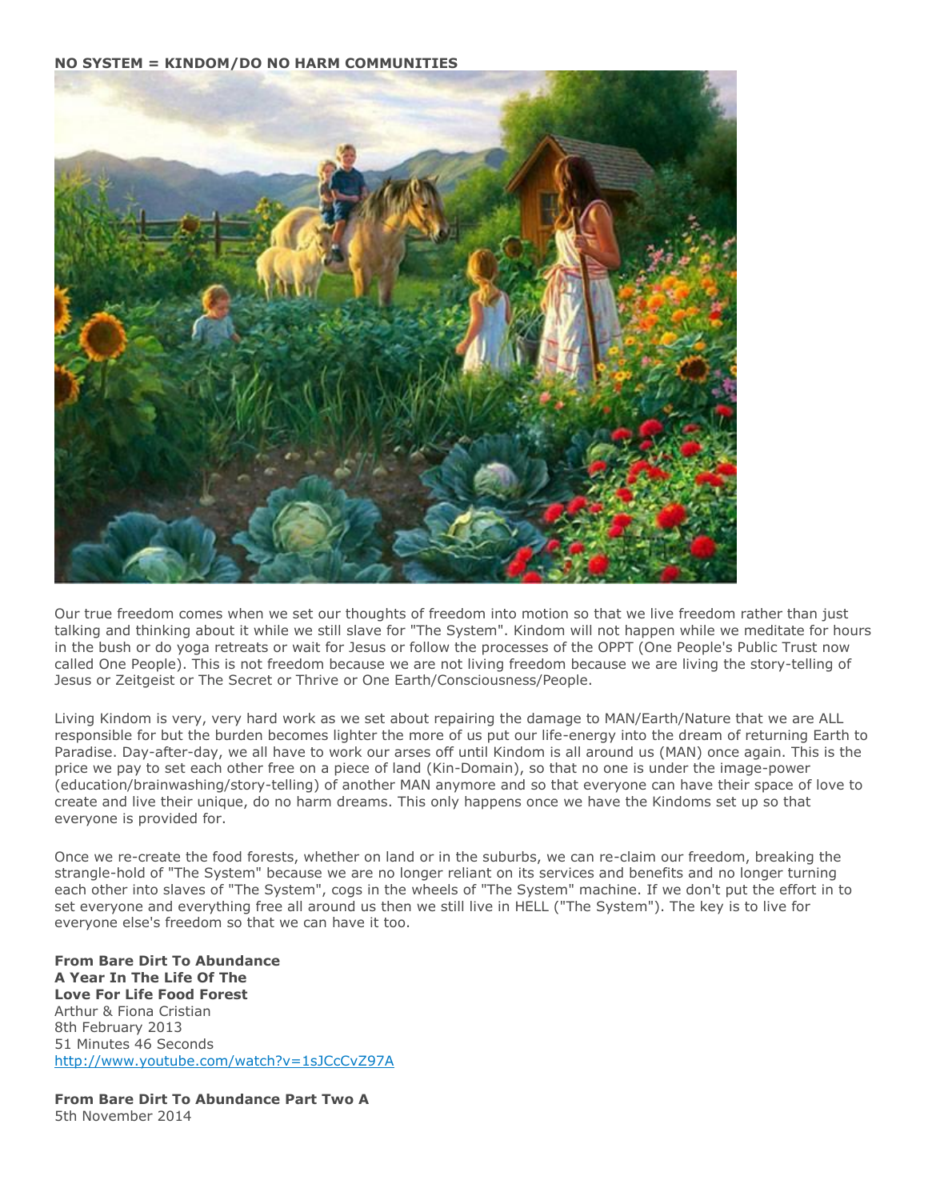**NO SYSTEM = KINDOM/DO NO HARM COMMUNITIES**

Our true freedom comes when we set our thoughts of freedom into motion so that we live freedom rather than just talking and thinking about it while we still slave for "The System". Kindom will not happen while we meditate for hours in the bush or do yoga retreats or wait for Jesus or follow the processes of the OPPT (One People's Public Trust now called One People). This is not freedom because we are not living freedom because we are living the story-telling of Jesus or Zeitgeist or The Secret or Thrive or One Earth/Consciousness/People.

Living Kindom is very, very hard work as we set about repairing the damage to MAN/Earth/Nature that we are ALL responsible for but the burden becomes lighter the more of us put our life-energy into the dream of returning Earth to Paradise. Day-after-day, we all have to work our arses off until Kindom is all around us (MAN) once again. This is the price we pay to set each other free on a piece of land (Kin-Domain), so that no one is under the image-power (education/brainwashing/story-telling) of another MAN anymore and so that everyone can have their space of love to create and live their unique, do no harm dreams. This only happens once we have the Kindoms set up so that everyone is provided for.

Once we re-create the food forests, whether on land or in the suburbs, we can re-claim our freedom, breaking the strangle-hold of "The System" because we are no longer reliant on its services and benefits and no longer turning each other into slaves of "The System", cogs in the wheels of "The System" machine. If we don't put the effort in to set everyone and everything free all around us then we still live in HELL ("The System"). The key is to live for everyone else's freedom so that we can have it too.

**From Bare Dirt To Abundance**
**A Year In The Life Of The**
**Love For Life Food Forest**
Arthur & Fiona Cristian
8th February 2013
51 Minutes 46 Seconds
http://www.youtube.com/watch?v=1sJCcCvZ97A

**From Bare Dirt To Abundance Part Two A**
5th November 2014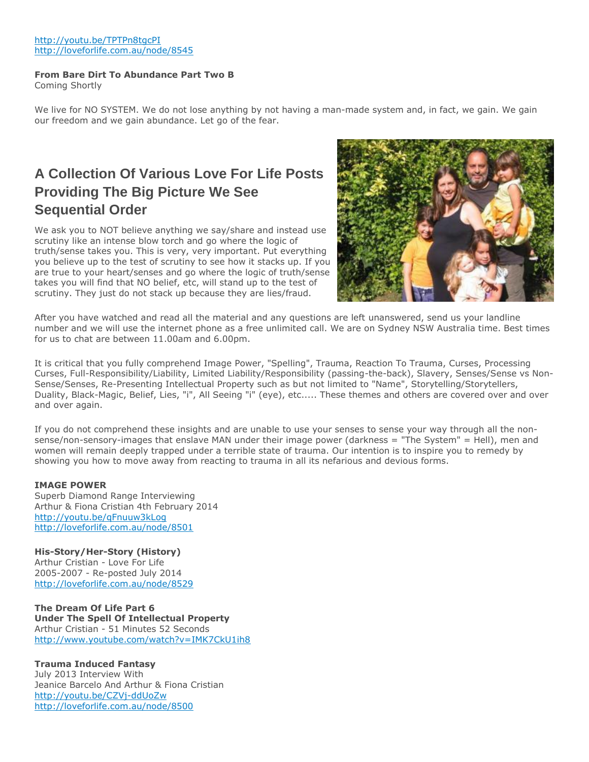http://youtu.be/TPTPn8tgcPI
http://loveforlife.com.au/node/8545

**From Bare Dirt To Abundance Part Two B**
Coming Shortly

We live for NO SYSTEM. We do not lose anything by not having a man-made system and, in fact, we gain. We gain our freedom and we gain abundance. Let go of the fear.

## A Collection Of Various Love For Life Posts Providing The Big Picture We See Sequential Order

We ask you to NOT believe anything we say/share and instead use scrutiny like an intense blow torch and go where the logic of truth/sense takes you. This is very, very important. Put everything you believe up to the test of scrutiny to see how it stacks up. If you are true to your heart/senses and go where the logic of truth/sense takes you will find that NO belief, etc, will stand up to the test of scrutiny. They just do not stack up because they are lies/fraud.

After you have watched and read all the material and any questions are left unanswered, send us your landline number and we will use the internet phone as a free unlimited call. We are on Sydney NSW Australia time. Best times for us to chat are between 11.00am and 6.00pm.

It is critical that you fully comprehend Image Power, "Spelling", Trauma, Reaction To Trauma, Curses, Processing Curses, Full-Responsibility/Liability, Limited Liability/Responsibility (passing-the-back), Slavery, Senses/Sense vs Non-Sense/Senses, Re-Presenting Intellectual Property such as but not limited to "Name", Storytelling/Storytellers, Duality, Black-Magic, Belief, Lies, "i", All Seeing "i" (eye), etc..... These themes and others are covered over and over and over again.

If you do not comprehend these insights and are unable to use your senses to sense your way through all the non-sense/non-sensory-images that enslave MAN under their image power (darkness = "The System" = Hell), men and women will remain deeply trapped under a terrible state of trauma. Our intention is to inspire you to remedy by showing you how to move away from reacting to trauma in all its nefarious and devious forms.

**IMAGE POWER**
Superb Diamond Range Interviewing
Arthur & Fiona Cristian 4th February 2014
http://youtu.be/qFnuuw3kLog
http://loveforlife.com.au/node/8501

**His-Story/Her-Story (History)**
Arthur Cristian - Love For Life
2005-2007 - Re-posted July 2014
http://loveforlife.com.au/node/8529

**The Dream Of Life Part 6**
**Under The Spell Of Intellectual Property**
Arthur Cristian - 51 Minutes 52 Seconds
http://www.youtube.com/watch?v=IMK7CkU1ih8

**Trauma Induced Fantasy**
July 2013 Interview With
Jeanice Barcelo And Arthur & Fiona Cristian
http://youtu.be/CZVj-ddUoZw
http://loveforlife.com.au/node/8500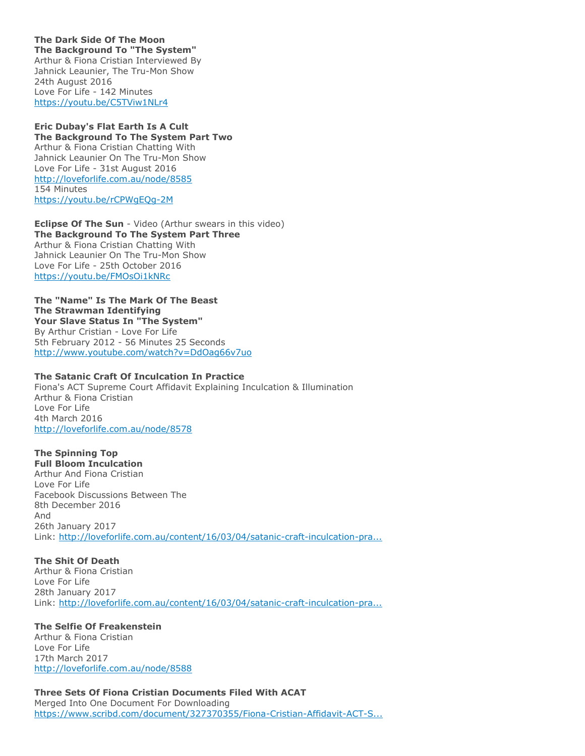**The Dark Side Of The Moon**
**The Background To "The System"**
Arthur & Fiona Cristian Interviewed By
Jahnick Leaunier, The Tru-Mon Show
24th August 2016
Love For Life - 142 Minutes
https://youtu.be/C5TViw1NLr4

**Eric Dubay's Flat Earth Is A Cult**
**The Background To The System Part Two**
Arthur & Fiona Cristian Chatting With
Jahnick Leaunier On The Tru-Mon Show
Love For Life - 31st August 2016
http://loveforlife.com.au/node/8585
154 Minutes
https://youtu.be/rCPWgEQg-2M

**Eclipse Of The Sun** - Video (Arthur swears in this video)
**The Background To The System Part Three**
Arthur & Fiona Cristian Chatting With
Jahnick Leaunier On The Tru-Mon Show
Love For Life - 25th October 2016
https://youtu.be/FMOsOi1kNRc

**The "Name" Is The Mark Of The Beast**
**The Strawman Identifying**
**Your Slave Status In "The System"**
By Arthur Cristian - Love For Life
5th February 2012 - 56 Minutes 25 Seconds
http://www.youtube.com/watch?v=DdOag66v7uo

**The Satanic Craft Of Inculcation In Practice**
Fiona's ACT Supreme Court Affidavit Explaining Inculcation & Illumination
Arthur & Fiona Cristian
Love For Life
4th March 2016
http://loveforlife.com.au/node/8578

**The Spinning Top**
**Full Bloom Inculcation**
Arthur And Fiona Cristian
Love For Life
Facebook Discussions Between The
8th December 2016
And
26th January 2017
Link: http://loveforlife.com.au/content/16/03/04/satanic-craft-inculcation-pra...

**The Shit Of Death**
Arthur & Fiona Cristian
Love For Life
28th January 2017
Link: http://loveforlife.com.au/content/16/03/04/satanic-craft-inculcation-pra...

**The Selfie Of Freakenstein**
Arthur & Fiona Cristian
Love For Life
17th March 2017
http://loveforlife.com.au/node/8588

**Three Sets Of Fiona Cristian Documents Filed With ACAT**
Merged Into One Document For Downloading
https://www.scribd.com/document/327370355/Fiona-Cristian-Affidavit-ACT-S...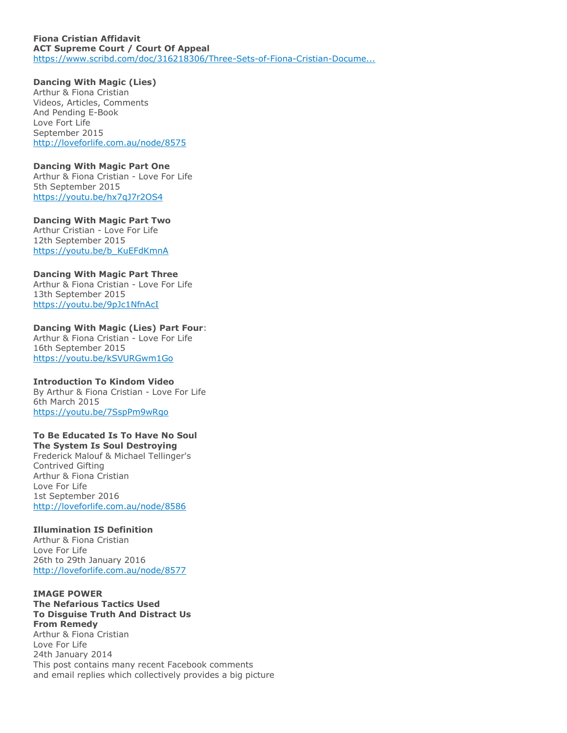**Fiona Cristian Affidavit**
**ACT Supreme Court / Court Of Appeal**
https://www.scribd.com/doc/316218306/Three-Sets-of-Fiona-Cristian-Docume...

**Dancing With Magic (Lies)**
Arthur & Fiona Cristian
Videos, Articles, Comments
And Pending E-Book
Love Fort Life
September 2015
http://loveforlife.com.au/node/8575

**Dancing With Magic Part One**
Arthur & Fiona Cristian - Love For Life
5th September 2015
https://youtu.be/hx7qJ7r2OS4

**Dancing With Magic Part Two**
Arthur Cristian - Love For Life
12th September 2015
https://youtu.be/b_KuEFdKmnA

**Dancing With Magic Part Three**
Arthur & Fiona Cristian - Love For Life
13th September 2015
https://youtu.be/9pJc1NfnAcI

**Dancing With Magic (Lies) Part Four**:
Arthur & Fiona Cristian - Love For Life
16th September 2015
https://youtu.be/kSVURGwm1Go

**Introduction To Kindom Video**
By Arthur & Fiona Cristian - Love For Life
6th March 2015
https://youtu.be/7SspPm9wRgo

**To Be Educated Is To Have No Soul**
**The System Is Soul Destroying**
Frederick Malouf & Michael Tellinger's
Contrived Gifting
Arthur & Fiona Cristian
Love For Life
1st September 2016
http://loveforlife.com.au/node/8586

**Illumination IS Definition**
Arthur & Fiona Cristian
Love For Life
26th to 29th January 2016
http://loveforlife.com.au/node/8577

**IMAGE POWER**
**The Nefarious Tactics Used**
**To Disguise Truth And Distract Us**
**From Remedy**
Arthur & Fiona Cristian
Love For Life
24th January 2014
This post contains many recent Facebook comments
and email replies which collectively provides a big picture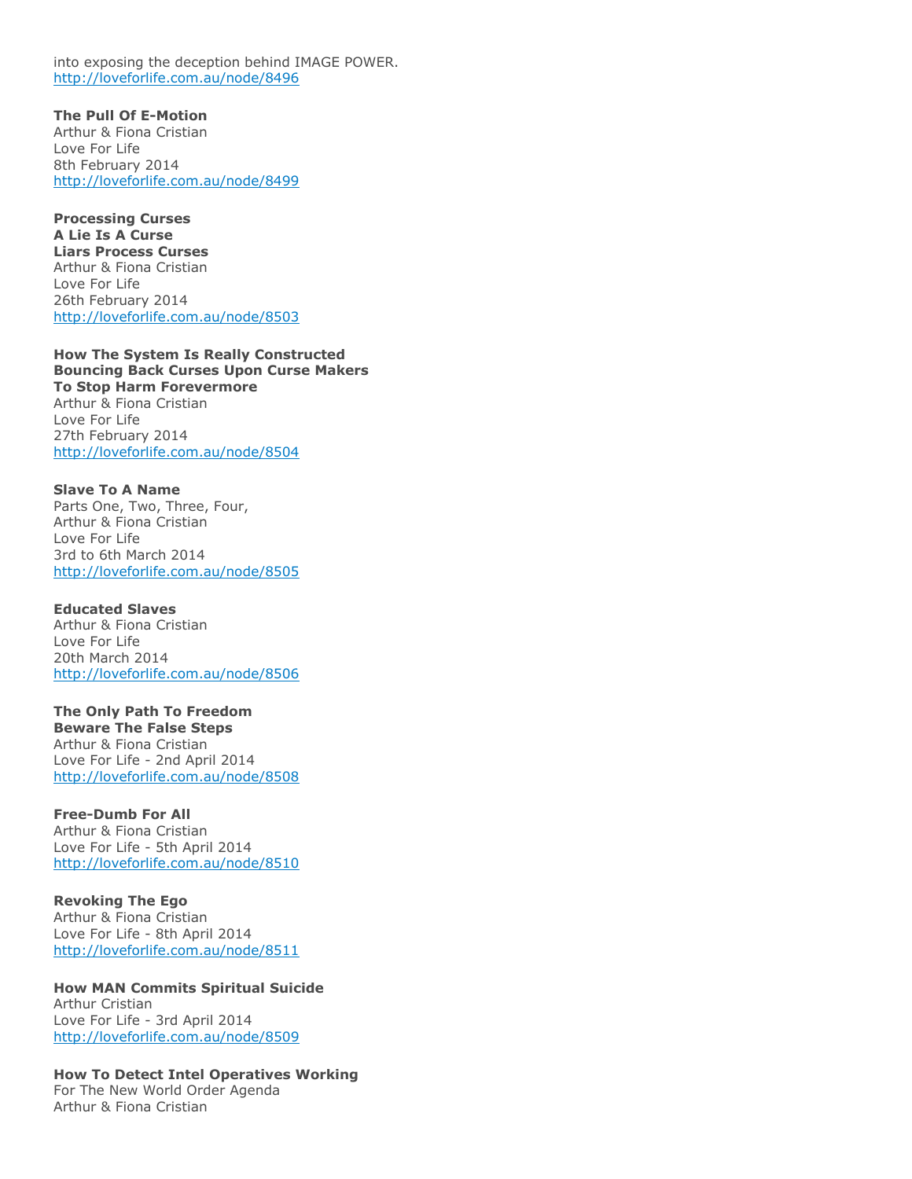into exposing the deception behind IMAGE POWER.
http://loveforlife.com.au/node/8496

**The Pull Of E-Motion**
Arthur & Fiona Cristian
Love For Life
8th February 2014
http://loveforlife.com.au/node/8499

**Processing Curses**
**A Lie Is A Curse**
**Liars Process Curses**
Arthur & Fiona Cristian
Love For Life
26th February 2014
http://loveforlife.com.au/node/8503

**How The System Is Really Constructed**
**Bouncing Back Curses Upon Curse Makers**
**To Stop Harm Forevermore**
Arthur & Fiona Cristian
Love For Life
27th February 2014
http://loveforlife.com.au/node/8504

**Slave To A Name**
Parts One, Two, Three, Four,
Arthur & Fiona Cristian
Love For Life
3rd to 6th March 2014
http://loveforlife.com.au/node/8505

**Educated Slaves**
Arthur & Fiona Cristian
Love For Life
20th March 2014
http://loveforlife.com.au/node/8506

**The Only Path To Freedom**
**Beware The False Steps**
Arthur & Fiona Cristian
Love For Life - 2nd April 2014
http://loveforlife.com.au/node/8508

**Free-Dumb For All**
Arthur & Fiona Cristian
Love For Life - 5th April 2014
http://loveforlife.com.au/node/8510

**Revoking The Ego**
Arthur & Fiona Cristian
Love For Life - 8th April 2014
http://loveforlife.com.au/node/8511

**How MAN Commits Spiritual Suicide**
Arthur Cristian
Love For Life - 3rd April 2014
http://loveforlife.com.au/node/8509

**How To Detect Intel Operatives Working**
For The New World Order Agenda
Arthur & Fiona Cristian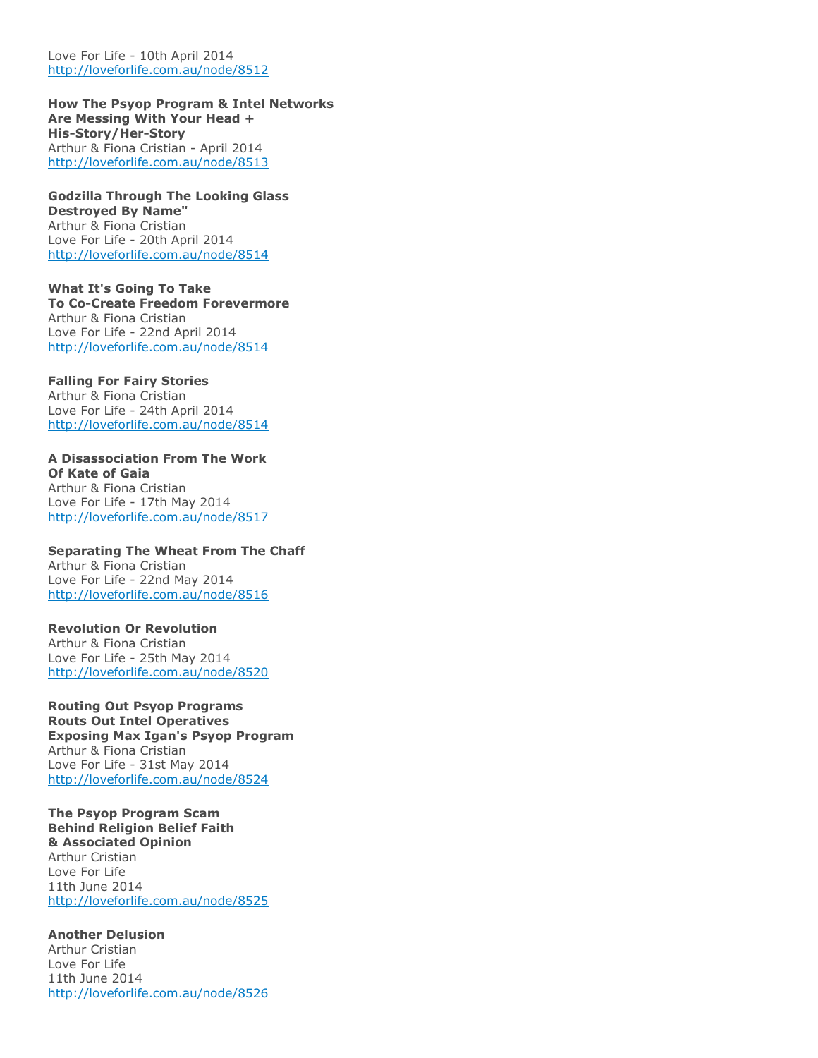Love For Life - 10th April 2014
http://loveforlife.com.au/node/8512

**How The Psyop Program & Intel Networks**
**Are Messing With Your Head +**
**His-Story/Her-Story**
Arthur & Fiona Cristian - April 2014
http://loveforlife.com.au/node/8513

**Godzilla Through The Looking Glass**
**Destroyed By Name"**
Arthur & Fiona Cristian
Love For Life - 20th April 2014
http://loveforlife.com.au/node/8514

**What It's Going To Take**
**To Co-Create Freedom Forevermore**
Arthur & Fiona Cristian
Love For Life - 22nd April 2014
http://loveforlife.com.au/node/8514

**Falling For Fairy Stories**
Arthur & Fiona Cristian
Love For Life - 24th April 2014
http://loveforlife.com.au/node/8514

**A Disassociation From The Work**
**Of Kate of Gaia**
Arthur & Fiona Cristian
Love For Life - 17th May 2014
http://loveforlife.com.au/node/8517

**Separating The Wheat From The Chaff**
Arthur & Fiona Cristian
Love For Life - 22nd May 2014
http://loveforlife.com.au/node/8516

**Revolution Or Revolution**
Arthur & Fiona Cristian
Love For Life - 25th May 2014
http://loveforlife.com.au/node/8520

**Routing Out Psyop Programs**
**Routs Out Intel Operatives**
**Exposing Max Igan's Psyop Program**
Arthur & Fiona Cristian
Love For Life - 31st May 2014
http://loveforlife.com.au/node/8524

**The Psyop Program Scam**
**Behind Religion Belief Faith**
**& Associated Opinion**
Arthur Cristian
Love For Life
11th June 2014
http://loveforlife.com.au/node/8525

**Another Delusion**
Arthur Cristian
Love For Life
11th June 2014
http://loveforlife.com.au/node/8526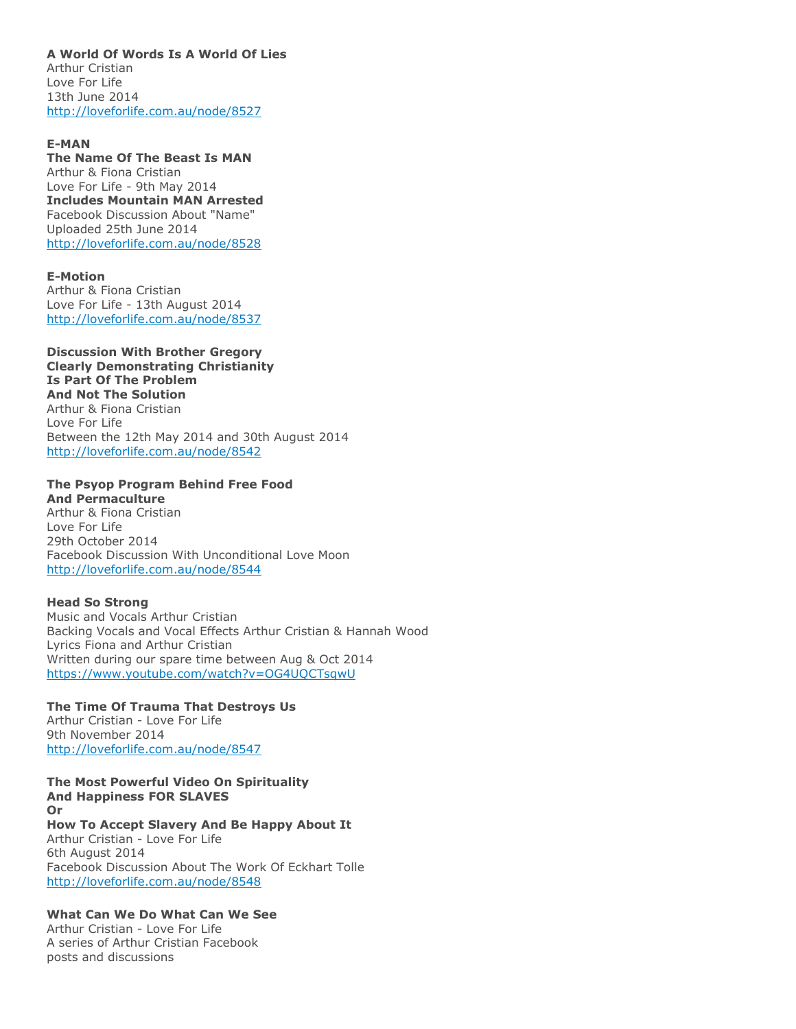**A World Of Words Is A World Of Lies**
Arthur Cristian
Love For Life
13th June 2014
http://loveforlife.com.au/node/8527

**E-MAN**
**The Name Of The Beast Is MAN**
Arthur & Fiona Cristian
Love For Life - 9th May 2014
**Includes Mountain MAN Arrested**
Facebook Discussion About "Name"
Uploaded 25th June 2014
http://loveforlife.com.au/node/8528

**E-Motion**
Arthur & Fiona Cristian
Love For Life - 13th August 2014
http://loveforlife.com.au/node/8537

**Discussion With Brother Gregory**
**Clearly Demonstrating Christianity**
**Is Part Of The Problem**
**And Not The Solution**
Arthur & Fiona Cristian
Love For Life
Between the 12th May 2014 and 30th August 2014
http://loveforlife.com.au/node/8542

**The Psyop Program Behind Free Food**
**And Permaculture**
Arthur & Fiona Cristian
Love For Life
29th October 2014
Facebook Discussion With Unconditional Love Moon
http://loveforlife.com.au/node/8544

**Head So Strong**
Music and Vocals Arthur Cristian
Backing Vocals and Vocal Effects Arthur Cristian & Hannah Wood
Lyrics Fiona and Arthur Cristian
Written during our spare time between Aug & Oct 2014
https://www.youtube.com/watch?v=OG4UQCTsqwU

**The Time Of Trauma That Destroys Us**
Arthur Cristian - Love For Life
9th November 2014
http://loveforlife.com.au/node/8547

**The Most Powerful Video On Spirituality**
**And Happiness FOR SLAVES**
**Or**
**How To Accept Slavery And Be Happy About It**
Arthur Cristian - Love For Life
6th August 2014
Facebook Discussion About The Work Of Eckhart Tolle
http://loveforlife.com.au/node/8548

**What Can We Do What Can We See**
Arthur Cristian - Love For Life
A series of Arthur Cristian Facebook
posts and discussions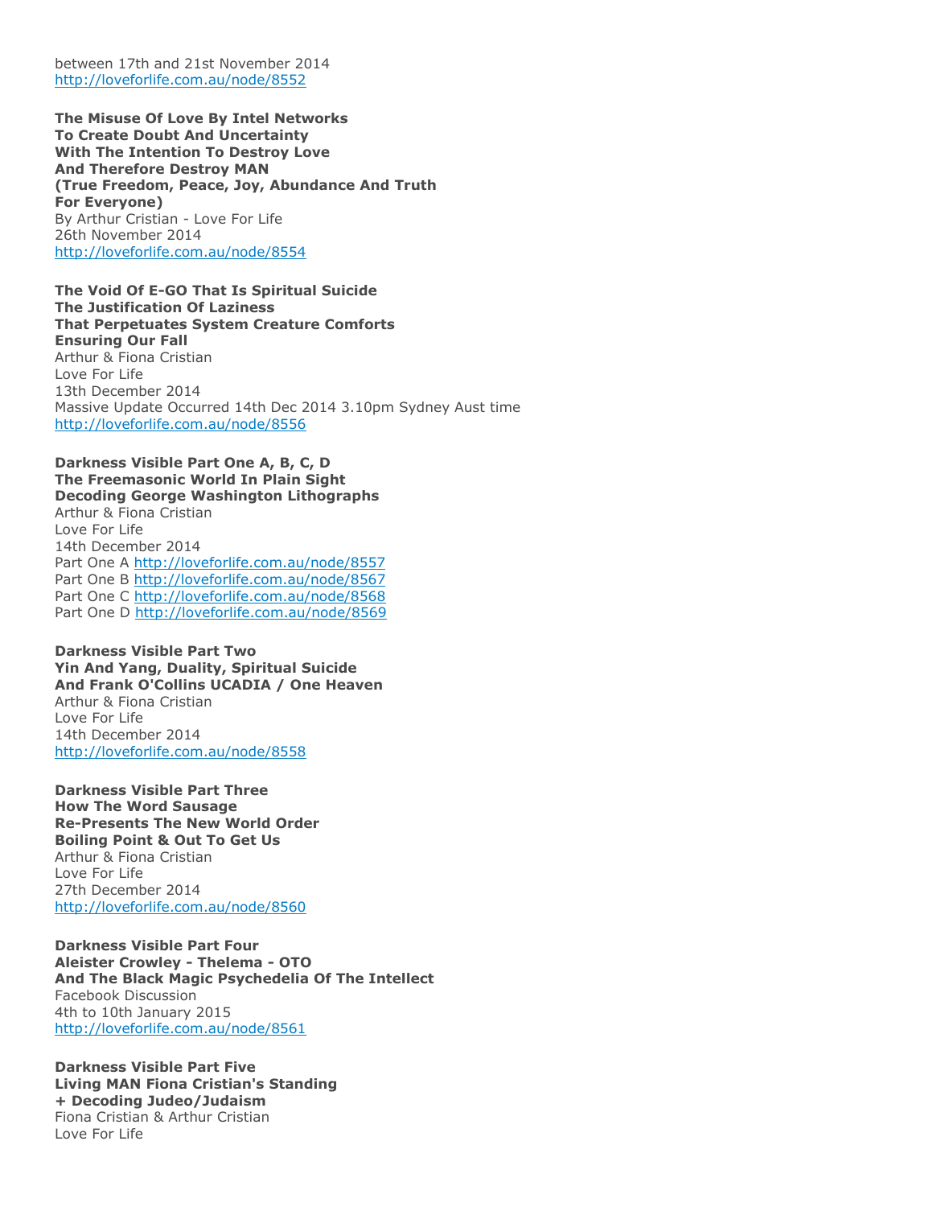between 17th and 21st November 2014
http://loveforlife.com.au/node/8552

**The Misuse Of Love By Intel Networks
To Create Doubt And Uncertainty
With The Intention To Destroy Love
And Therefore Destroy MAN
(True Freedom, Peace, Joy, Abundance And Truth
For Everyone)**
By Arthur Cristian - Love For Life
26th November 2014
http://loveforlife.com.au/node/8554

**The Void Of E-GO That Is Spiritual Suicide
The Justification Of Laziness
That Perpetuates System Creature Comforts
Ensuring Our Fall**
Arthur & Fiona Cristian
Love For Life
13th December 2014
Massive Update Occurred 14th Dec 2014 3.10pm Sydney Aust time
http://loveforlife.com.au/node/8556

**Darkness Visible Part One A, B, C, D
The Freemasonic World In Plain Sight
Decoding George Washington Lithographs**
Arthur & Fiona Cristian
Love For Life
14th December 2014
Part One A http://loveforlife.com.au/node/8557
Part One B http://loveforlife.com.au/node/8567
Part One C http://loveforlife.com.au/node/8568
Part One D http://loveforlife.com.au/node/8569

**Darkness Visible Part Two
Yin And Yang, Duality, Spiritual Suicide
And Frank O'Collins UCADIA / One Heaven**
Arthur & Fiona Cristian
Love For Life
14th December 2014
http://loveforlife.com.au/node/8558

**Darkness Visible Part Three
How The Word Sausage
Re-Presents The New World Order
Boiling Point & Out To Get Us**
Arthur & Fiona Cristian
Love For Life
27th December 2014
http://loveforlife.com.au/node/8560

**Darkness Visible Part Four
Aleister Crowley - Thelema - OTO
And The Black Magic Psychedelia Of The Intellect**
Facebook Discussion
4th to 10th January 2015
http://loveforlife.com.au/node/8561

**Darkness Visible Part Five
Living MAN Fiona Cristian's Standing
+ Decoding Judeo/Judaism**
Fiona Cristian & Arthur Cristian
Love For Life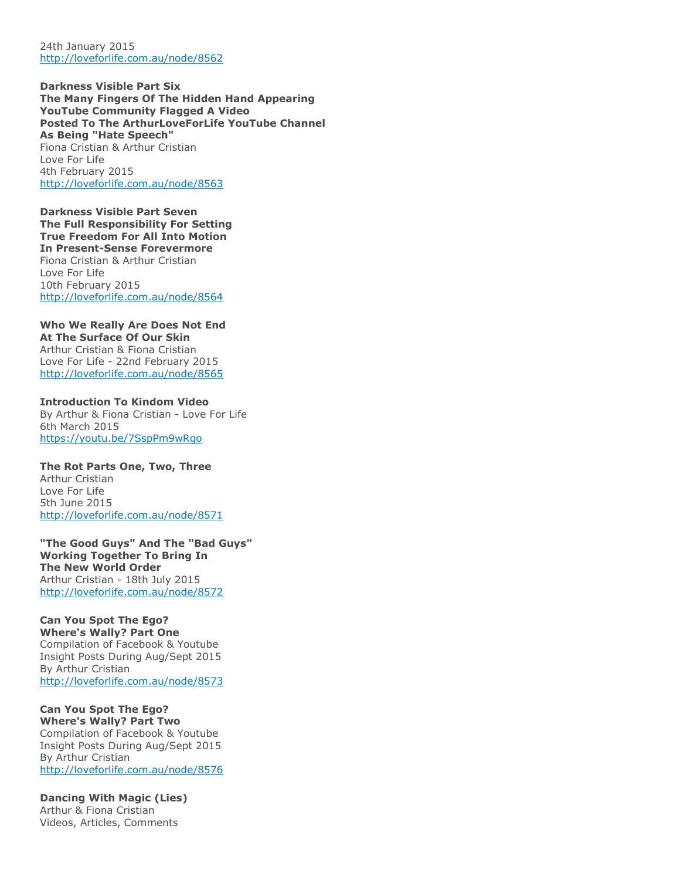24th January 2015
http://loveforlife.com.au/node/8562

**Darkness Visible Part Six**
**The Many Fingers Of The Hidden Hand Appearing**
**YouTube Community Flagged A Video**
**Posted To The ArthurLoveForLife YouTube Channel**
**As Being "Hate Speech"**
Fiona Cristian & Arthur Cristian
Love For Life
4th February 2015
http://loveforlife.com.au/node/8563

**Darkness Visible Part Seven**
**The Full Responsibility For Setting**
**True Freedom For All Into Motion**
**In Present-Sense Forevermore**
Fiona Cristian & Arthur Cristian
Love For Life
10th February 2015
http://loveforlife.com.au/node/8564

**Who We Really Are Does Not End**
**At The Surface Of Our Skin**
Arthur Cristian & Fiona Cristian
Love For Life - 22nd February 2015
http://loveforlife.com.au/node/8565

**Introduction To Kindom Video**
By Arthur & Fiona Cristian - Love For Life
6th March 2015
https://youtu.be/7SspPm9wRgo

**The Rot Parts One, Two, Three**
Arthur Cristian
Love For Life
5th June 2015
http://loveforlife.com.au/node/8571

**"The Good Guys" And The "Bad Guys"**
**Working Together To Bring In**
**The New World Order**
Arthur Cristian - 18th July 2015
http://loveforlife.com.au/node/8572

**Can You Spot The Ego?**
**Where's Wally? Part One**
Compilation of Facebook & Youtube
Insight Posts During Aug/Sept 2015
By Arthur Cristian
http://loveforlife.com.au/node/8573

**Can You Spot The Ego?**
**Where's Wally? Part Two**
Compilation of Facebook & Youtube
Insight Posts During Aug/Sept 2015
By Arthur Cristian
http://loveforlife.com.au/node/8576

**Dancing With Magic (Lies)**
Arthur & Fiona Cristian
Videos, Articles, Comments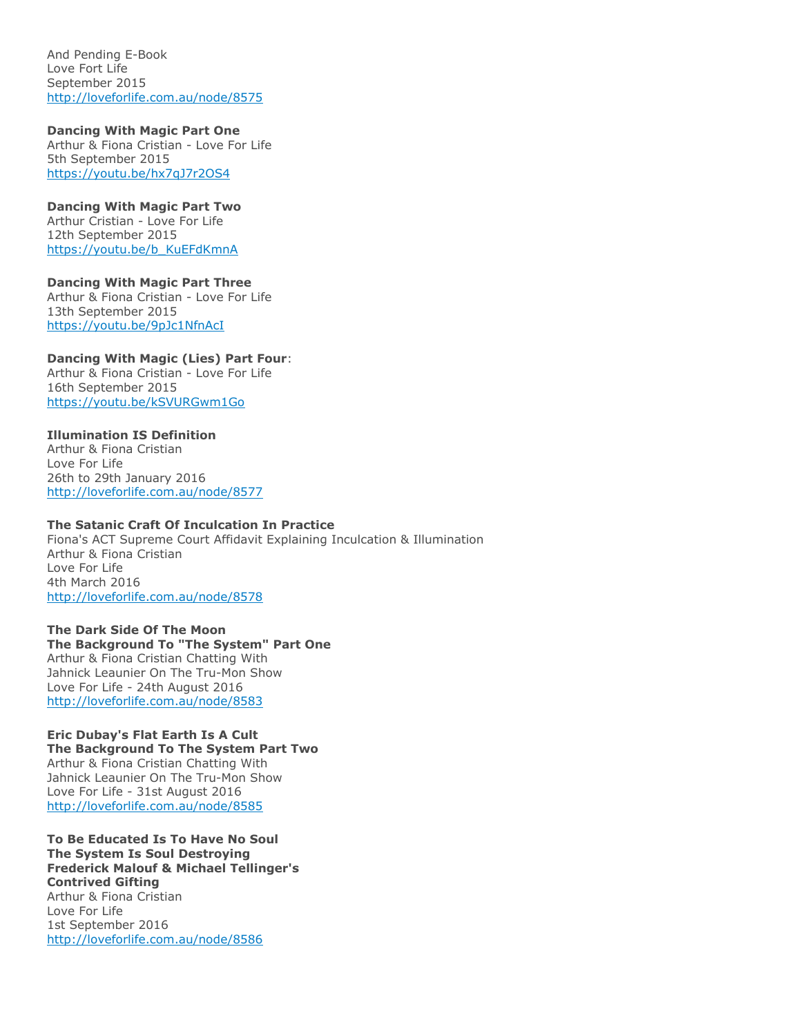And Pending E-Book
Love Fort Life
September 2015
http://loveforlife.com.au/node/8575

**Dancing With Magic Part One**
Arthur & Fiona Cristian - Love For Life
5th September 2015
https://youtu.be/hx7qJ7r2OS4

**Dancing With Magic Part Two**
Arthur Cristian - Love For Life
12th September 2015
https://youtu.be/b_KuEFdKmnA

**Dancing With Magic Part Three**
Arthur & Fiona Cristian - Love For Life
13th September 2015
https://youtu.be/9pJc1NfnAcI

**Dancing With Magic (Lies) Part Four**:
Arthur & Fiona Cristian - Love For Life
16th September 2015
https://youtu.be/kSVURGwm1Go

**Illumination IS Definition**
Arthur & Fiona Cristian
Love For Life
26th to 29th January 2016
http://loveforlife.com.au/node/8577

**The Satanic Craft Of Inculcation In Practice**
Fiona's ACT Supreme Court Affidavit Explaining Inculcation & Illumination
Arthur & Fiona Cristian
Love For Life
4th March 2016
http://loveforlife.com.au/node/8578

**The Dark Side Of The Moon**
**The Background To "The System" Part One**
Arthur & Fiona Cristian Chatting With
Jahnick Leaunier On The Tru-Mon Show
Love For Life - 24th August 2016
http://loveforlife.com.au/node/8583

**Eric Dubay's Flat Earth Is A Cult**
**The Background To The System Part Two**
Arthur & Fiona Cristian Chatting With
Jahnick Leaunier On The Tru-Mon Show
Love For Life - 31st August 2016
http://loveforlife.com.au/node/8585

**To Be Educated Is To Have No Soul**
**The System Is Soul Destroying**
**Frederick Malouf & Michael Tellinger's**
**Contrived Gifting**
Arthur & Fiona Cristian
Love For Life
1st September 2016
http://loveforlife.com.au/node/8586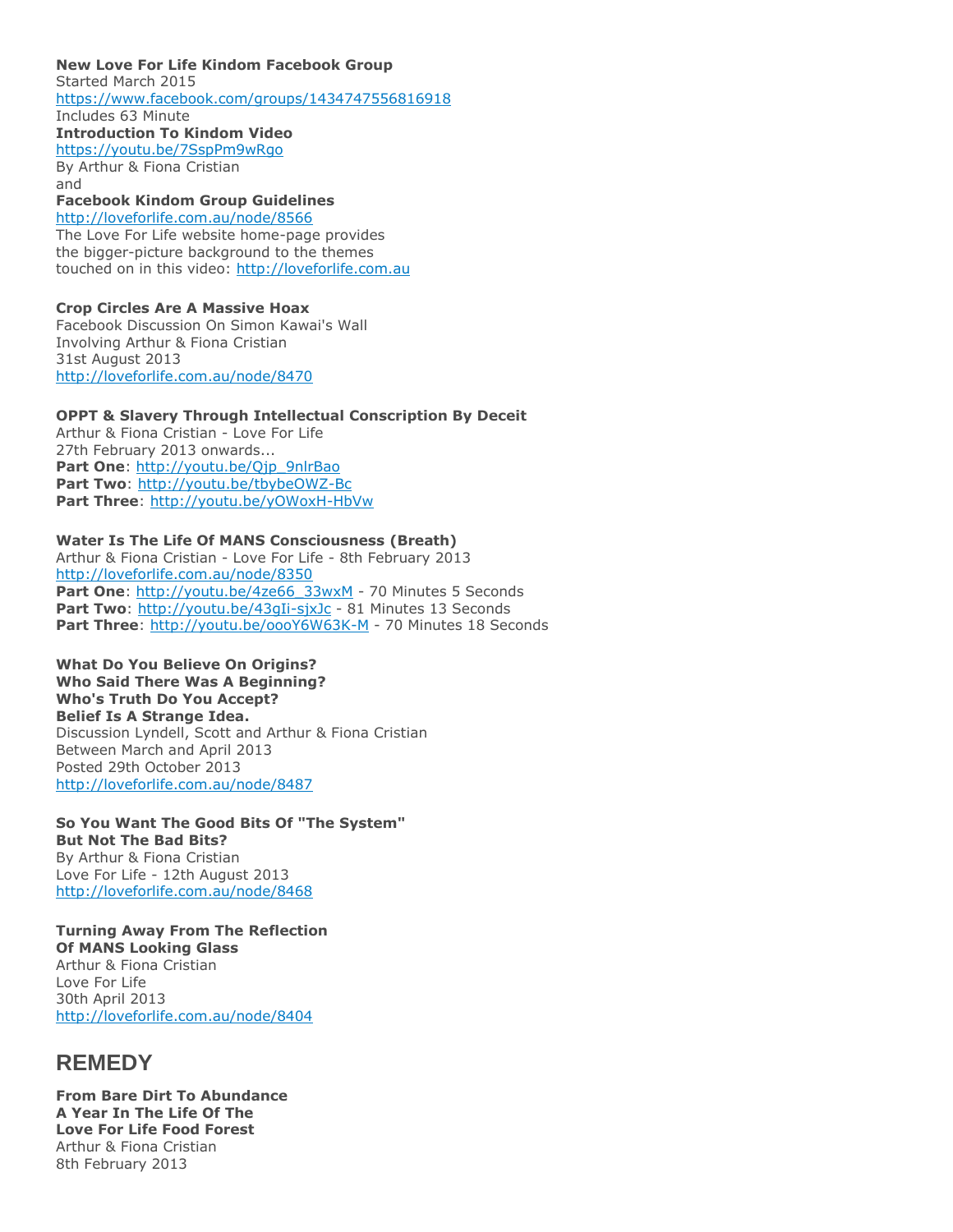**New Love For Life Kindom Facebook Group**
Started March 2015
https://www.facebook.com/groups/1434747556816918
Includes 63 Minute
**Introduction To Kindom Video**
https://youtu.be/7SspPm9wRgo
By Arthur & Fiona Cristian
and
**Facebook Kindom Group Guidelines**
http://loveforlife.com.au/node/8566
The Love For Life website home-page provides
the bigger-picture background to the themes
touched on in this video: http://loveforlife.com.au

**Crop Circles Are A Massive Hoax**
Facebook Discussion On Simon Kawai's Wall
Involving Arthur & Fiona Cristian
31st August 2013
http://loveforlife.com.au/node/8470

**OPPT & Slavery Through Intellectual Conscription By Deceit**
Arthur & Fiona Cristian - Love For Life
27th February 2013 onwards...
**Part One**: http://youtu.be/Qjp_9nlrBao
**Part Two**: http://youtu.be/tbybeOWZ-Bc
**Part Three**: http://youtu.be/yOWoxH-HbVw

**Water Is The Life Of MANS Consciousness (Breath)**
Arthur & Fiona Cristian - Love For Life - 8th February 2013
http://loveforlife.com.au/node/8350
**Part One**: http://youtu.be/4ze66_33wxM - 70 Minutes 5 Seconds
**Part Two**: http://youtu.be/43gIi-sjxJc - 81 Minutes 13 Seconds
**Part Three**: http://youtu.be/oooY6W63K-M - 70 Minutes 18 Seconds

**What Do You Believe On Origins?**
**Who Said There Was A Beginning?**
**Who's Truth Do You Accept?**
**Belief Is A Strange Idea.**
Discussion Lyndell, Scott and Arthur & Fiona Cristian
Between March and April 2013
Posted 29th October 2013
http://loveforlife.com.au/node/8487

**So You Want The Good Bits Of "The System"**
**But Not The Bad Bits?**
By Arthur & Fiona Cristian
Love For Life - 12th August 2013
http://loveforlife.com.au/node/8468

**Turning Away From The Reflection**
**Of MANS Looking Glass**
Arthur & Fiona Cristian
Love For Life
30th April 2013
http://loveforlife.com.au/node/8404

## REMEDY

**From Bare Dirt To Abundance**
**A Year In The Life Of The**
**Love For Life Food Forest**
Arthur & Fiona Cristian
8th February 2013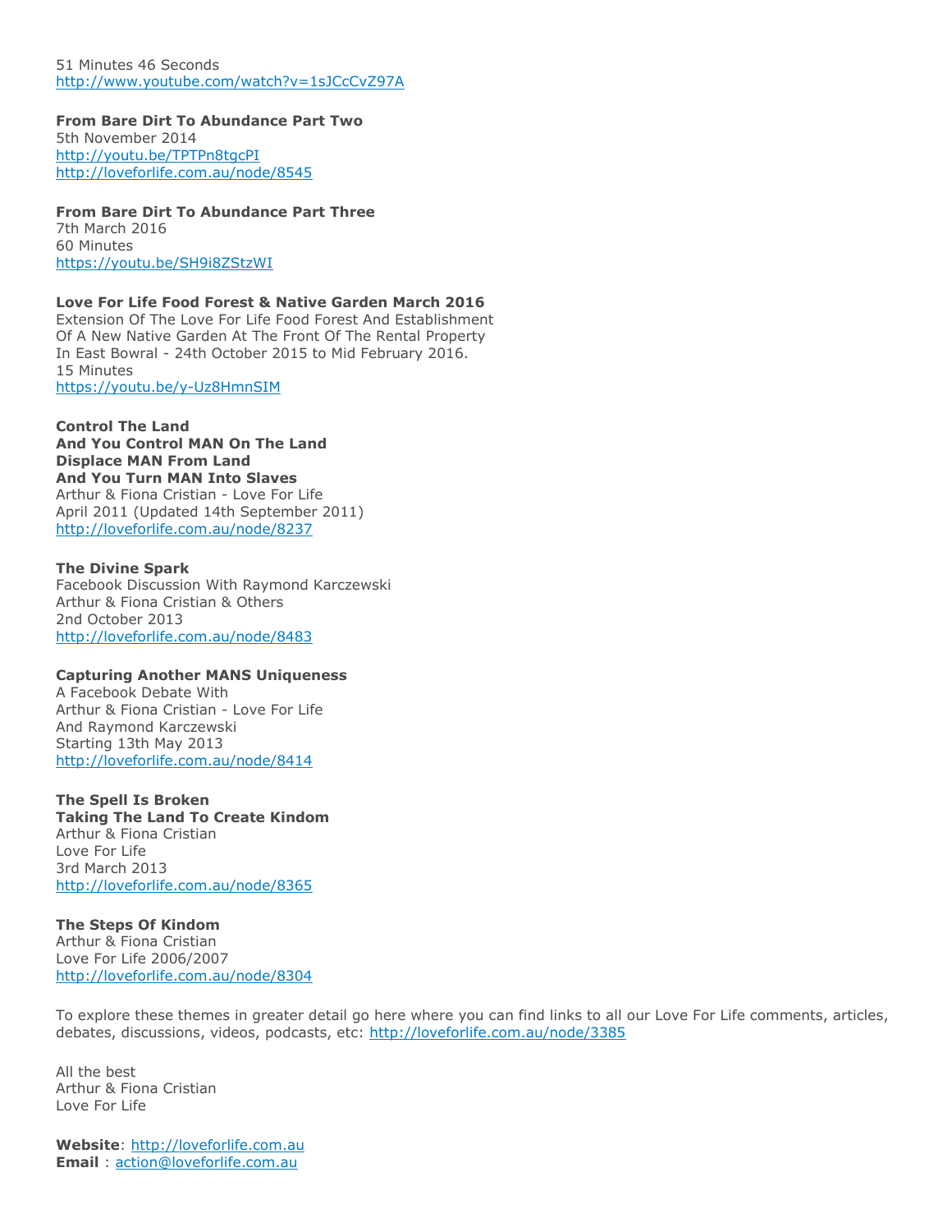51 Minutes 46 Seconds
http://www.youtube.com/watch?v=1sJCcCvZ97A

**From Bare Dirt To Abundance Part Two**
5th November 2014
http://youtu.be/TPTPn8tgcPI
http://loveforlife.com.au/node/8545

**From Bare Dirt To Abundance Part Three**
7th March 2016
60 Minutes
https://youtu.be/SH9i8ZStzWI

**Love For Life Food Forest & Native Garden March 2016**
Extension Of The Love For Life Food Forest And Establishment
Of A New Native Garden At The Front Of The Rental Property
In East Bowral - 24th October 2015 to Mid February 2016.
15 Minutes
https://youtu.be/y-Uz8HmnSIM

**Control The Land**
**And You Control MAN On The Land**
**Displace MAN From Land**
**And You Turn MAN Into Slaves**
Arthur & Fiona Cristian - Love For Life
April 2011 (Updated 14th September 2011)
http://loveforlife.com.au/node/8237

**The Divine Spark**
Facebook Discussion With Raymond Karczewski
Arthur & Fiona Cristian & Others
2nd October 2013
http://loveforlife.com.au/node/8483

**Capturing Another MANS Uniqueness**
A Facebook Debate With
Arthur & Fiona Cristian - Love For Life
And Raymond Karczewski
Starting 13th May 2013
http://loveforlife.com.au/node/8414

**The Spell Is Broken**
**Taking The Land To Create Kindom**
Arthur & Fiona Cristian
Love For Life
3rd March 2013
http://loveforlife.com.au/node/8365

**The Steps Of Kindom**
Arthur & Fiona Cristian
Love For Life 2006/2007
http://loveforlife.com.au/node/8304

To explore these themes in greater detail go here where you can find links to all our Love For Life comments, articles, debates, discussions, videos, podcasts, etc: http://loveforlife.com.au/node/3385

All the best
Arthur & Fiona Cristian
Love For Life

**Website**: http://loveforlife.com.au
**Email** : action@loveforlife.com.au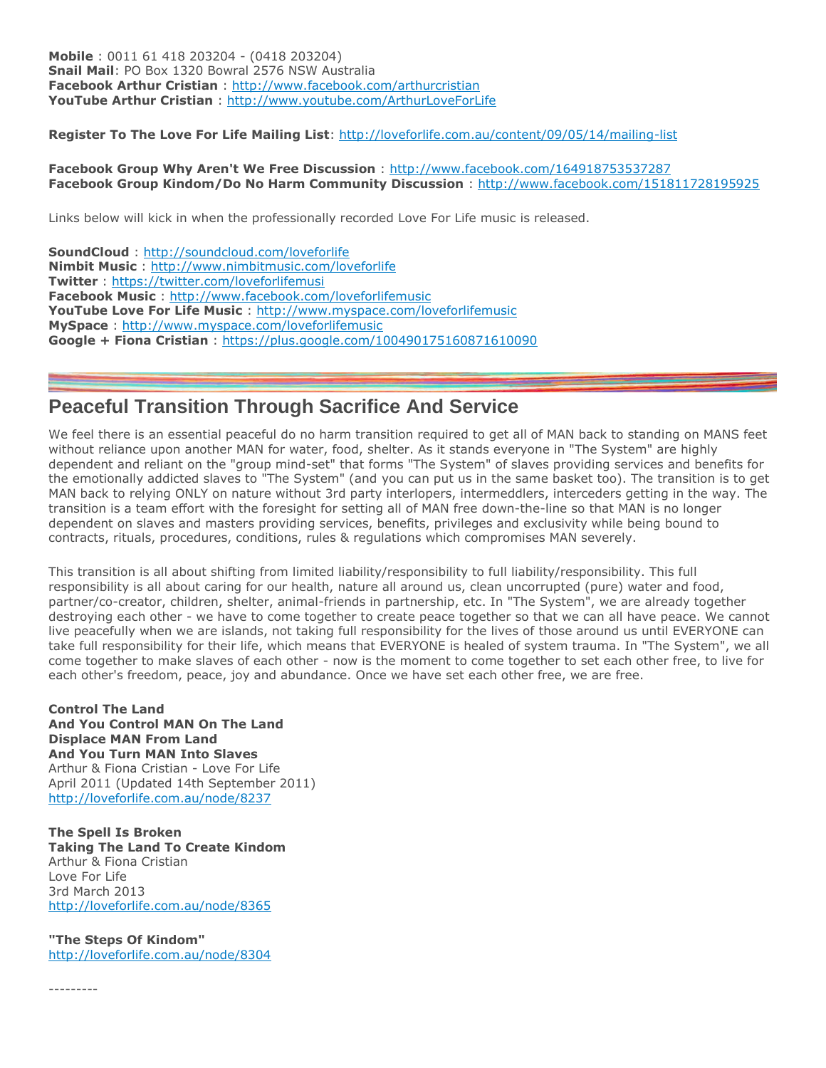**Mobile** : 0011 61 418 203204 - (0418 203204)
**Snail Mail**: PO Box 1320 Bowral 2576 NSW Australia
**Facebook Arthur Cristian** : http://www.facebook.com/arthurcristian
**YouTube Arthur Cristian** : http://www.youtube.com/ArthurLoveForLife

**Register To The Love For Life Mailing List**: http://loveforlife.com.au/content/09/05/14/mailing-list

**Facebook Group Why Aren't We Free Discussion** : http://www.facebook.com/164918753537287
**Facebook Group Kindom/Do No Harm Community Discussion** : http://www.facebook.com/151811728195925

Links below will kick in when the professionally recorded Love For Life music is released.

**SoundCloud** : http://soundcloud.com/loveforlife
**Nimbit Music** : http://www.nimbitmusic.com/loveforlife
**Twitter** : https://twitter.com/loveforlifemusi
**Facebook Music** : http://www.facebook.com/loveforlifemusic
**YouTube Love For Life Music** : http://www.myspace.com/loveforlifemusic
**MySpace** : http://www.myspace.com/loveforlifemusic
**Google + Fiona Cristian** : https://plus.google.com/100490175160871610090

## Peaceful Transition Through Sacrifice And Service

We feel there is an essential peaceful do no harm transition required to get all of MAN back to standing on MANS feet without reliance upon another MAN for water, food, shelter. As it stands everyone in "The System" are highly dependent and reliant on the "group mind-set" that forms "The System" of slaves providing services and benefits for the emotionally addicted slaves to "The System" (and you can put us in the same basket too). The transition is to get MAN back to relying ONLY on nature without 3rd party interlopers, intermeddlers, interceders getting in the way. The transition is a team effort with the foresight for setting all of MAN free down-the-line so that MAN is no longer dependent on slaves and masters providing services, benefits, privileges and exclusivity while being bound to contracts, rituals, procedures, conditions, rules & regulations which compromises MAN severely.

This transition is all about shifting from limited liability/responsibility to full liability/responsibility. This full responsibility is all about caring for our health, nature all around us, clean uncorrupted (pure) water and food, partner/co-creator, children, shelter, animal-friends in partnership, etc. In "The System", we are already together destroying each other - we have to come together to create peace together so that we can all have peace. We cannot live peacefully when we are islands, not taking full responsibility for the lives of those around us until EVERYONE can take full responsibility for their life, which means that EVERYONE is healed of system trauma. In "The System", we all come together to make slaves of each other - now is the moment to come together to set each other free, to live for each other's freedom, peace, joy and abundance. Once we have set each other free, we are free.

**Control The Land**
**And You Control MAN On The Land**
**Displace MAN From Land**
**And You Turn MAN Into Slaves**
Arthur & Fiona Cristian - Love For Life
April 2011 (Updated 14th September 2011)
http://loveforlife.com.au/node/8237

**The Spell Is Broken**
**Taking The Land To Create Kindom**
Arthur & Fiona Cristian
Love For Life
3rd March 2013
http://loveforlife.com.au/node/8365

**"The Steps Of Kindom"**
http://loveforlife.com.au/node/8304

---------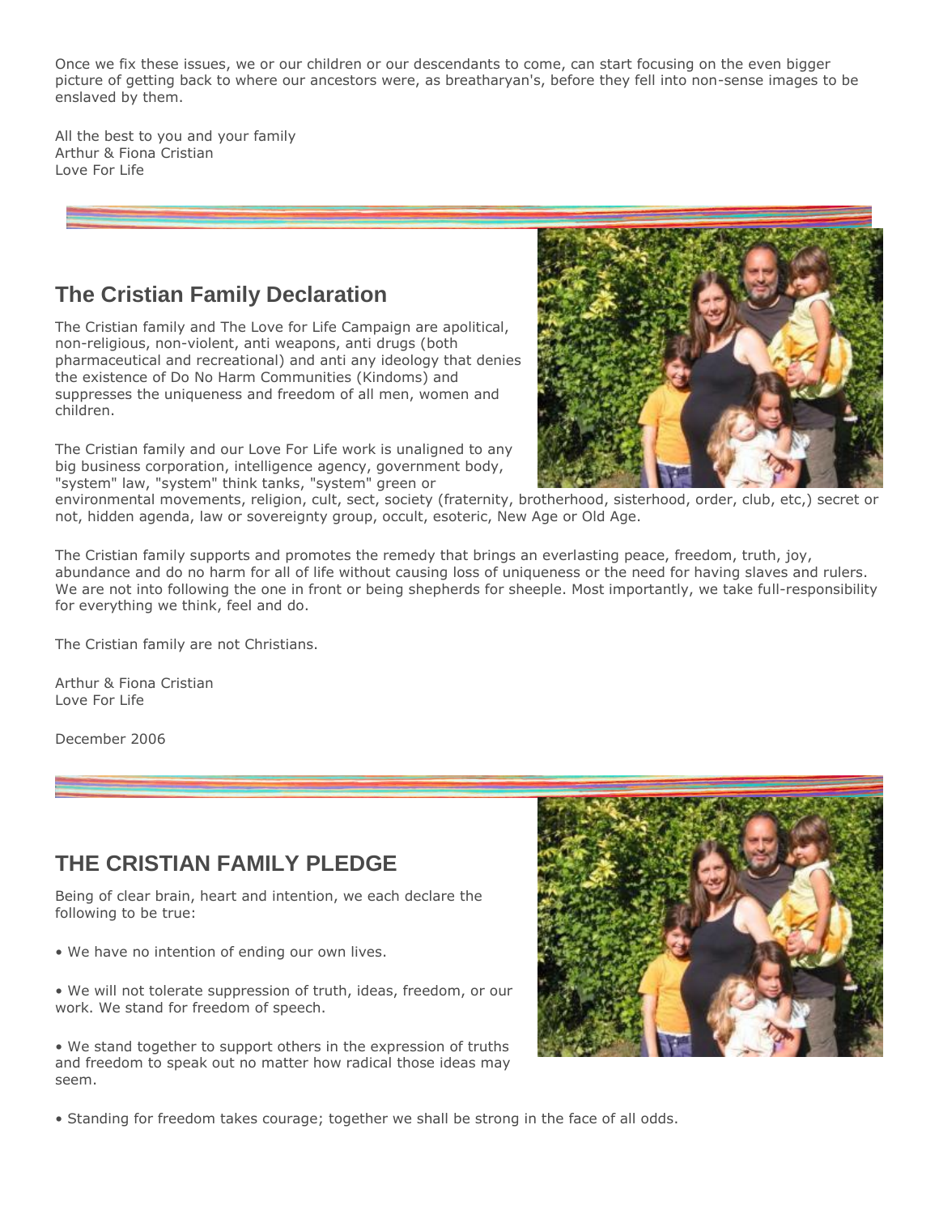Once we fix these issues, we or our children or our descendants to come, can start focusing on the even bigger picture of getting back to where our ancestors were, as breatharyan's, before they fell into non-sense images to be enslaved by them.

All the best to you and your family
Arthur & Fiona Cristian
Love For Life

## The Cristian Family Declaration

The Cristian family and The Love for Life Campaign are apolitical, non-religious, non-violent, anti weapons, anti drugs (both pharmaceutical and recreational) and anti any ideology that denies the existence of Do No Harm Communities (Kindoms) and suppresses the uniqueness and freedom of all men, women and children.

The Cristian family and our Love For Life work is unaligned to any big business corporation, intelligence agency, government body, "system" law, "system" think tanks, "system" green or environmental movements, religion, cult, sect, society (fraternity, brotherhood, sisterhood, order, club, etc,) secret or not, hidden agenda, law or sovereignty group, occult, esoteric, New Age or Old Age.

The Cristian family supports and promotes the remedy that brings an everlasting peace, freedom, truth, joy, abundance and do no harm for all of life without causing loss of uniqueness or the need for having slaves and rulers. We are not into following the one in front or being shepherds for sheeple. Most importantly, we take full-responsibility for everything we think, feel and do.

The Cristian family are not Christians.

Arthur & Fiona Cristian
Love For Life

December 2006

## THE CRISTIAN FAMILY PLEDGE

Being of clear brain, heart and intention, we each declare the following to be true:

• We have no intention of ending our own lives.

• We will not tolerate suppression of truth, ideas, freedom, or our work. We stand for freedom of speech.

• We stand together to support others in the expression of truths and freedom to speak out no matter how radical those ideas may seem.

• Standing for freedom takes courage; together we shall be strong in the face of all odds.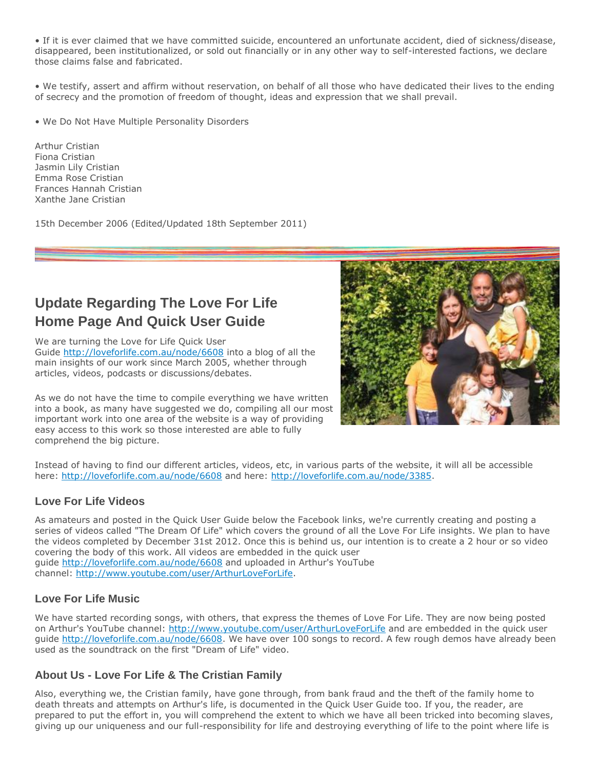• If it is ever claimed that we have committed suicide, encountered an unfortunate accident, died of sickness/disease, disappeared, been institutionalized, or sold out financially or in any other way to self-interested factions, we declare those claims false and fabricated.

• We testify, assert and affirm without reservation, on behalf of all those who have dedicated their lives to the ending of secrecy and the promotion of freedom of thought, ideas and expression that we shall prevail.

• We Do Not Have Multiple Personality Disorders

Arthur Cristian
Fiona Cristian
Jasmin Lily Cristian
Emma Rose Cristian
Frances Hannah Cristian
Xanthe Jane Cristian

15th December 2006 (Edited/Updated 18th September 2011)

## Update Regarding The Love For Life Home Page And Quick User Guide

We are turning the Love for Life Quick User Guide http://loveforlife.com.au/node/6608 into a blog of all the main insights of our work since March 2005, whether through articles, videos, podcasts or discussions/debates.

As we do not have the time to compile everything we have written into a book, as many have suggested we do, compiling all our most important work into one area of the website is a way of providing easy access to this work so those interested are able to fully comprehend the big picture.

Instead of having to find our different articles, videos, etc, in various parts of the website, it will all be accessible here: http://loveforlife.com.au/node/6608 and here: http://loveforlife.com.au/node/3385.

### Love For Life Videos

As amateurs and posted in the Quick User Guide below the Facebook links, we're currently creating and posting a series of videos called "The Dream Of Life" which covers the ground of all the Love For Life insights. We plan to have the videos completed by December 31st 2012. Once this is behind us, our intention is to create a 2 hour or so video covering the body of this work. All videos are embedded in the quick user guide http://loveforlife.com.au/node/6608 and uploaded in Arthur's YouTube channel: http://www.youtube.com/user/ArthurLoveForLife.

### Love For Life Music

We have started recording songs, with others, that express the themes of Love For Life. They are now being posted on Arthur's YouTube channel: http://www.youtube.com/user/ArthurLoveForLife and are embedded in the quick user guide http://loveforlife.com.au/node/6608. We have over 100 songs to record. A few rough demos have already been used as the soundtrack on the first "Dream of Life" video.

### About Us - Love For Life & The Cristian Family

Also, everything we, the Cristian family, have gone through, from bank fraud and the theft of the family home to death threats and attempts on Arthur's life, is documented in the Quick User Guide too. If you, the reader, are prepared to put the effort in, you will comprehend the extent to which we have all been tricked into becoming slaves, giving up our uniqueness and our full-responsibility for life and destroying everything of life to the point where life is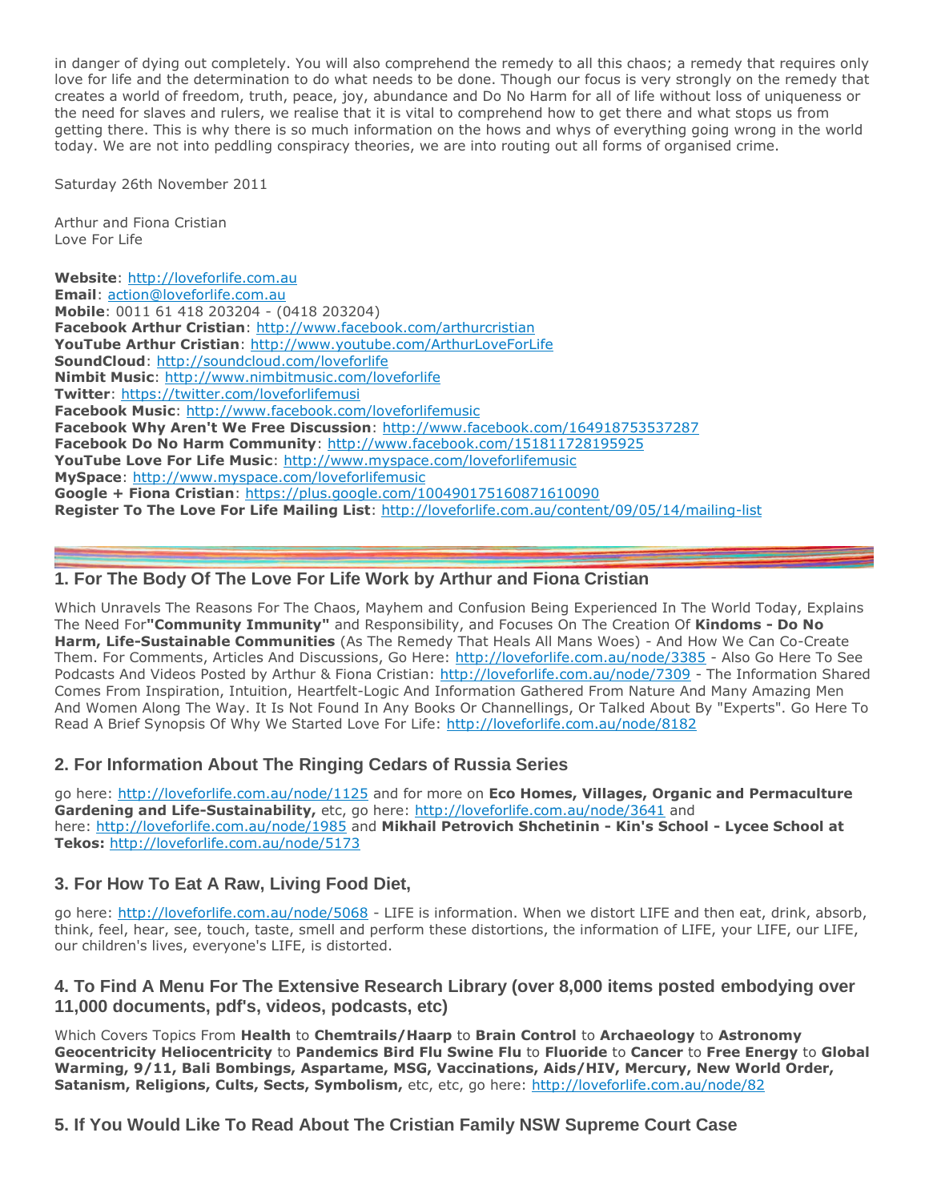in danger of dying out completely. You will also comprehend the remedy to all this chaos; a remedy that requires only love for life and the determination to do what needs to be done. Though our focus is very strongly on the remedy that creates a world of freedom, truth, peace, joy, abundance and Do No Harm for all of life without loss of uniqueness or the need for slaves and rulers, we realise that it is vital to comprehend how to get there and what stops us from getting there. This is why there is so much information on the hows and whys of everything going wrong in the world today. We are not into peddling conspiracy theories, we are into routing out all forms of organised crime.

Saturday 26th November 2011

Arthur and Fiona Cristian
Love For Life

**Website**: http://loveforlife.com.au
**Email**: action@loveforlife.com.au
**Mobile**: 0011 61 418 203204 - (0418 203204)
**Facebook Arthur Cristian**: http://www.facebook.com/arthurcristian
**YouTube Arthur Cristian**: http://www.youtube.com/ArthurLoveForLife
**SoundCloud**: http://soundcloud.com/loveforlife
**Nimbit Music**: http://www.nimbitmusic.com/loveforlife
**Twitter**: https://twitter.com/loveforlifemusi
**Facebook Music**: http://www.facebook.com/loveforlifemusic
**Facebook Why Aren't We Free Discussion**: http://www.facebook.com/164918753537287
**Facebook Do No Harm Community**: http://www.facebook.com/151811728195925
**YouTube Love For Life Music**: http://www.myspace.com/loveforlifemusic
**MySpace**: http://www.myspace.com/loveforlifemusic
**Google + Fiona Cristian**: https://plus.google.com/100490175160871610090
**Register To The Love For Life Mailing List**: http://loveforlife.com.au/content/09/05/14/mailing-list

---

### 1. For The Body Of The Love For Life Work by Arthur and Fiona Cristian

Which Unravels The Reasons For The Chaos, Mayhem and Confusion Being Experienced In The World Today, Explains The Need For **"Community Immunity"** and Responsibility, and Focuses On The Creation Of **Kindoms - Do No Harm, Life-Sustainable Communities** (As The Remedy That Heals All Mans Woes) - And How We Can Co-Create Them. For Comments, Articles And Discussions, Go Here: http://loveforlife.com.au/node/3385 - Also Go Here To See Podcasts And Videos Posted by Arthur & Fiona Cristian: http://loveforlife.com.au/node/7309 - The Information Shared Comes From Inspiration, Intuition, Heartfelt-Logic And Information Gathered From Nature And Many Amazing Men And Women Along The Way. It Is Not Found In Any Books Or Channellings, Or Talked About By "Experts". Go Here To Read A Brief Synopsis Of Why We Started Love For Life: http://loveforlife.com.au/node/8182

### 2. For Information About The Ringing Cedars of Russia Series

go here: http://loveforlife.com.au/node/1125 and for more on **Eco Homes, Villages, Organic and Permaculture Gardening and Life-Sustainability,** etc, go here: http://loveforlife.com.au/node/3641 and here: http://loveforlife.com.au/node/1985 and **Mikhail Petrovich Shchetinin - Kin's School - Lycee School at Tekos:** http://loveforlife.com.au/node/5173

### 3. For How To Eat A Raw, Living Food Diet,

go here: http://loveforlife.com.au/node/5068 - LIFE is information. When we distort LIFE and then eat, drink, absorb, think, feel, hear, see, touch, taste, smell and perform these distortions, the information of LIFE, your LIFE, our LIFE, our children's lives, everyone's LIFE, is distorted.

### 4. To Find A Menu For The Extensive Research Library (over 8,000 items posted embodying over 11,000 documents, pdf's, videos, podcasts, etc)

Which Covers Topics From **Health** to **Chemtrails/Haarp** to **Brain Control** to **Archaeology** to **Astronomy Geocentricity Heliocentricity** to **Pandemics Bird Flu Swine Flu** to **Fluoride** to **Cancer** to **Free Energy** to **Global Warming, 9/11, Bali Bombings, Aspartame, MSG, Vaccinations, Aids/HIV, Mercury, New World Order, Satanism, Religions, Cults, Sects, Symbolism,** etc, etc, go here: http://loveforlife.com.au/node/82

### 5. If You Would Like To Read About The Cristian Family NSW Supreme Court Case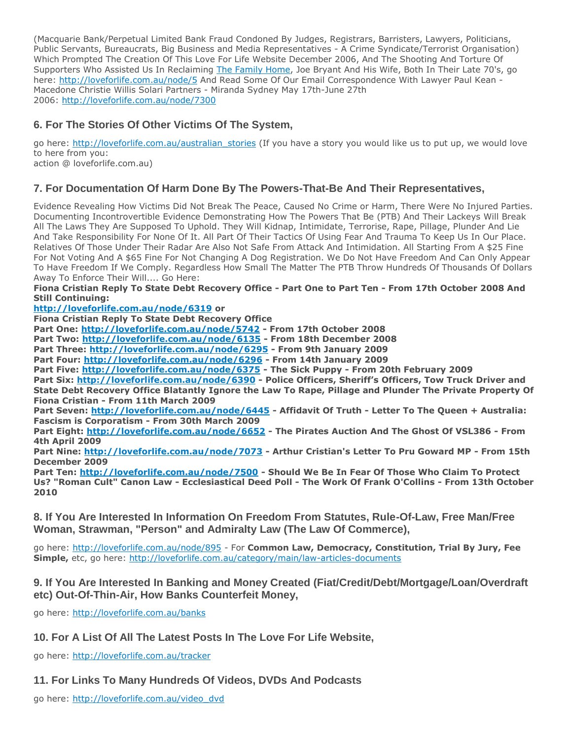(Macquarie Bank/Perpetual Limited Bank Fraud Condoned By Judges, Registrars, Barristers, Lawyers, Politicians, Public Servants, Bureaucrats, Big Business and Media Representatives - A Crime Syndicate/Terrorist Organisation) Which Prompted The Creation Of This Love For Life Website December 2006, And The Shooting And Torture Of Supporters Who Assisted Us In Reclaiming The Family Home, Joe Bryant And His Wife, Both In Their Late 70's, go here: http://loveforlife.com.au/node/5 And Read Some Of Our Email Correspondence With Lawyer Paul Kean - Macedone Christie Willis Solari Partners - Miranda Sydney May 17th-June 27th 2006: http://loveforlife.com.au/node/7300

### 6. For The Stories Of Other Victims Of The System,

go here: http://loveforlife.com.au/australian_stories (If you have a story you would like us to put up, we would love to here from you:
action @ loveforlife.com.au)

### 7. For Documentation Of Harm Done By The Powers-That-Be And Their Representatives,

Evidence Revealing How Victims Did Not Break The Peace, Caused No Crime or Harm, There Were No Injured Parties. Documenting Incontrovertible Evidence Demonstrating How The Powers That Be (PTB) And Their Lackeys Will Break All The Laws They Are Supposed To Uphold. They Will Kidnap, Intimidate, Terrorise, Rape, Pillage, Plunder And Lie And Take Responsibility For None Of It. All Part Of Their Tactics Of Using Fear And Trauma To Keep Us In Our Place. Relatives Of Those Under Their Radar Are Also Not Safe From Attack And Intimidation. All Starting From A $25 Fine For Not Voting And A $65 Fine For Not Changing A Dog Registration. We Do Not Have Freedom And Can Only Appear To Have Freedom If We Comply. Regardless How Small The Matter The PTB Throw Hundreds Of Thousands Of Dollars Away To Enforce Their Will.... Go Here:

**Fiona Cristian Reply To State Debt Recovery Office - Part One to Part Ten - From 17th October 2008 And Still Continuing:**
**http://loveforlife.com.au/node/6319 or**
**Fiona Cristian Reply To State Debt Recovery Office**
**Part One: http://loveforlife.com.au/node/5742 - From 17th October 2008**
**Part Two: http://loveforlife.com.au/node/6135 - From 18th December 2008**
**Part Three: http://loveforlife.com.au/node/6295 - From 9th January 2009**
**Part Four: http://loveforlife.com.au/node/6296 - From 14th January 2009**
**Part Five: http://loveforlife.com.au/node/6375 - The Sick Puppy - From 20th February 2009**
**Part Six: http://loveforlife.com.au/node/6390 - Police Officers, Sheriff's Officers, Tow Truck Driver and State Debt Recovery Office Blatantly Ignore the Law To Rape, Pillage and Plunder The Private Property Of Fiona Cristian - From 11th March 2009**
**Part Seven: http://loveforlife.com.au/node/6445 - Affidavit Of Truth - Letter To The Queen + Australia: Fascism is Corporatism - From 30th March 2009**
**Part Eight: http://loveforlife.com.au/node/6652 - The Pirates Auction And The Ghost Of VSL386 - From 4th April 2009**
**Part Nine: http://loveforlife.com.au/node/7073 - Arthur Cristian's Letter To Pru Goward MP - From 15th December 2009**
**Part Ten: http://loveforlife.com.au/node/7500 - Should We Be In Fear Of Those Who Claim To Protect Us? "Roman Cult" Canon Law - Ecclesiastical Deed Poll - The Work Of Frank O'Collins - From 13th October 2010**

### 8. If You Are Interested In Information On Freedom From Statutes, Rule-Of-Law, Free Man/Free Woman, Strawman, "Person" and Admiralty Law (The Law Of Commerce),

go here: http://loveforlife.com.au/node/895 - For **Common Law, Democracy, Constitution, Trial By Jury, Fee Simple,** etc, go here: http://loveforlife.com.au/category/main/law-articles-documents

### 9. If You Are Interested In Banking and Money Created (Fiat/Credit/Debt/Mortgage/Loan/Overdraft etc) Out-Of-Thin-Air, How Banks Counterfeit Money,

go here: http://loveforlife.com.au/banks

### 10. For A List Of All The Latest Posts In The Love For Life Website,

go here: http://loveforlife.com.au/tracker

### 11. For Links To Many Hundreds Of Videos, DVDs And Podcasts

go here: http://loveforlife.com.au/video_dvd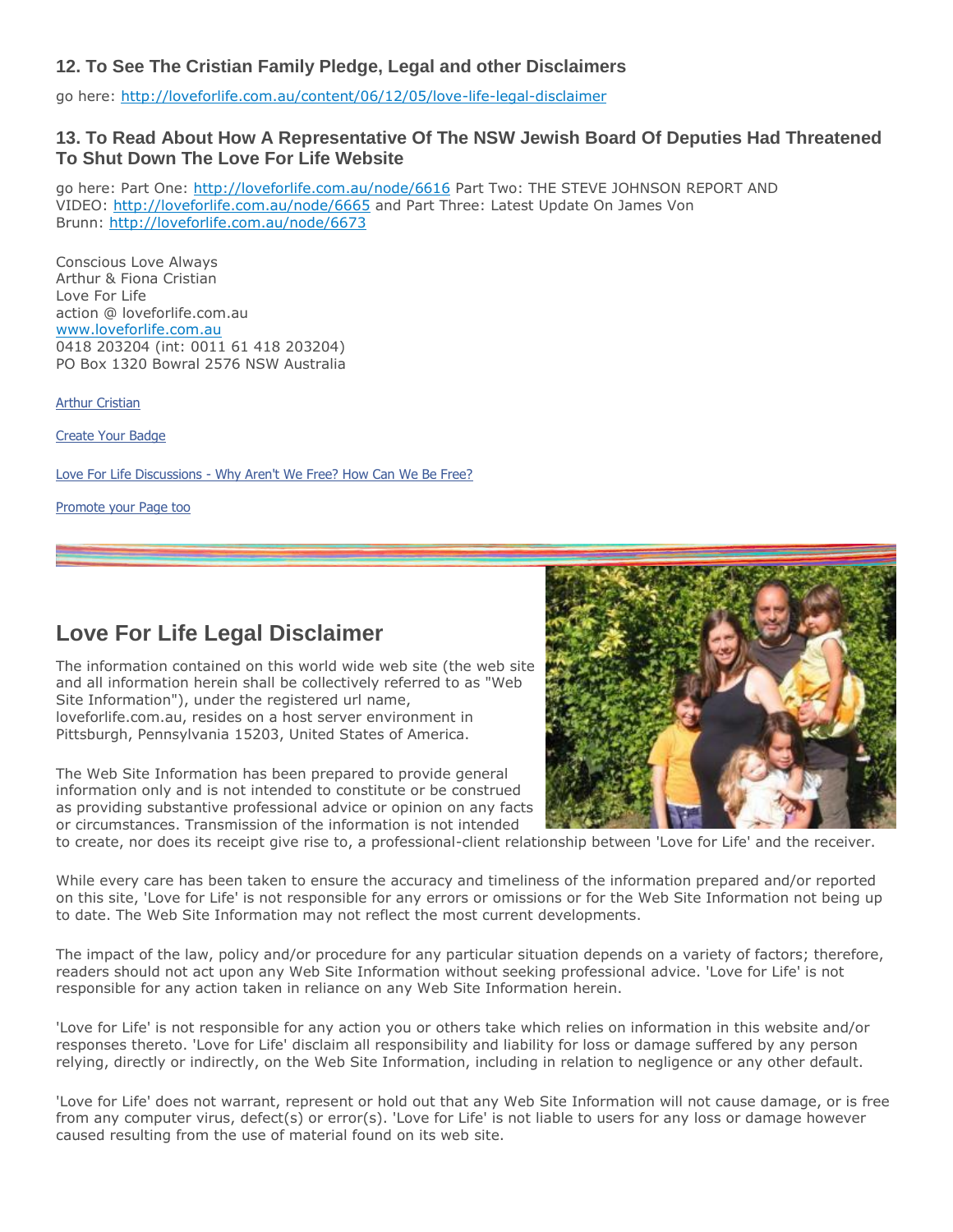### 12. To See The Cristian Family Pledge, Legal and other Disclaimers

go here: http://loveforlife.com.au/content/06/12/05/love-life-legal-disclaimer

### 13. To Read About How A Representative Of The NSW Jewish Board Of Deputies Had Threatened To Shut Down The Love For Life Website

go here: Part One: http://loveforlife.com.au/node/6616 Part Two: THE STEVE JOHNSON REPORT AND VIDEO: http://loveforlife.com.au/node/6665 and Part Three: Latest Update On James Von Brunn: http://loveforlife.com.au/node/6673

Conscious Love Always
Arthur & Fiona Cristian
Love For Life
action @ loveforlife.com.au
www.loveforlife.com.au
0418 203204 (int: 0011 61 418 203204)
PO Box 1320 Bowral 2576 NSW Australia

Arthur Cristian

Create Your Badge

Love For Life Discussions - Why Aren't We Free? How Can We Be Free?

Promote your Page too

## Love For Life Legal Disclaimer

The information contained on this world wide web site (the web site and all information herein shall be collectively referred to as "Web Site Information"), under the registered url name, loveforlife.com.au, resides on a host server environment in Pittsburgh, Pennsylvania 15203, United States of America.

The Web Site Information has been prepared to provide general information only and is not intended to constitute or be construed as providing substantive professional advice or opinion on any facts or circumstances. Transmission of the information is not intended to create, nor does its receipt give rise to, a professional-client relationship between 'Love for Life' and the receiver.

While every care has been taken to ensure the accuracy and timeliness of the information prepared and/or reported on this site, 'Love for Life' is not responsible for any errors or omissions or for the Web Site Information not being up to date. The Web Site Information may not reflect the most current developments.

The impact of the law, policy and/or procedure for any particular situation depends on a variety of factors; therefore, readers should not act upon any Web Site Information without seeking professional advice. 'Love for Life' is not responsible for any action taken in reliance on any Web Site Information herein.

'Love for Life' is not responsible for any action you or others take which relies on information in this website and/or responses thereto. 'Love for Life' disclaim all responsibility and liability for loss or damage suffered by any person relying, directly or indirectly, on the Web Site Information, including in relation to negligence or any other default.

'Love for Life' does not warrant, represent or hold out that any Web Site Information will not cause damage, or is free from any computer virus, defect(s) or error(s). 'Love for Life' is not liable to users for any loss or damage however caused resulting from the use of material found on its web site.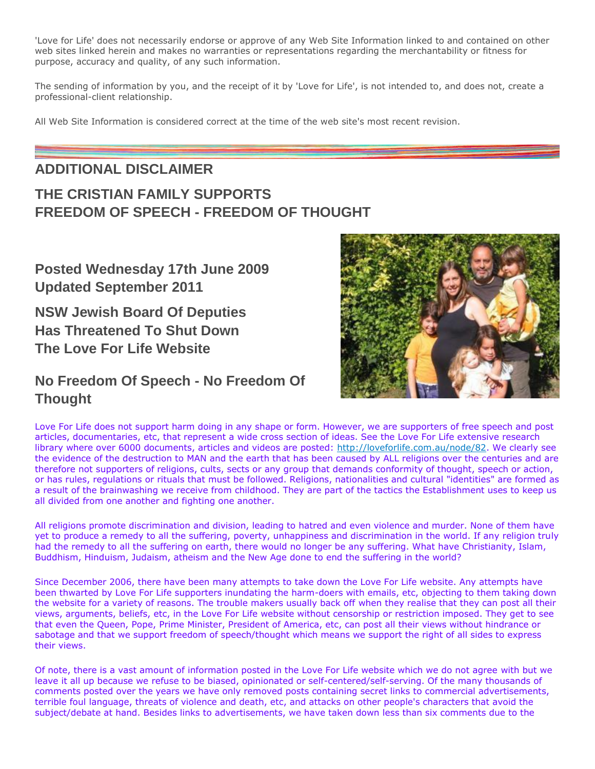'Love for Life' does not necessarily endorse or approve of any Web Site Information linked to and contained on other web sites linked herein and makes no warranties or representations regarding the merchantability or fitness for purpose, accuracy and quality, of any such information.

The sending of information by you, and the receipt of it by 'Love for Life', is not intended to, and does not, create a professional-client relationship.

All Web Site Information is considered correct at the time of the web site's most recent revision.

## ADDITIONAL DISCLAIMER

## THE CRISTIAN FAMILY SUPPORTS FREEDOM OF SPEECH - FREEDOM OF THOUGHT

### Posted Wednesday 17th June 2009
### Updated September 2011

### NSW Jewish Board Of Deputies Has Threatened To Shut Down The Love For Life Website

### No Freedom Of Speech - No Freedom Of Thought

Love For Life does not support harm doing in any shape or form. However, we are supporters of free speech and post articles, documentaries, etc, that represent a wide cross section of ideas. See the Love For Life extensive research library where over 6000 documents, articles and videos are posted: http://loveforlife.com.au/node/82. We clearly see the evidence of the destruction to MAN and the earth that has been caused by ALL religions over the centuries and are therefore not supporters of religions, cults, sects or any group that demands conformity of thought, speech or action, or has rules, regulations or rituals that must be followed. Religions, nationalities and cultural "identities" are formed as a result of the brainwashing we receive from childhood. They are part of the tactics the Establishment uses to keep us all divided from one another and fighting one another.

All religions promote discrimination and division, leading to hatred and even violence and murder. None of them have yet to produce a remedy to all the suffering, poverty, unhappiness and discrimination in the world. If any religion truly had the remedy to all the suffering on earth, there would no longer be any suffering. What have Christianity, Islam, Buddhism, Hinduism, Judaism, atheism and the New Age done to end the suffering in the world?

Since December 2006, there have been many attempts to take down the Love For Life website. Any attempts have been thwarted by Love For Life supporters inundating the harm-doers with emails, etc, objecting to them taking down the website for a variety of reasons. The trouble makers usually back off when they realise that they can post all their views, arguments, beliefs, etc, in the Love For Life website without censorship or restriction imposed. They get to see that even the Queen, Pope, Prime Minister, President of America, etc, can post all their views without hindrance or sabotage and that we support freedom of speech/thought which means we support the right of all sides to express their views.

Of note, there is a vast amount of information posted in the Love For Life website which we do not agree with but we leave it all up because we refuse to be biased, opinionated or self-centered/self-serving. Of the many thousands of comments posted over the years we have only removed posts containing secret links to commercial advertisements, terrible foul language, threats of violence and death, etc, and attacks on other people's characters that avoid the subject/debate at hand. Besides links to advertisements, we have taken down less than six comments due to the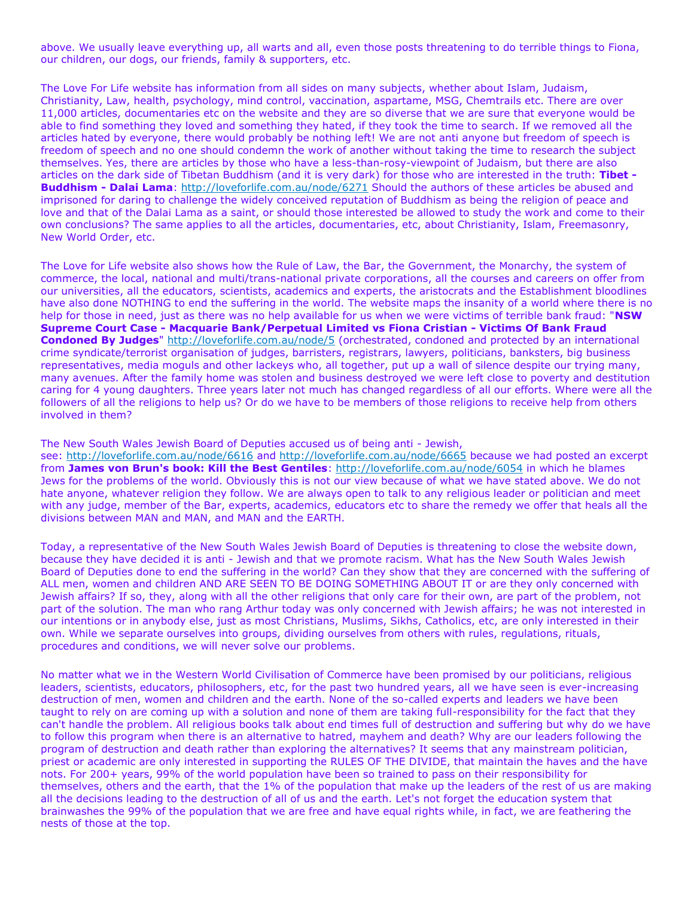above. We usually leave everything up, all warts and all, even those posts threatening to do terrible things to Fiona, our children, our dogs, our friends, family & supporters, etc.

The Love For Life website has information from all sides on many subjects, whether about Islam, Judaism, Christianity, Law, health, psychology, mind control, vaccination, aspartame, MSG, Chemtrails etc. There are over 11,000 articles, documentaries etc on the website and they are so diverse that we are sure that everyone would be able to find something they loved and something they hated, if they took the time to search. If we removed all the articles hated by everyone, there would probably be nothing left! We are not anti anyone but freedom of speech is freedom of speech and no one should condemn the work of another without taking the time to research the subject themselves. Yes, there are articles by those who have a less-than-rosy-viewpoint of Judaism, but there are also articles on the dark side of Tibetan Buddhism (and it is very dark) for those who are interested in the truth: **Tibet - Buddhism - Dalai Lama**: http://loveforlife.com.au/node/6271 Should the authors of these articles be abused and imprisoned for daring to challenge the widely conceived reputation of Buddhism as being the religion of peace and love and that of the Dalai Lama as a saint, or should those interested be allowed to study the work and come to their own conclusions? The same applies to all the articles, documentaries, etc, about Christianity, Islam, Freemasonry, New World Order, etc.

The Love for Life website also shows how the Rule of Law, the Bar, the Government, the Monarchy, the system of commerce, the local, national and multi/trans-national private corporations, all the courses and careers on offer from our universities, all the educators, scientists, academics and experts, the aristocrats and the Establishment bloodlines have also done NOTHING to end the suffering in the world. The website maps the insanity of a world where there is no help for those in need, just as there was no help available for us when we were victims of terrible bank fraud: "**NSW Supreme Court Case - Macquarie Bank/Perpetual Limited vs Fiona Cristian - Victims Of Bank Fraud Condoned By Judges**" http://loveforlife.com.au/node/5 (orchestrated, condoned and protected by an international crime syndicate/terrorist organisation of judges, barristers, registrars, lawyers, politicians, banksters, big business representatives, media moguls and other lackeys who, all together, put up a wall of silence despite our trying many, many avenues. After the family home was stolen and business destroyed we were left close to poverty and destitution caring for 4 young daughters. Three years later not much has changed regardless of all our efforts. Where were all the followers of all the religions to help us? Or do we have to be members of those religions to receive help from others involved in them?

The New South Wales Jewish Board of Deputies accused us of being anti - Jewish, see: http://loveforlife.com.au/node/6616 and http://loveforlife.com.au/node/6665 because we had posted an excerpt from **James von Brun's book: Kill the Best Gentiles**: http://loveforlife.com.au/node/6054 in which he blames Jews for the problems of the world. Obviously this is not our view because of what we have stated above. We do not hate anyone, whatever religion they follow. We are always open to talk to any religious leader or politician and meet with any judge, member of the Bar, experts, academics, educators etc to share the remedy we offer that heals all the divisions between MAN and MAN, and MAN and the EARTH.

Today, a representative of the New South Wales Jewish Board of Deputies is threatening to close the website down, because they have decided it is anti - Jewish and that we promote racism. What has the New South Wales Jewish Board of Deputies done to end the suffering in the world? Can they show that they are concerned with the suffering of ALL men, women and children AND ARE SEEN TO BE DOING SOMETHING ABOUT IT or are they only concerned with Jewish affairs? If so, they, along with all the other religions that only care for their own, are part of the problem, not part of the solution. The man who rang Arthur today was only concerned with Jewish affairs; he was not interested in our intentions or in anybody else, just as most Christians, Muslims, Sikhs, Catholics, etc, are only interested in their own. While we separate ourselves into groups, dividing ourselves from others with rules, regulations, rituals, procedures and conditions, we will never solve our problems.

No matter what we in the Western World Civilisation of Commerce have been promised by our politicians, religious leaders, scientists, educators, philosophers, etc, for the past two hundred years, all we have seen is ever-increasing destruction of men, women and children and the earth. None of the so-called experts and leaders we have been taught to rely on are coming up with a solution and none of them are taking full-responsibility for the fact that they can't handle the problem. All religious books talk about end times full of destruction and suffering but why do we have to follow this program when there is an alternative to hatred, mayhem and death? Why are our leaders following the program of destruction and death rather than exploring the alternatives? It seems that any mainstream politician, priest or academic are only interested in supporting the RULES OF THE DIVIDE, that maintain the haves and the have nots. For 200+ years, 99% of the world population have been so trained to pass on their responsibility for themselves, others and the earth, that the 1% of the population that make up the leaders of the rest of us are making all the decisions leading to the destruction of all of us and the earth. Let's not forget the education system that brainwashes the 99% of the population that we are free and have equal rights while, in fact, we are feathering the nests of those at the top.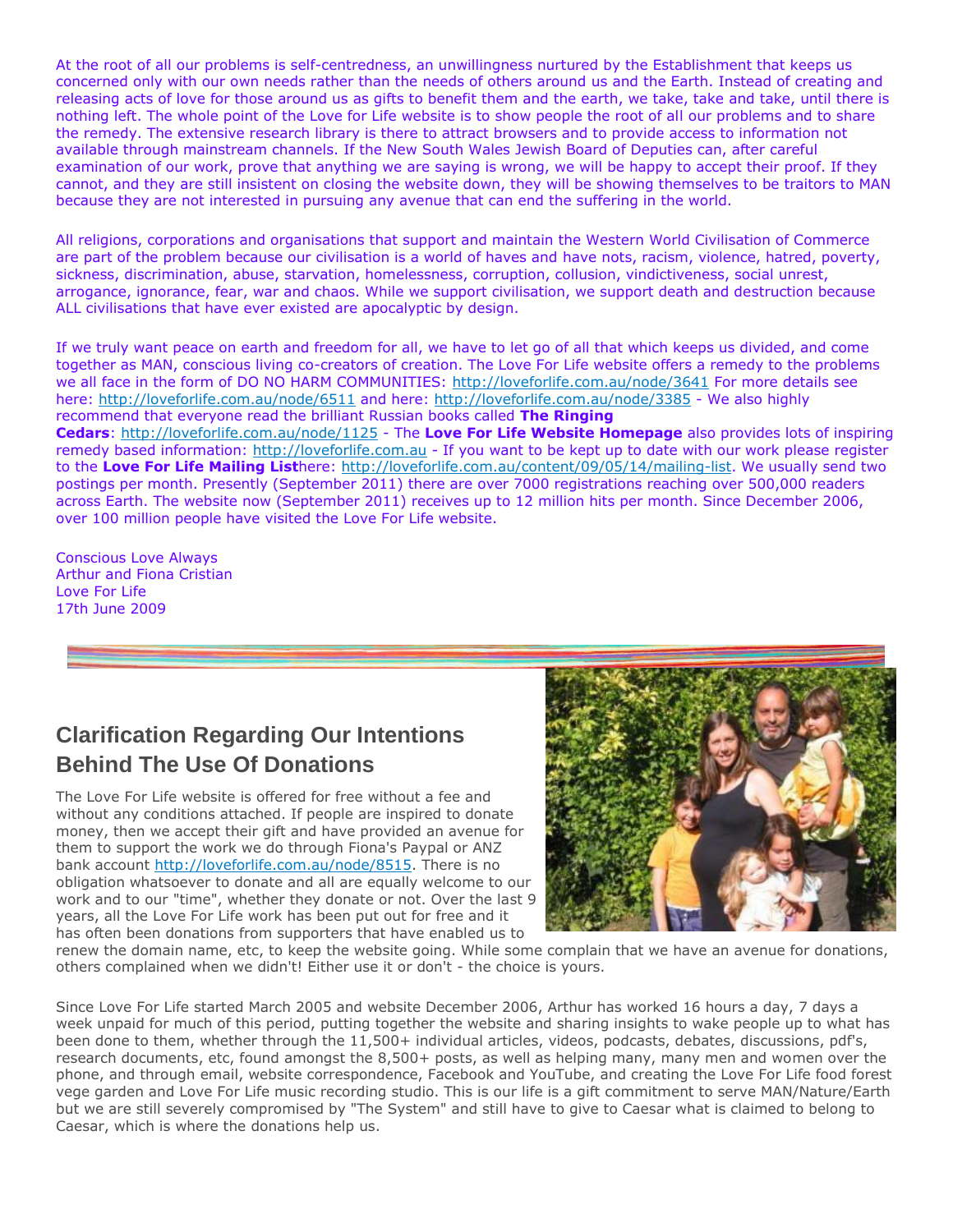At the root of all our problems is self-centredness, an unwillingness nurtured by the Establishment that keeps us concerned only with our own needs rather than the needs of others around us and the Earth. Instead of creating and releasing acts of love for those around us as gifts to benefit them and the earth, we take, take and take, until there is nothing left. The whole point of the Love for Life website is to show people the root of all our problems and to share the remedy. The extensive research library is there to attract browsers and to provide access to information not available through mainstream channels. If the New South Wales Jewish Board of Deputies can, after careful examination of our work, prove that anything we are saying is wrong, we will be happy to accept their proof. If they cannot, and they are still insistent on closing the website down, they will be showing themselves to be traitors to MAN because they are not interested in pursuing any avenue that can end the suffering in the world.

All religions, corporations and organisations that support and maintain the Western World Civilisation of Commerce are part of the problem because our civilisation is a world of haves and have nots, racism, violence, hatred, poverty, sickness, discrimination, abuse, starvation, homelessness, corruption, collusion, vindictiveness, social unrest, arrogance, ignorance, fear, war and chaos. While we support civilisation, we support death and destruction because ALL civilisations that have ever existed are apocalyptic by design.

If we truly want peace on earth and freedom for all, we have to let go of all that which keeps us divided, and come together as MAN, conscious living co-creators of creation. The Love For Life website offers a remedy to the problems we all face in the form of DO NO HARM COMMUNITIES: http://loveforlife.com.au/node/3641 For more details see here: http://loveforlife.com.au/node/6511 and here: http://loveforlife.com.au/node/3385 - We also highly recommend that everyone read the brilliant Russian books called **The Ringing Cedars**: http://loveforlife.com.au/node/1125 - The **Love For Life Website Homepage** also provides lots of inspiring remedy based information: http://loveforlife.com.au - If you want to be kept up to date with our work please register to the **Love For Life Mailing List**here: http://loveforlife.com.au/content/09/05/14/mailing-list. We usually send two postings per month. Presently (September 2011) there are over 7000 registrations reaching over 500,000 readers across Earth. The website now (September 2011) receives up to 12 million hits per month. Since December 2006, over 100 million people have visited the Love For Life website.

Conscious Love Always
Arthur and Fiona Cristian
Love For Life
17th June 2009

## Clarification Regarding Our Intentions Behind The Use Of Donations

The Love For Life website is offered for free without a fee and without any conditions attached. If people are inspired to donate money, then we accept their gift and have provided an avenue for them to support the work we do through Fiona's Paypal or ANZ bank account http://loveforlife.com.au/node/8515. There is no obligation whatsoever to donate and all are equally welcome to our work and to our "time", whether they donate or not. Over the last 9 years, all the Love For Life work has been put out for free and it has often been donations from supporters that have enabled us to renew the domain name, etc, to keep the website going. While some complain that we have an avenue for donations, others complained when we didn't! Either use it or don't - the choice is yours.

Since Love For Life started March 2005 and website December 2006, Arthur has worked 16 hours a day, 7 days a week unpaid for much of this period, putting together the website and sharing insights to wake people up to what has been done to them, whether through the 11,500+ individual articles, videos, podcasts, debates, discussions, pdf's, research documents, etc, found amongst the 8,500+ posts, as well as helping many, many men and women over the phone, and through email, website correspondence, Facebook and YouTube, and creating the Love For Life food forest vege garden and Love For Life music recording studio. This is our life is a gift commitment to serve MAN/Nature/Earth but we are still severely compromised by "The System" and still have to give to Caesar what is claimed to belong to Caesar, which is where the donations help us.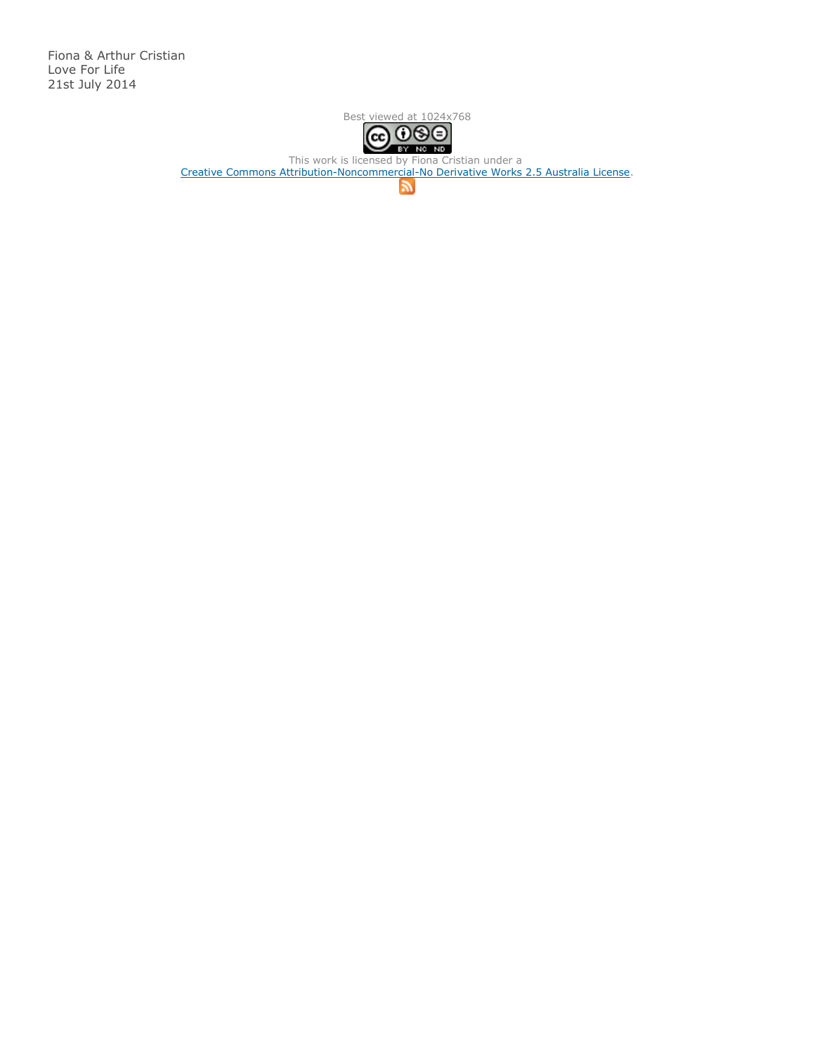Fiona & Arthur Cristian
Love For Life
21st July 2014

Best viewed at 1024x768

This work is licensed by Fiona Cristian under a
Creative Commons Attribution-Noncommercial-No Derivative Works 2.5 Australia License.